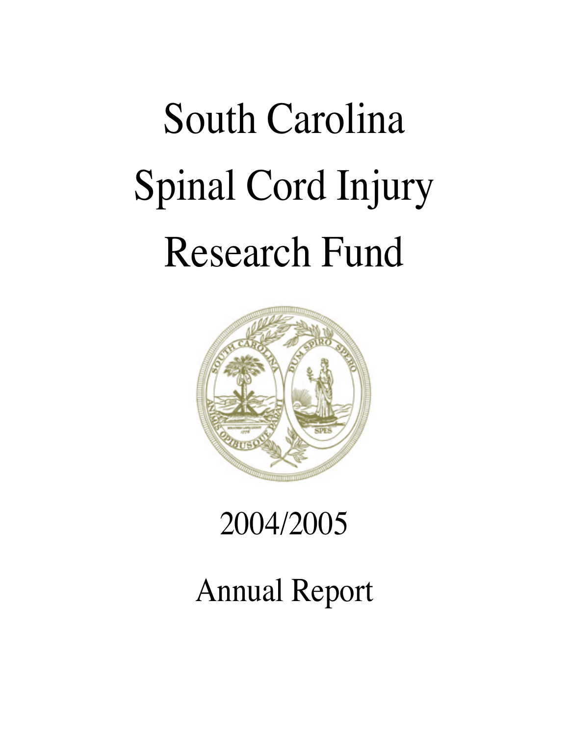# South Carolina Spinal Cord Injury Research Fund

2004/2005

Annual Report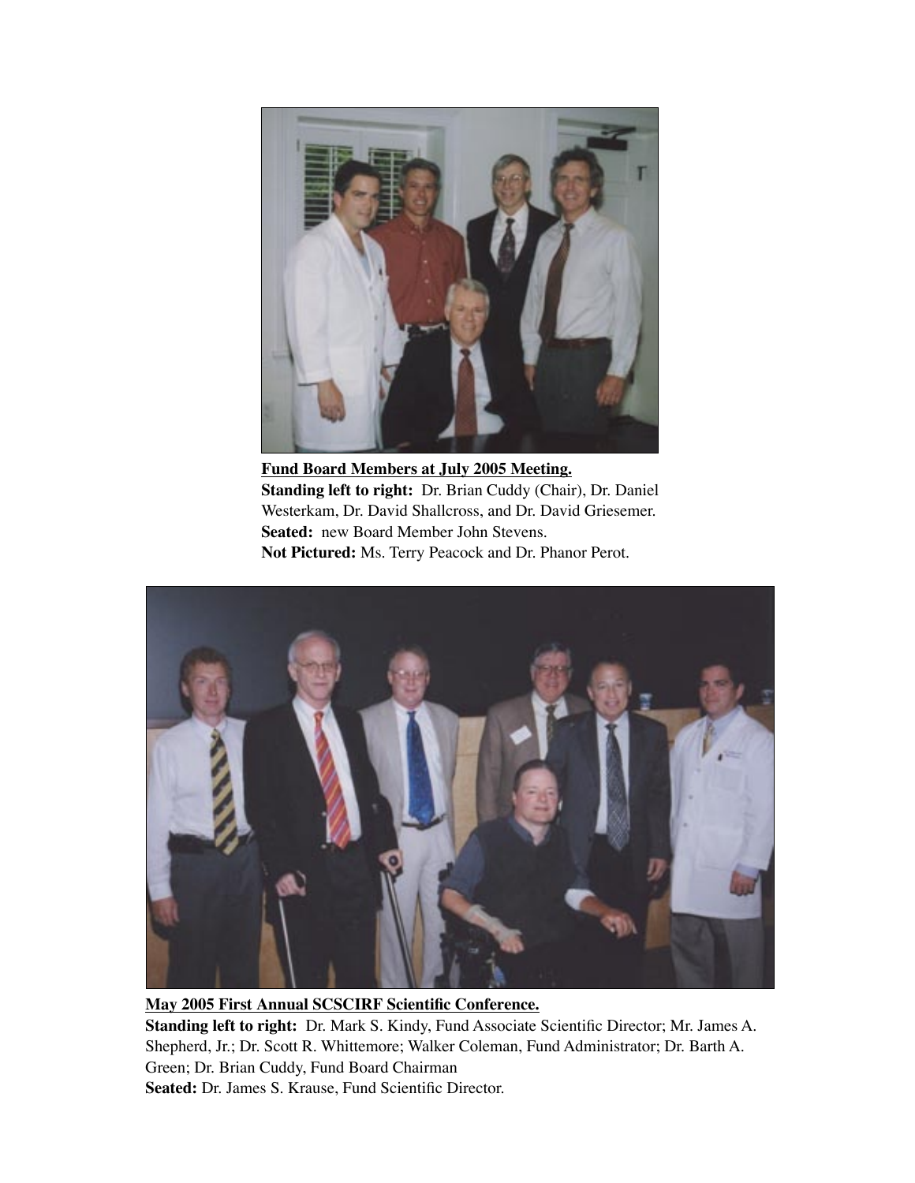**Fund Board Members at July 2005 Meeting.**
**Standing left to right:** Dr. Brian Cuddy (Chair), Dr. Daniel Westerkam, Dr. David Shallcross, and Dr. David Griesemer.
**Seated:** new Board Member John Stevens.
**Not Pictured:** Ms. Terry Peacock and Dr. Phanor Perot.

**May 2005 First Annual SCSCIRF Scientific Conference.**
**Standing left to right:** Dr. Mark S. Kindy, Fund Associate Scientific Director; Mr. James A. Shepherd, Jr.; Dr. Scott R. Whittemore; Walker Coleman, Fund Administrator; Dr. Barth A. Green; Dr. Brian Cuddy, Fund Board Chairman
**Seated:** Dr. James S. Krause, Fund Scientific Director.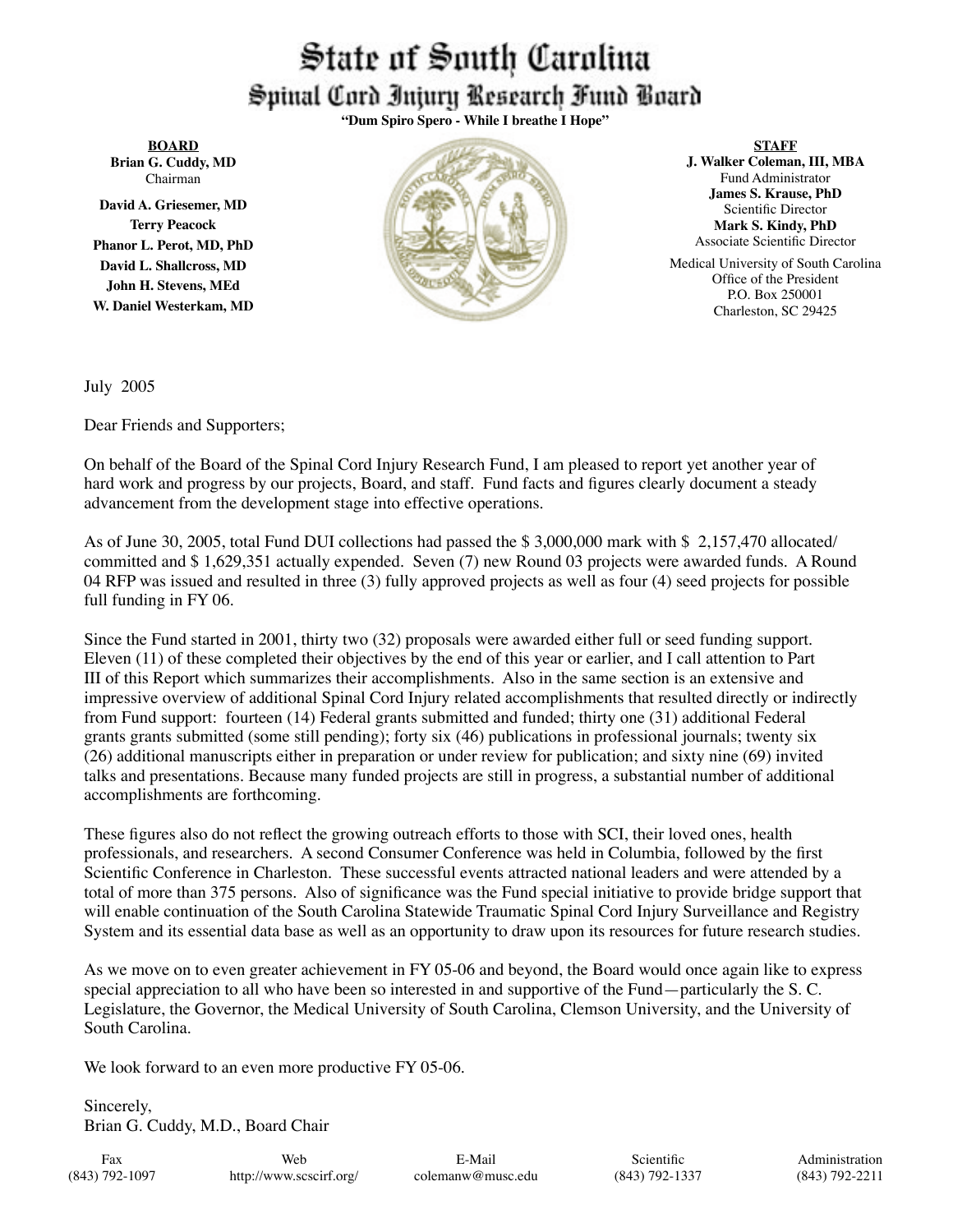# State of South Carolina
## Spinal Cord Injury Research Fund Board

**"Dum Spiro Spero - While I breathe I Hope"**

**BOARD**
**Brian G. Cuddy, MD**
Chairman
**David A. Griesemer, MD**
**Terry Peacock**
**Phanor L. Perot, MD, PhD**
**David L. Shallcross, MD**
**John H. Stevens, MEd**
**W. Daniel Westerkam, MD**

**STAFF**
**J. Walker Coleman, III, MBA**
Fund Administrator
**James S. Krause, PhD**
Scientific Director
**Mark S. Kindy, PhD**
Associate Scientific Director

Medical University of South Carolina
Office of the President
P.O. Box 250001
Charleston, SC 29425

July 2005

Dear Friends and Supporters;

On behalf of the Board of the Spinal Cord Injury Research Fund, I am pleased to report yet another year of hard work and progress by our projects, Board, and staff. Fund facts and figures clearly document a steady advancement from the development stage into effective operations.

As of June 30, 2005, total Fund DUI collections had passed the $ 3,000,000 mark with $ 2,157,470 allocated/committed and $ 1,629,351 actually expended. Seven (7) new Round 03 projects were awarded funds. A Round 04 RFP was issued and resulted in three (3) fully approved projects as well as four (4) seed projects for possible full funding in FY 06.

Since the Fund started in 2001, thirty two (32) proposals were awarded either full or seed funding support. Eleven (11) of these completed their objectives by the end of this year or earlier, and I call attention to Part III of this Report which summarizes their accomplishments. Also in the same section is an extensive and impressive overview of additional Spinal Cord Injury related accomplishments that resulted directly or indirectly from Fund support: fourteen (14) Federal grants submitted and funded; thirty one (31) additional Federal grants grants submitted (some still pending); forty six (46) publications in professional journals; twenty six (26) additional manuscripts either in preparation or under review for publication; and sixty nine (69) invited talks and presentations. Because many funded projects are still in progress, a substantial number of additional accomplishments are forthcoming.

These figures also do not reflect the growing outreach efforts to those with SCI, their loved ones, health professionals, and researchers. A second Consumer Conference was held in Columbia, followed by the first Scientific Conference in Charleston. These successful events attracted national leaders and were attended by a total of more than 375 persons. Also of significance was the Fund special initiative to provide bridge support that will enable continuation of the South Carolina Statewide Traumatic Spinal Cord Injury Surveillance and Registry System and its essential data base as well as an opportunity to draw upon its resources for future research studies.

As we move on to even greater achievement in FY 05-06 and beyond, the Board would once again like to express special appreciation to all who have been so interested in and supportive of the Fund—particularly the S. C. Legislature, the Governor, the Medical University of South Carolina, Clemson University, and the University of South Carolina.

We look forward to an even more productive FY 05-06.

Sincerely,
Brian G. Cuddy, M.D., Board Chair

| Fax | Web | E-Mail | Scientific | Administration |
|---|---|---|---|---|
| (843) 792-1097 | http://www.scscirf.org/ | colemanw@musc.edu | (843) 792-1337 | (843) 792-2211 |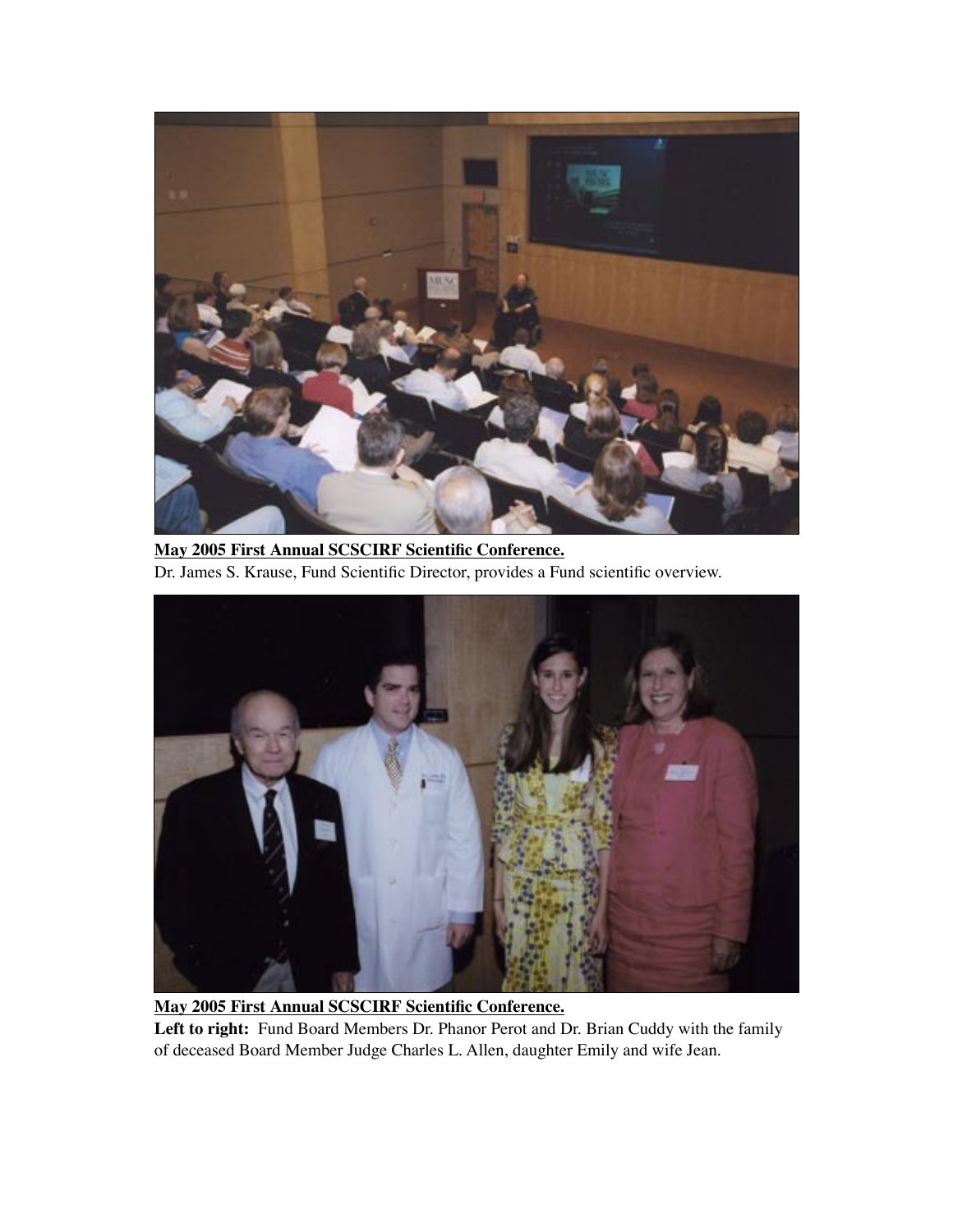**May 2005 First Annual SCSCIRF Scientific Conference.**

Dr. James S. Krause, Fund Scientific Director, provides a Fund scientific overview.

**May 2005 First Annual SCSCIRF Scientific Conference.**

**Left to right:** Fund Board Members Dr. Phanor Perot and Dr. Brian Cuddy with the family of deceased Board Member Judge Charles L. Allen, daughter Emily and wife Jean.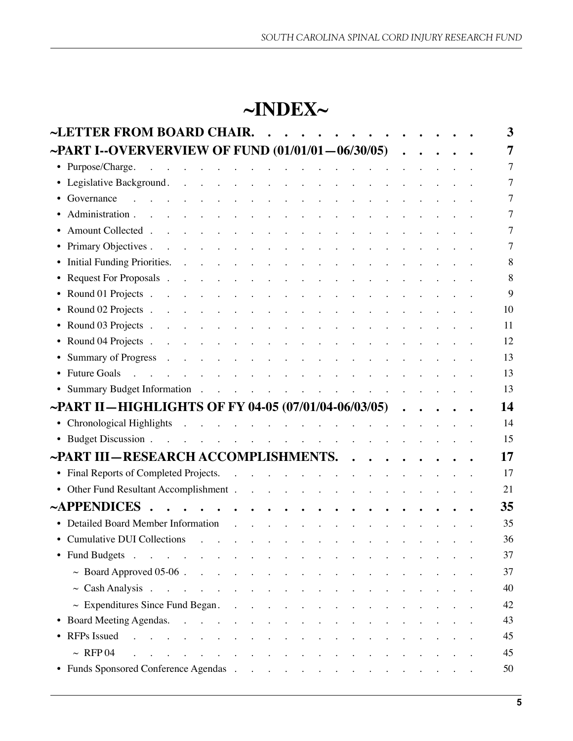# ~INDEX~

| | |
|---|---|
| **~LETTER FROM BOARD CHAIR.** | **3** |
| **~PART I--OVERVERVIEW OF FUND (01/01/01—06/30/05)** | **7** |
| • Purpose/Charge. | 7 |
| • Legislative Background. | 7 |
| • Governance | 7 |
| • Administration. | 7 |
| • Amount Collected | 7 |
| • Primary Objectives. | 7 |
| • Initial Funding Priorities. | 8 |
| • Request For Proposals | 8 |
| • Round 01 Projects | 9 |
| • Round 02 Projects | 10 |
| • Round 03 Projects | 11 |
| • Round 04 Projects | 12 |
| • Summary of Progress | 13 |
| • Future Goals | 13 |
| • Summary Budget Information | 13 |
| **~PART II—HIGHLIGHTS OF FY 04-05 (07/01/04-06/03/05)** | **14** |
| • Chronological Highlights | 14 |
| • Budget Discussion | 15 |
| **~PART III—RESEARCH ACCOMPLISHMENTS.** | **17** |
| • Final Reports of Completed Projects. | 17 |
| • Other Fund Resultant Accomplishment | 21 |
| **~APPENDICES** | **35** |
| • Detailed Board Member Information | 35 |
| • Cumulative DUI Collections | 36 |
| • Fund Budgets | 37 |
| ~ Board Approved 05-06 | 37 |
| ~ Cash Analysis | 40 |
| ~ Expenditures Since Fund Began | 42 |
| • Board Meeting Agendas. | 43 |
| • RFPs Issued | 45 |
| ~ RFP 04 | 45 |
| • Funds Sponsored Conference Agendas | 50 |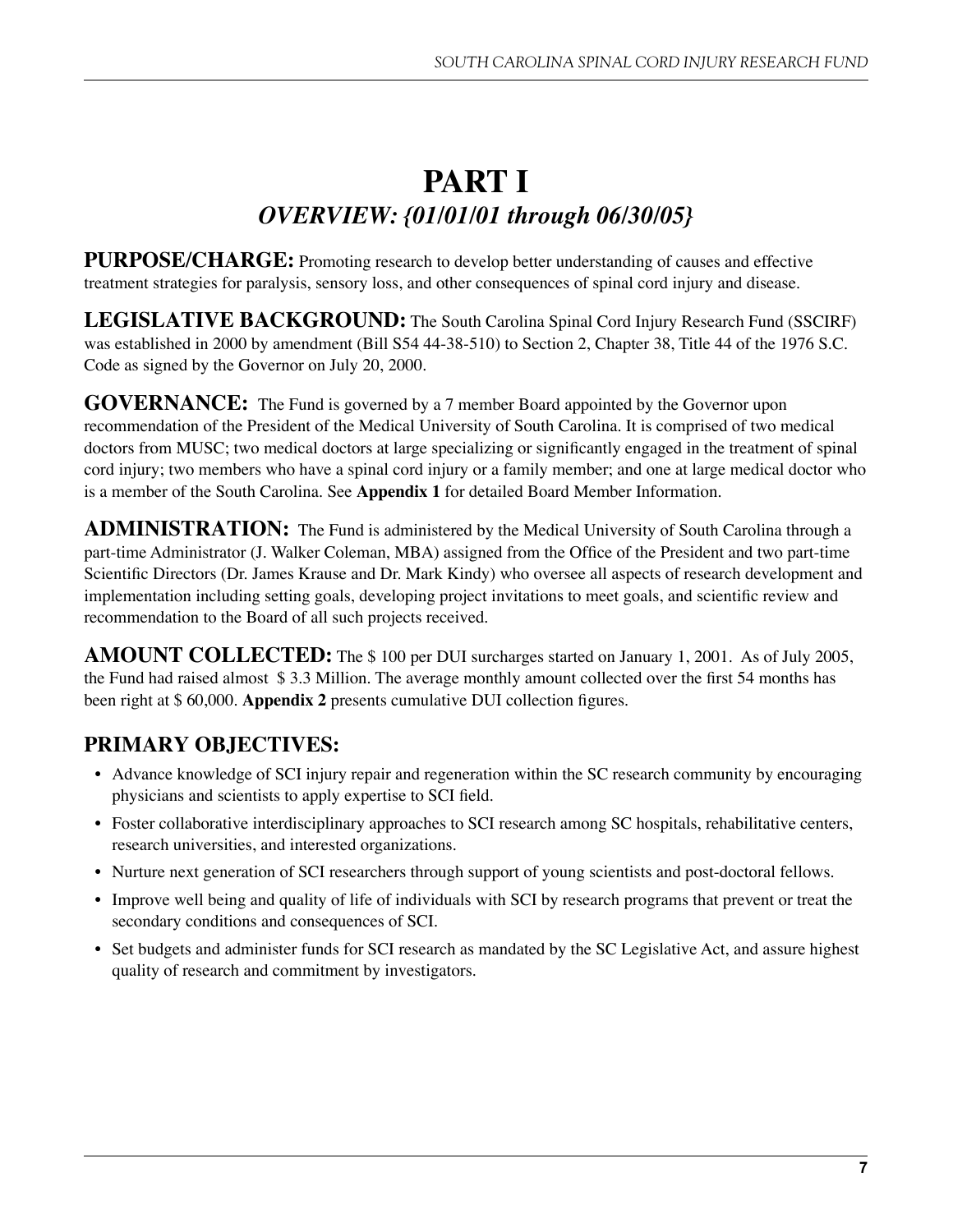# PART I

## *OVERVIEW: {01/01/01 through 06/30/05}*

**PURPOSE/CHARGE:** Promoting research to develop better understanding of causes and effective treatment strategies for paralysis, sensory loss, and other consequences of spinal cord injury and disease.

**LEGISLATIVE BACKGROUND:** The South Carolina Spinal Cord Injury Research Fund (SSCIRF) was established in 2000 by amendment (Bill S54 44-38-510) to Section 2, Chapter 38, Title 44 of the 1976 S.C. Code as signed by the Governor on July 20, 2000.

**GOVERNANCE:** The Fund is governed by a 7 member Board appointed by the Governor upon recommendation of the President of the Medical University of South Carolina. It is comprised of two medical doctors from MUSC; two medical doctors at large specializing or significantly engaged in the treatment of spinal cord injury; two members who have a spinal cord injury or a family member; and one at large medical doctor who is a member of the South Carolina. See **Appendix 1** for detailed Board Member Information.

**ADMINISTRATION:** The Fund is administered by the Medical University of South Carolina through a part-time Administrator (J. Walker Coleman, MBA) assigned from the Office of the President and two part-time Scientific Directors (Dr. James Krause and Dr. Mark Kindy) who oversee all aspects of research development and implementation including setting goals, developing project invitations to meet goals, and scientific review and recommendation to the Board of all such projects received.

**AMOUNT COLLECTED:** The $ 100 per DUI surcharges started on January 1, 2001. As of July 2005, the Fund had raised almost $ 3.3 Million. The average monthly amount collected over the first 54 months has been right at $ 60,000. **Appendix 2** presents cumulative DUI collection figures.

## PRIMARY OBJECTIVES:

- Advance knowledge of SCI injury repair and regeneration within the SC research community by encouraging physicians and scientists to apply expertise to SCI field.
- Foster collaborative interdisciplinary approaches to SCI research among SC hospitals, rehabilitative centers, research universities, and interested organizations.
- Nurture next generation of SCI researchers through support of young scientists and post-doctoral fellows.
- Improve well being and quality of life of individuals with SCI by research programs that prevent or treat the secondary conditions and consequences of SCI.
- Set budgets and administer funds for SCI research as mandated by the SC Legislative Act, and assure highest quality of research and commitment by investigators.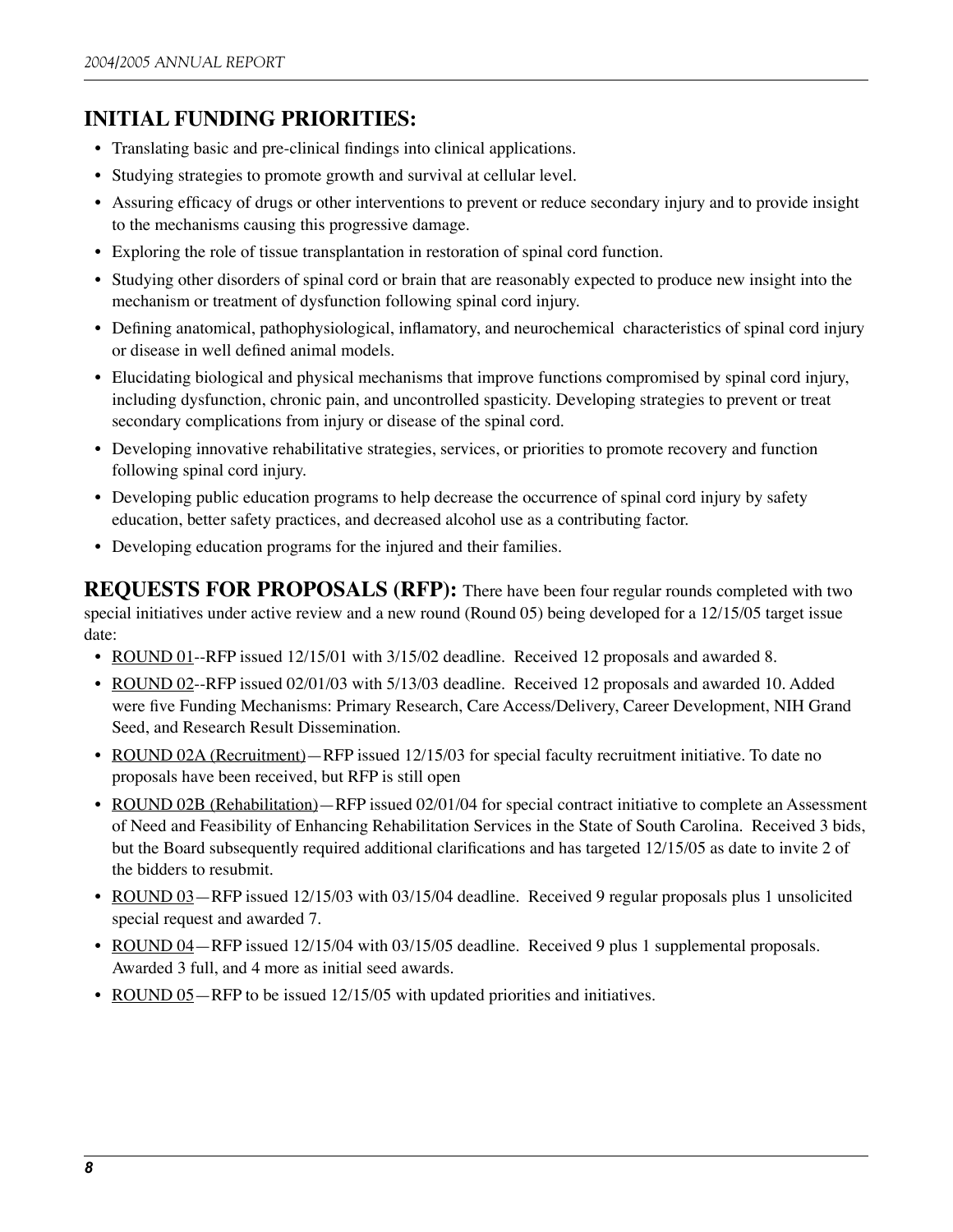## INITIAL FUNDING PRIORITIES:

- Translating basic and pre-clinical findings into clinical applications.
- Studying strategies to promote growth and survival at cellular level.
- Assuring efficacy of drugs or other interventions to prevent or reduce secondary injury and to provide insight to the mechanisms causing this progressive damage.
- Exploring the role of tissue transplantation in restoration of spinal cord function.
- Studying other disorders of spinal cord or brain that are reasonably expected to produce new insight into the mechanism or treatment of dysfunction following spinal cord injury.
- Defining anatomical, pathophysiological, inflamatory, and neurochemical characteristics of spinal cord injury or disease in well defined animal models.
- Elucidating biological and physical mechanisms that improve functions compromised by spinal cord injury, including dysfunction, chronic pain, and uncontrolled spasticity. Developing strategies to prevent or treat secondary complications from injury or disease of the spinal cord.
- Developing innovative rehabilitative strategies, services, or priorities to promote recovery and function following spinal cord injury.
- Developing public education programs to help decrease the occurrence of spinal cord injury by safety education, better safety practices, and decreased alcohol use as a contributing factor.
- Developing education programs for the injured and their families.

**REQUESTS FOR PROPOSALS (RFP):** There have been four regular rounds completed with two special initiatives under active review and a new round (Round 05) being developed for a 12/15/05 target issue date:

- ROUND 01--RFP issued 12/15/01 with 3/15/02 deadline. Received 12 proposals and awarded 8.
- ROUND 02--RFP issued 02/01/03 with 5/13/03 deadline. Received 12 proposals and awarded 10. Added were five Funding Mechanisms: Primary Research, Care Access/Delivery, Career Development, NIH Grand Seed, and Research Result Dissemination.
- ROUND 02A (Recruitment)—RFP issued 12/15/03 for special faculty recruitment initiative. To date no proposals have been received, but RFP is still open
- ROUND 02B (Rehabilitation)—RFP issued 02/01/04 for special contract initiative to complete an Assessment of Need and Feasibility of Enhancing Rehabilitation Services in the State of South Carolina. Received 3 bids, but the Board subsequently required additional clarifications and has targeted 12/15/05 as date to invite 2 of the bidders to resubmit.
- ROUND 03—RFP issued 12/15/03 with 03/15/04 deadline. Received 9 regular proposals plus 1 unsolicited special request and awarded 7.
- ROUND 04—RFP issued 12/15/04 with 03/15/05 deadline. Received 9 plus 1 supplemental proposals. Awarded 3 full, and 4 more as initial seed awards.
- ROUND 05—RFP to be issued 12/15/05 with updated priorities and initiatives.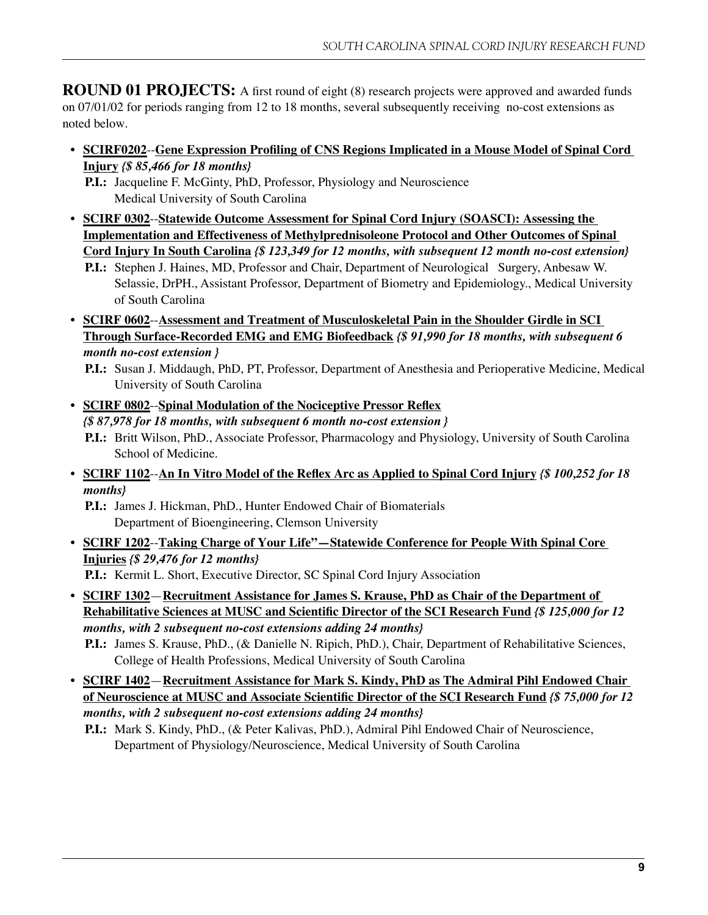**ROUND 01 PROJECTS:** A first round of eight (8) research projects were approved and awarded funds on 07/01/02 for periods ranging from 12 to 18 months, several subsequently receiving no-cost extensions as noted below.

- **SCIRF0202--Gene Expression Profiling of CNS Regions Implicated in a Mouse Model of Spinal Cord Injury** ***{$ 85,466 for 18 months}***
  **P.I.:** Jacqueline F. McGinty, PhD, Professor, Physiology and Neuroscience
  Medical University of South Carolina
- **SCIRF 0302--Statewide Outcome Assessment for Spinal Cord Injury (SOASCI): Assessing the Implementation and Effectiveness of Methylprednisoleone Protocol and Other Outcomes of Spinal Cord Injury In South Carolina** ***{$ 123,349 for 12 months, with subsequent 12 month no-cost extension}***
  **P.I.:** Stephen J. Haines, MD, Professor and Chair, Department of Neurological Surgery, Anbesaw W. Selassie, DrPH., Assistant Professor, Department of Biometry and Epidemiology., Medical University of South Carolina
- **SCIRF 0602--Assessment and Treatment of Musculoskeletal Pain in the Shoulder Girdle in SCI Through Surface-Recorded EMG and EMG Biofeedback** ***{$ 91,990 for 18 months, with subsequent 6 month no-cost extension }***
  **P.I.:** Susan J. Middaugh, PhD, PT, Professor, Department of Anesthesia and Perioperative Medicine, Medical University of South Carolina
- **SCIRF 0802--Spinal Modulation of the Nociceptive Pressor Reflex**
  ***{$ 87,978 for 18 months, with subsequent 6 month no-cost extension }***
  **P.I.:** Britt Wilson, PhD., Associate Professor, Pharmacology and Physiology, University of South Carolina School of Medicine.
- **SCIRF 1102--An In Vitro Model of the Reflex Arc as Applied to Spinal Cord Injury** ***{$ 100,252 for 18 months}***
  **P.I.:** James J. Hickman, PhD., Hunter Endowed Chair of Biomaterials
  Department of Bioengineering, Clemson University
- **SCIRF 1202--Taking Charge of Your Life"—Statewide Conference for People With Spinal Core Injuries** ***{$ 29,476 for 12 months}***
  **P.I.:** Kermit L. Short, Executive Director, SC Spinal Cord Injury Association
- **SCIRF 1302—Recruitment Assistance for James S. Krause, PhD as Chair of the Department of Rehabilitative Sciences at MUSC and Scientific Director of the SCI Research Fund** ***{$ 125,000 for 12 months, with 2 subsequent no-cost extensions adding 24 months}***
  **P.I.:** James S. Krause, PhD., (& Danielle N. Ripich, PhD.), Chair, Department of Rehabilitative Sciences, College of Health Professions, Medical University of South Carolina
- **SCIRF 1402—Recruitment Assistance for Mark S. Kindy, PhD as The Admiral Pihl Endowed Chair of Neuroscience at MUSC and Associate Scientific Director of the SCI Research Fund** ***{$ 75,000 for 12 months, with 2 subsequent no-cost extensions adding 24 months}***
  **P.I.:** Mark S. Kindy, PhD., (& Peter Kalivas, PhD.), Admiral Pihl Endowed Chair of Neuroscience, Department of Physiology/Neuroscience, Medical University of South Carolina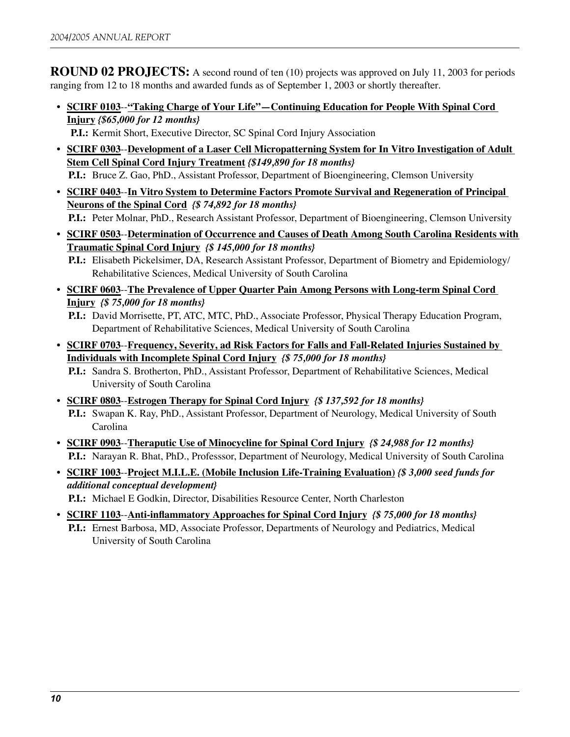**ROUND 02 PROJECTS:** A second round of ten (10) projects was approved on July 11, 2003 for periods ranging from 12 to 18 months and awarded funds as of September 1, 2003 or shortly thereafter.

- **SCIRF 0103**--**"Taking Charge of Your Life"—Continuing Education for People With Spinal Cord Injury** ***{$65,000 for 12 months}***
  **P.I.:** Kermit Short, Executive Director, SC Spinal Cord Injury Association
- **SCIRF 0303**--**Development of a Laser Cell Micropatterning System for In Vitro Investigation of Adult Stem Cell Spinal Cord Injury Treatment** ***{$149,890 for 18 months}***
  **P.I.:** Bruce Z. Gao, PhD., Assistant Professor, Department of Bioengineering, Clemson University
- **SCIRF 0403**--**In Vitro System to Determine Factors Promote Survival and Regeneration of Principal Neurons of the Spinal Cord** ***{$ 74,892 for 18 months}***
  **P.I.:** Peter Molnar, PhD., Research Assistant Professor, Department of Bioengineering, Clemson University
- **SCIRF 0503**--**Determination of Occurrence and Causes of Death Among South Carolina Residents with Traumatic Spinal Cord Injury** ***{$ 145,000 for 18 months}***
  **P.I.:** Elisabeth Pickelsimer, DA, Research Assistant Professor, Department of Biometry and Epidemiology/ Rehabilitative Sciences, Medical University of South Carolina
- **SCIRF 0603**--**The Prevalence of Upper Quarter Pain Among Persons with Long-term Spinal Cord Injury** ***{$ 75,000 for 18 months}***
  **P.I.:** David Morrisette, PT, ATC, MTC, PhD., Associate Professor, Physical Therapy Education Program, Department of Rehabilitative Sciences, Medical University of South Carolina
- **SCIRF 0703**--**Frequency, Severity, ad Risk Factors for Falls and Fall-Related Injuries Sustained by Individuals with Incomplete Spinal Cord Injury** ***{$ 75,000 for 18 months}***
  **P.I.:** Sandra S. Brotherton, PhD., Assistant Professor, Department of Rehabilitative Sciences, Medical University of South Carolina
- **SCIRF 0803**--**Estrogen Therapy for Spinal Cord Injury** ***{$ 137,592 for 18 months}***
  **P.I.:** Swapan K. Ray, PhD., Assistant Professor, Department of Neurology, Medical University of South Carolina
- **SCIRF 0903**--**Theraputic Use of Minocycline for Spinal Cord Injury** ***{$ 24,988 for 12 months}***
  **P.I.:** Narayan R. Bhat, PhD., Professsor, Department of Neurology, Medical University of South Carolina
- **SCIRF 1003**--**Project M.I.L.E. (Mobile Inclusion Life-Training Evaluation)** ***{$ 3,000 seed funds for additional conceptual development}***
  **P.I.:** Michael E Godkin, Director, Disabilities Resource Center, North Charleston
- **SCIRF 1103**--**Anti-inflammatory Approaches for Spinal Cord Injury** ***{$ 75,000 for 18 months}***
  **P.I.:** Ernest Barbosa, MD, Associate Professor, Departments of Neurology and Pediatrics, Medical University of South Carolina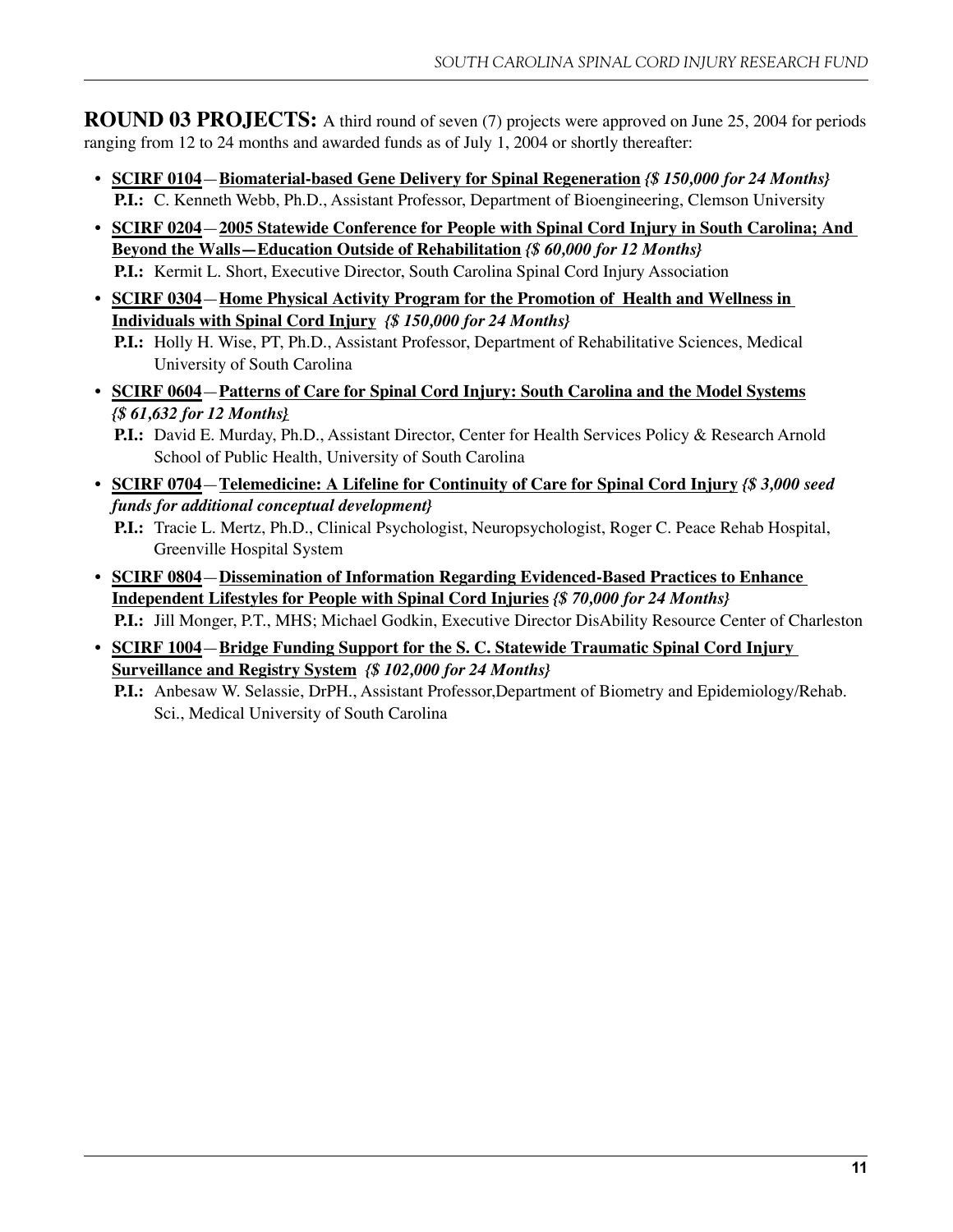**ROUND 03 PROJECTS:** A third round of seven (7) projects were approved on June 25, 2004 for periods ranging from 12 to 24 months and awarded funds as of July 1, 2004 or shortly thereafter:

- **SCIRF 0104**—**Biomaterial-based Gene Delivery for Spinal Regeneration** ***{$ 150,000 for 24 Months}***
  **P.I.:** C. Kenneth Webb, Ph.D., Assistant Professor, Department of Bioengineering, Clemson University
- **SCIRF 0204**—**2005 Statewide Conference for People with Spinal Cord Injury in South Carolina; And Beyond the Walls—Education Outside of Rehabilitation** ***{$ 60,000 for 12 Months}***
  **P.I.:** Kermit L. Short, Executive Director, South Carolina Spinal Cord Injury Association
- **SCIRF 0304**—**Home Physical Activity Program for the Promotion of Health and Wellness in Individuals with Spinal Cord Injury** ***{$ 150,000 for 24 Months}***
  **P.I.:** Holly H. Wise, PT, Ph.D., Assistant Professor, Department of Rehabilitative Sciences, Medical University of South Carolina
- **SCIRF 0604**—**Patterns of Care for Spinal Cord Injury: South Carolina and the Model Systems** ***{$ 61,632 for 12 Months}***
  **P.I.:** David E. Murday, Ph.D., Assistant Director, Center for Health Services Policy & Research Arnold School of Public Health, University of South Carolina
- **SCIRF 0704**—**Telemedicine: A Lifeline for Continuity of Care for Spinal Cord Injury** ***{$ 3,000 seed funds for additional conceptual development}***
  **P.I.:** Tracie L. Mertz, Ph.D., Clinical Psychologist, Neuropsychologist, Roger C. Peace Rehab Hospital, Greenville Hospital System
- **SCIRF 0804**—**Dissemination of Information Regarding Evidenced-Based Practices to Enhance Independent Lifestyles for People with Spinal Cord Injuries** ***{$ 70,000 for 24 Months}***
  **P.I.:** Jill Monger, P.T., MHS; Michael Godkin, Executive Director DisAbility Resource Center of Charleston
- **SCIRF 1004**—**Bridge Funding Support for the S. C. Statewide Traumatic Spinal Cord Injury Surveillance and Registry System** ***{$ 102,000 for 24 Months}***
  **P.I.:** Anbesaw W. Selassie, DrPH., Assistant Professor,Department of Biometry and Epidemiology/Rehab. Sci., Medical University of South Carolina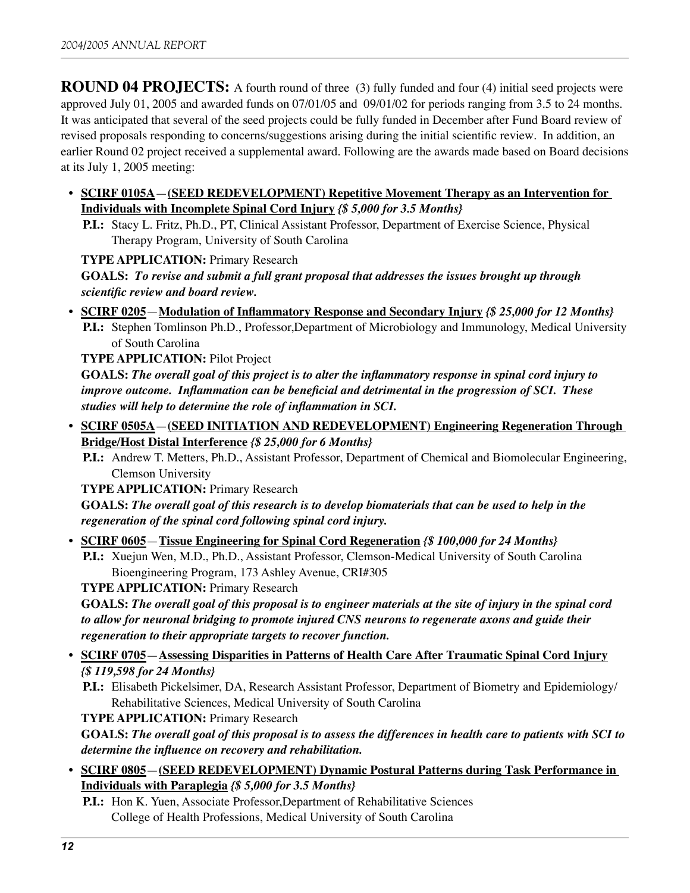**ROUND 04 PROJECTS:** A fourth round of three (3) fully funded and four (4) initial seed projects were approved July 01, 2005 and awarded funds on 07/01/05 and 09/01/02 for periods ranging from 3.5 to 24 months. It was anticipated that several of the seed projects could be fully funded in December after Fund Board review of revised proposals responding to concerns/suggestions arising during the initial scientific review. In addition, an earlier Round 02 project received a supplemental award. Following are the awards made based on Board decisions at its July 1, 2005 meeting:

- **SCIRF 0105A**—**(SEED REDEVELOPMENT) Repetitive Movement Therapy as an Intervention for Individuals with Incomplete Spinal Cord Injury** ***{$ 5,000 for 3.5 Months}***

  **P.I.:** Stacy L. Fritz, Ph.D., PT, Clinical Assistant Professor, Department of Exercise Science, Physical Therapy Program, University of South Carolina

  **TYPE APPLICATION:** Primary Research

  **GOALS:** ***To revise and submit a full grant proposal that addresses the issues brought up through scientific review and board review.***

- **SCIRF 0205**—**Modulation of Inflammatory Response and Secondary Injury** ***{$ 25,000 for 12 Months}***

  **P.I.:** Stephen Tomlinson Ph.D., Professor,Department of Microbiology and Immunology, Medical University of South Carolina

  **TYPE APPLICATION:** Pilot Project

  **GOALS:** ***The overall goal of this project is to alter the inflammatory response in spinal cord injury to improve outcome. Inflammation can be beneficial and detrimental in the progression of SCI. These studies will help to determine the role of inflammation in SCI.***

- **SCIRF 0505A**—**(SEED INITIATION AND REDEVELOPMENT) Engineering Regeneration Through Bridge/Host Distal Interference** ***{$ 25,000 for 6 Months}***

  **P.I.:** Andrew T. Metters, Ph.D., Assistant Professor, Department of Chemical and Biomolecular Engineering, Clemson University

  **TYPE APPLICATION:** Primary Research

  **GOALS:** ***The overall goal of this research is to develop biomaterials that can be used to help in the regeneration of the spinal cord following spinal cord injury.***

- **SCIRF 0605**—**Tissue Engineering for Spinal Cord Regeneration** ***{$ 100,000 for 24 Months}***

  **P.I.:** Xuejun Wen, M.D., Ph.D., Assistant Professor, Clemson-Medical University of South Carolina Bioengineering Program, 173 Ashley Avenue, CRI#305

  **TYPE APPLICATION:** Primary Research

  **GOALS:** ***The overall goal of this proposal is to engineer materials at the site of injury in the spinal cord to allow for neuronal bridging to promote injured CNS neurons to regenerate axons and guide their regeneration to their appropriate targets to recover function.***

- **SCIRF 0705**—**Assessing Disparities in Patterns of Health Care After Traumatic Spinal Cord Injury** ***{$ 119,598 for 24 Months}***

  **P.I.:** Elisabeth Pickelsimer, DA, Research Assistant Professor, Department of Biometry and Epidemiology/ Rehabilitative Sciences, Medical University of South Carolina

  **TYPE APPLICATION:** Primary Research

  **GOALS:** ***The overall goal of this proposal is to assess the differences in health care to patients with SCI to determine the influence on recovery and rehabilitation.***

- **SCIRF 0805**—**(SEED REDEVELOPMENT) Dynamic Postural Patterns during Task Performance in Individuals with Paraplegia** ***{$ 5,000 for 3.5 Months}***

  **P.I.:** Hon K. Yuen, Associate Professor,Department of Rehabilitative Sciences College of Health Professions, Medical University of South Carolina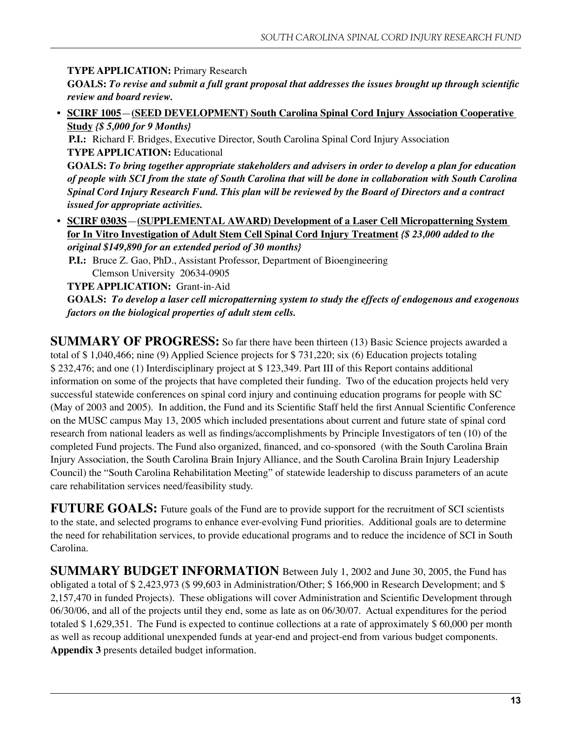**TYPE APPLICATION:** Primary Research

**GOALS:** ***To revise and submit a full grant proposal that addresses the issues brought up through scientific review and board review.***

- **SCIRF 1005—(SEED DEVELOPMENT) South Carolina Spinal Cord Injury Association Cooperative Study** ***{$ 5,000 for 9 Months}***

  **P.I.:** Richard F. Bridges, Executive Director, South Carolina Spinal Cord Injury Association

  **TYPE APPLICATION:** Educational

  **GOALS:** ***To bring together appropriate stakeholders and advisers in order to develop a plan for education of people with SCI from the state of South Carolina that will be done in collaboration with South Carolina Spinal Cord Injury Research Fund. This plan will be reviewed by the Board of Directors and a contract issued for appropriate activities.***

- **SCIRF 0303S—(SUPPLEMENTAL AWARD) Development of a Laser Cell Micropatterning System for In Vitro Investigation of Adult Stem Cell Spinal Cord Injury Treatment** ***{$ 23,000 added to the original $149,890 for an extended period of 30 months}***

  **P.I.:** Bruce Z. Gao, PhD., Assistant Professor, Department of Bioengineering
  Clemson University 20634-0905

  **TYPE APPLICATION:** Grant-in-Aid

  **GOALS:** ***To develop a laser cell micropatterning system to study the effects of endogenous and exogenous factors on the biological properties of adult stem cells.***

**SUMMARY OF PROGRESS:** So far there have been thirteen (13) Basic Science projects awarded a total of $ 1,040,466; nine (9) Applied Science projects for $ 731,220; six (6) Education projects totaling $ 232,476; and one (1) Interdisciplinary project at $ 123,349. Part III of this Report contains additional information on some of the projects that have completed their funding. Two of the education projects held very successful statewide conferences on spinal cord injury and continuing education programs for people with SC (May of 2003 and 2005). In addition, the Fund and its Scientific Staff held the first Annual Scientific Conference on the MUSC campus May 13, 2005 which included presentations about current and future state of spinal cord research from national leaders as well as findings/accomplishments by Principle Investigators of ten (10) of the completed Fund projects. The Fund also organized, financed, and co-sponsored (with the South Carolina Brain Injury Association, the South Carolina Brain Injury Alliance, and the South Carolina Brain Injury Leadership Council) the "South Carolina Rehabilitation Meeting" of statewide leadership to discuss parameters of an acute care rehabilitation services need/feasibility study.

**FUTURE GOALS:** Future goals of the Fund are to provide support for the recruitment of SCI scientists to the state, and selected programs to enhance ever-evolving Fund priorities. Additional goals are to determine the need for rehabilitation services, to provide educational programs and to reduce the incidence of SCI in South Carolina.

**SUMMARY BUDGET INFORMATION** Between July 1, 2002 and June 30, 2005, the Fund has obligated a total of $ 2,423,973 ($ 99,603 in Administration/Other; $ 166,900 in Research Development; and $ 2,157,470 in funded Projects). These obligations will cover Administration and Scientific Development through 06/30/06, and all of the projects until they end, some as late as on 06/30/07. Actual expenditures for the period totaled $ 1,629,351. The Fund is expected to continue collections at a rate of approximately $ 60,000 per month as well as recoup additional unexpended funds at year-end and project-end from various budget components. **Appendix 3** presents detailed budget information.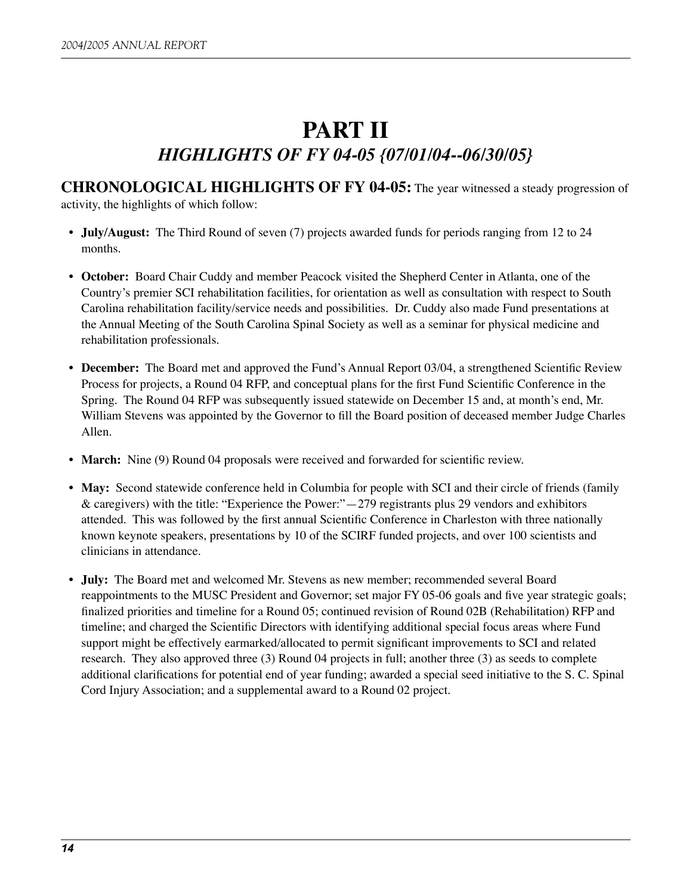# PART II

## *HIGHLIGHTS OF FY 04-05 {07/01/04--06/30/05}*

**CHRONOLOGICAL HIGHLIGHTS OF FY 04-05:** The year witnessed a steady progression of activity, the highlights of which follow:

- **July/August:** The Third Round of seven (7) projects awarded funds for periods ranging from 12 to 24 months.
- **October:** Board Chair Cuddy and member Peacock visited the Shepherd Center in Atlanta, one of the Country's premier SCI rehabilitation facilities, for orientation as well as consultation with respect to South Carolina rehabilitation facility/service needs and possibilities. Dr. Cuddy also made Fund presentations at the Annual Meeting of the South Carolina Spinal Society as well as a seminar for physical medicine and rehabilitation professionals.
- **December:** The Board met and approved the Fund's Annual Report 03/04, a strengthened Scientific Review Process for projects, a Round 04 RFP, and conceptual plans for the first Fund Scientific Conference in the Spring. The Round 04 RFP was subsequently issued statewide on December 15 and, at month's end, Mr. William Stevens was appointed by the Governor to fill the Board position of deceased member Judge Charles Allen.
- **March:** Nine (9) Round 04 proposals were received and forwarded for scientific review.
- **May:** Second statewide conference held in Columbia for people with SCI and their circle of friends (family & caregivers) with the title: "Experience the Power:"—279 registrants plus 29 vendors and exhibitors attended. This was followed by the first annual Scientific Conference in Charleston with three nationally known keynote speakers, presentations by 10 of the SCIRF funded projects, and over 100 scientists and clinicians in attendance.
- **July:** The Board met and welcomed Mr. Stevens as new member; recommended several Board reappointments to the MUSC President and Governor; set major FY 05-06 goals and five year strategic goals; finalized priorities and timeline for a Round 05; continued revision of Round 02B (Rehabilitation) RFP and timeline; and charged the Scientific Directors with identifying additional special focus areas where Fund support might be effectively earmarked/allocated to permit significant improvements to SCI and related research. They also approved three (3) Round 04 projects in full; another three (3) as seeds to complete additional clarifications for potential end of year funding; awarded a special seed initiative to the S. C. Spinal Cord Injury Association; and a supplemental award to a Round 02 project.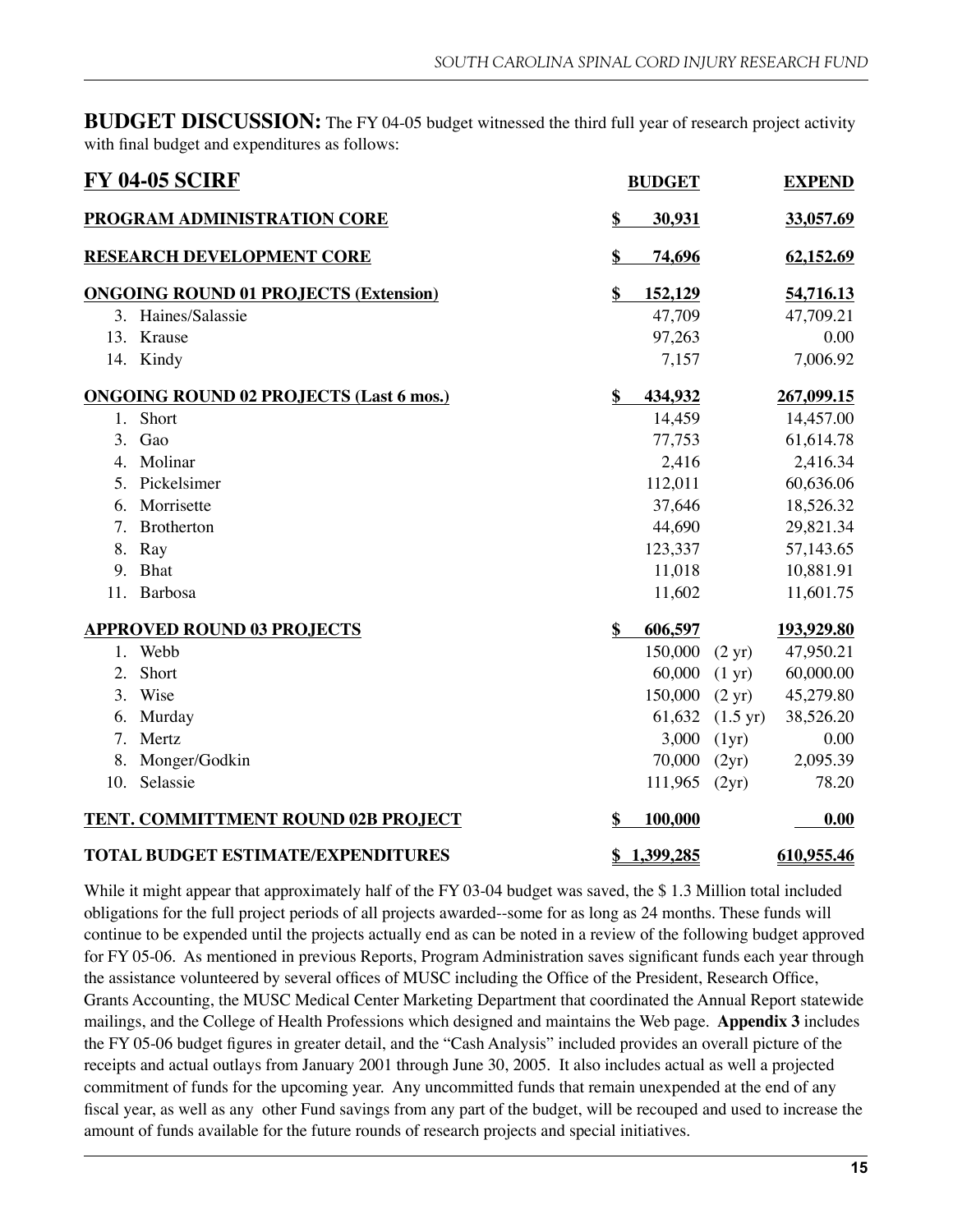**BUDGET DISCUSSION:** The FY 04-05 budget witnessed the third full year of research project activity with final budget and expenditures as follows:

| FY 04-05 SCIRF | BUDGET | | EXPEND |
|---|---|---|---|
| **PROGRAM ADMINISTRATION CORE** | **$ 30,931** | | **33,057.69** |
| **RESEARCH DEVELOPMENT CORE** | **$ 74,696** | | **62,152.69** |
| **ONGOING ROUND 01 PROJECTS (Extension)** | **$ 152,129** | | **54,716.13** |
| 3. Haines/Salassie | 47,709 | | 47,709.21 |
| 13. Krause | 97,263 | | 0.00 |
| 14. Kindy | 7,157 | | 7,006.92 |
| **ONGOING ROUND 02 PROJECTS (Last 6 mos.)** | **$ 434,932** | | **267,099.15** |
| 1. Short | 14,459 | | 14,457.00 |
| 3. Gao | 77,753 | | 61,614.78 |
| 4. Molinar | 2,416 | | 2,416.34 |
| 5. Pickelsimer | 112,011 | | 60,636.06 |
| 6. Morrisette | 37,646 | | 18,526.32 |
| 7. Brotherton | 44,690 | | 29,821.34 |
| 8. Ray | 123,337 | | 57,143.65 |
| 9. Bhat | 11,018 | | 10,881.91 |
| 11. Barbosa | 11,602 | | 11,601.75 |
| **APPROVED ROUND 03 PROJECTS** | **$ 606,597** | | **193,929.80** |
| 1. Webb | 150,000 | (2 yr) | 47,950.21 |
| 2. Short | 60,000 | (1 yr) | 60,000.00 |
| 3. Wise | 150,000 | (2 yr) | 45,279.80 |
| 6. Murday | 61,632 | (1.5 yr) | 38,526.20 |
| 7. Mertz | 3,000 | (1yr) | 0.00 |
| 8. Monger/Godkin | 70,000 | (2yr) | 2,095.39 |
| 10. Selassie | 111,965 | (2yr) | 78.20 |
| **TENT. COMMITTMENT ROUND 02B PROJECT** | **$ 100,000** | | **0.00** |
| **TOTAL BUDGET ESTIMATE/EXPENDITURES** | **$ 1,399,285** | | **610,955.46** |

While it might appear that approximately half of the FY 03-04 budget was saved, the $ 1.3 Million total included obligations for the full project periods of all projects awarded--some for as long as 24 months. These funds will continue to be expended until the projects actually end as can be noted in a review of the following budget approved for FY 05-06. As mentioned in previous Reports, Program Administration saves significant funds each year through the assistance volunteered by several offices of MUSC including the Office of the President, Research Office, Grants Accounting, the MUSC Medical Center Marketing Department that coordinated the Annual Report statewide mailings, and the College of Health Professions which designed and maintains the Web page. **Appendix 3** includes the FY 05-06 budget figures in greater detail, and the "Cash Analysis" included provides an overall picture of the receipts and actual outlays from January 2001 through June 30, 2005. It also includes actual as well a projected commitment of funds for the upcoming year. Any uncommitted funds that remain unexpended at the end of any fiscal year, as well as any other Fund savings from any part of the budget, will be recouped and used to increase the amount of funds available for the future rounds of research projects and special initiatives.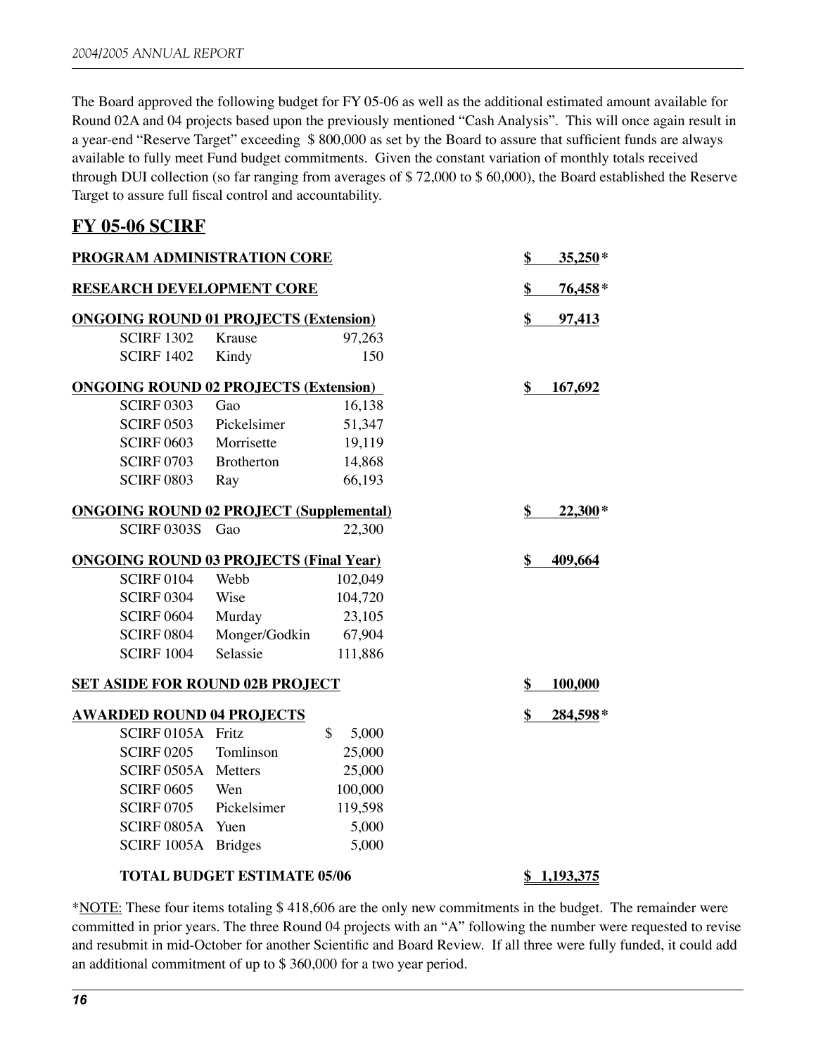The Board approved the following budget for FY 05-06 as well as the additional estimated amount available for Round 02A and 04 projects based upon the previously mentioned "Cash Analysis". This will once again result in a year-end "Reserve Target" exceeding $ 800,000 as set by the Board to assure that sufficient funds are always available to fully meet Fund budget commitments. Given the constant variation of monthly totals received through DUI collection (so far ranging from averages of $ 72,000 to $ 60,000), the Board established the Reserve Target to assure full fiscal control and accountability.

## FY 05-06 SCIRF

| | | | |
|---|---|---|---|
| **PROGRAM ADMINISTRATION CORE** | | | **$ 35,250***|
| **RESEARCH DEVELOPMENT CORE** | | | **$ 76,458*** |
| **ONGOING ROUND 01 PROJECTS (Extension)** | | | **$ 97,413** |
| SCIRF 1302 | Krause | 97,263 | |
| SCIRF 1402 | Kindy | 150 | |
| **ONGOING ROUND 02 PROJECTS (Extension)** | | | **$ 167,692** |
| SCIRF 0303 | Gao | 16,138 | |
| SCIRF 0503 | Pickelsimer | 51,347 | |
| SCIRF 0603 | Morrisette | 19,119 | |
| SCIRF 0703 | Brotherton | 14,868 | |
| SCIRF 0803 | Ray | 66,193 | |
| **ONGOING ROUND 02 PROJECT (Supplemental)** | | | **$ 22,300*** |
| SCIRF 0303S | Gao | 22,300 | |
| **ONGOING ROUND 03 PROJECTS (Final Year)** | | | **$ 409,664** |
| SCIRF 0104 | Webb | 102,049 | |
| SCIRF 0304 | Wise | 104,720 | |
| SCIRF 0604 | Murday | 23,105 | |
| SCIRF 0804 | Monger/Godkin | 67,904 | |
| SCIRF 1004 | Selassie | 111,886 | |
| **SET ASIDE FOR ROUND 02B PROJECT** | | | **$ 100,000** |
| **AWARDED ROUND 04 PROJECTS** | | | **$ 284,598*** |
| SCIRF 0105A | Fritz | $ 5,000 | |
| SCIRF 0205 | Tomlinson | 25,000 | |
| SCIRF 0505A | Metters | 25,000 | |
| SCIRF 0605 | Wen | 100,000 | |
| SCIRF 0705 | Pickelsimer | 119,598 | |
| SCIRF 0805A | Yuen | 5,000 | |
| SCIRF 1005A | Bridges | 5,000 | |
| **TOTAL BUDGET ESTIMATE 05/06** | | | **$ 1,193,375** |

*NOTE: These four items totaling $ 418,606 are the only new commitments in the budget. The remainder were committed in prior years. The three Round 04 projects with an "A" following the number were requested to revise and resubmit in mid-October for another Scientific and Board Review. If all three were fully funded, it could add an additional commitment of up to $ 360,000 for a two year period.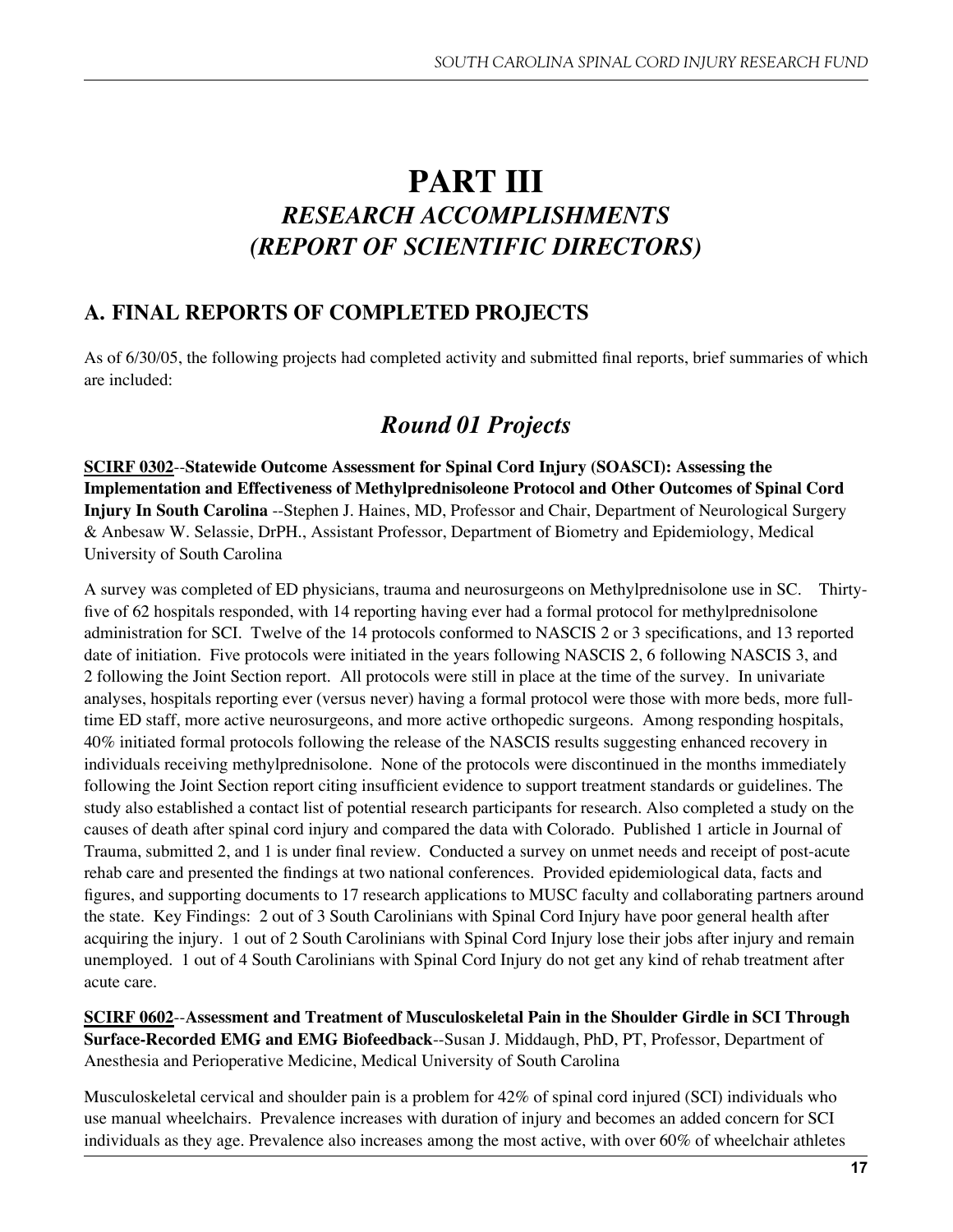# PART III

## *RESEARCH ACCOMPLISHMENTS (REPORT OF SCIENTIFIC DIRECTORS)*

## A. FINAL REPORTS OF COMPLETED PROJECTS

As of 6/30/05, the following projects had completed activity and submitted final reports, brief summaries of which are included:

### *Round 01 Projects*

**SCIRF 0302**--**Statewide Outcome Assessment for Spinal Cord Injury (SOASCI): Assessing the Implementation and Effectiveness of Methylprednisoleone Protocol and Other Outcomes of Spinal Cord Injury In South Carolina** --Stephen J. Haines, MD, Professor and Chair, Department of Neurological Surgery & Anbesaw W. Selassie, DrPH., Assistant Professor, Department of Biometry and Epidemiology, Medical University of South Carolina

A survey was completed of ED physicians, trauma and neurosurgeons on Methylprednisolone use in SC. Thirty-five of 62 hospitals responded, with 14 reporting having ever had a formal protocol for methylprednisolone administration for SCI. Twelve of the 14 protocols conformed to NASCIS 2 or 3 specifications, and 13 reported date of initiation. Five protocols were initiated in the years following NASCIS 2, 6 following NASCIS 3, and 2 following the Joint Section report. All protocols were still in place at the time of the survey. In univariate analyses, hospitals reporting ever (versus never) having a formal protocol were those with more beds, more full-time ED staff, more active neurosurgeons, and more active orthopedic surgeons. Among responding hospitals, 40% initiated formal protocols following the release of the NASCIS results suggesting enhanced recovery in individuals receiving methylprednisolone. None of the protocols were discontinued in the months immediately following the Joint Section report citing insufficient evidence to support treatment standards or guidelines. The study also established a contact list of potential research participants for research. Also completed a study on the causes of death after spinal cord injury and compared the data with Colorado. Published 1 article in Journal of Trauma, submitted 2, and 1 is under final review. Conducted a survey on unmet needs and receipt of post-acute rehab care and presented the findings at two national conferences. Provided epidemiological data, facts and figures, and supporting documents to 17 research applications to MUSC faculty and collaborating partners around the state. Key Findings: 2 out of 3 South Carolinians with Spinal Cord Injury have poor general health after acquiring the injury. 1 out of 2 South Carolinians with Spinal Cord Injury lose their jobs after injury and remain unemployed. 1 out of 4 South Carolinians with Spinal Cord Injury do not get any kind of rehab treatment after acute care.

**SCIRF 0602**--**Assessment and Treatment of Musculoskeletal Pain in the Shoulder Girdle in SCI Through Surface-Recorded EMG and EMG Biofeedback**--Susan J. Middaugh, PhD, PT, Professor, Department of Anesthesia and Perioperative Medicine, Medical University of South Carolina

Musculoskeletal cervical and shoulder pain is a problem for 42% of spinal cord injured (SCI) individuals who use manual wheelchairs. Prevalence increases with duration of injury and becomes an added concern for SCI individuals as they age. Prevalence also increases among the most active, with over 60% of wheelchair athletes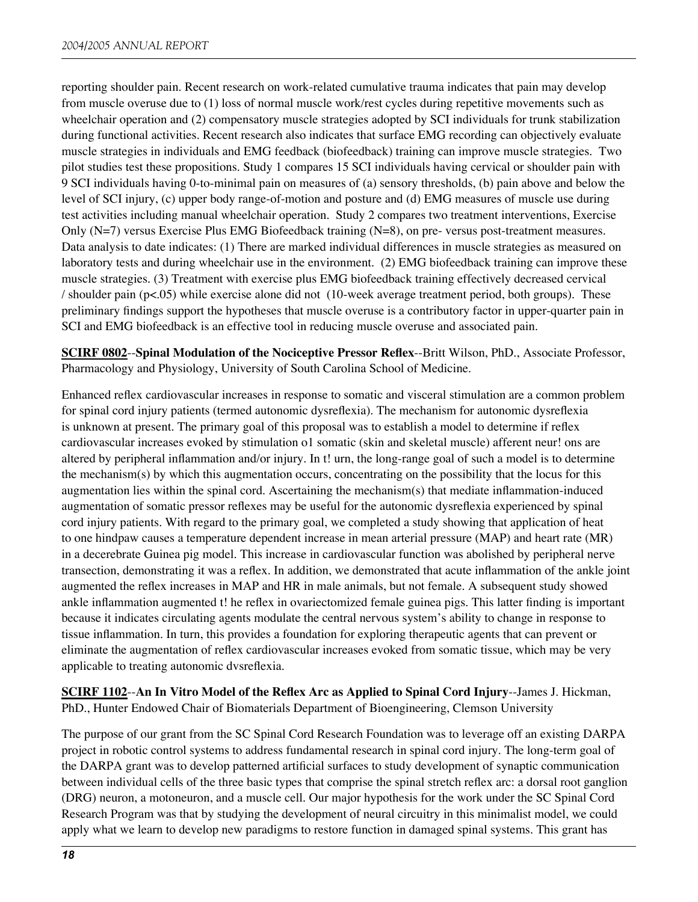reporting shoulder pain. Recent research on work-related cumulative trauma indicates that pain may develop from muscle overuse due to (1) loss of normal muscle work/rest cycles during repetitive movements such as wheelchair operation and (2) compensatory muscle strategies adopted by SCI individuals for trunk stabilization during functional activities. Recent research also indicates that surface EMG recording can objectively evaluate muscle strategies in individuals and EMG feedback (biofeedback) training can improve muscle strategies. Two pilot studies test these propositions. Study 1 compares 15 SCI individuals having cervical or shoulder pain with 9 SCI individuals having 0-to-minimal pain on measures of (a) sensory thresholds, (b) pain above and below the level of SCI injury, (c) upper body range-of-motion and posture and (d) EMG measures of muscle use during test activities including manual wheelchair operation. Study 2 compares two treatment interventions, Exercise Only (N=7) versus Exercise Plus EMG Biofeedback training (N=8), on pre- versus post-treatment measures. Data analysis to date indicates: (1) There are marked individual differences in muscle strategies as measured on laboratory tests and during wheelchair use in the environment. (2) EMG biofeedback training can improve these muscle strategies. (3) Treatment with exercise plus EMG biofeedback training effectively decreased cervical / shoulder pain ($p<.05$) while exercise alone did not (10-week average treatment period, both groups). These preliminary findings support the hypotheses that muscle overuse is a contributory factor in upper-quarter pain in SCI and EMG biofeedback is an effective tool in reducing muscle overuse and associated pain.

**SCIRF 0802**--**Spinal Modulation of the Nociceptive Pressor Reflex**--Britt Wilson, PhD., Associate Professor, Pharmacology and Physiology, University of South Carolina School of Medicine.

Enhanced reflex cardiovascular increases in response to somatic and visceral stimulation are a common problem for spinal cord injury patients (termed autonomic dysreflexia). The mechanism for autonomic dysreflexia is unknown at present. The primary goal of this proposal was to establish a model to determine if reflex cardiovascular increases evoked by stimulation o1 somatic (skin and skeletal muscle) afferent neur! ons are altered by peripheral inflammation and/or injury. In t! urn, the long-range goal of such a model is to determine the mechanism(s) by which this augmentation occurs, concentrating on the possibility that the locus for this augmentation lies within the spinal cord. Ascertaining the mechanism(s) that mediate inflammation-induced augmentation of somatic pressor reflexes may be useful for the autonomic dysreflexia experienced by spinal cord injury patients. With regard to the primary goal, we completed a study showing that application of heat to one hindpaw causes a temperature dependent increase in mean arterial pressure (MAP) and heart rate (MR) in a decerebrate Guinea pig model. This increase in cardiovascular function was abolished by peripheral nerve transection, demonstrating it was a reflex. In addition, we demonstrated that acute inflammation of the ankle joint augmented the reflex increases in MAP and HR in male animals, but not female. A subsequent study showed ankle inflammation augmented t! he reflex in ovariectomized female guinea pigs. This latter finding is important because it indicates circulating agents modulate the central nervous system's ability to change in response to tissue inflammation. In turn, this provides a foundation for exploring therapeutic agents that can prevent or eliminate the augmentation of reflex cardiovascular increases evoked from somatic tissue, which may be very applicable to treating autonomic dvsreflexia.

**SCIRF 1102**--**An In Vitro Model of the Reflex Arc as Applied to Spinal Cord Injury**--James J. Hickman, PhD., Hunter Endowed Chair of Biomaterials Department of Bioengineering, Clemson University

The purpose of our grant from the SC Spinal Cord Research Foundation was to leverage off an existing DARPA project in robotic control systems to address fundamental research in spinal cord injury. The long-term goal of the DARPA grant was to develop patterned artificial surfaces to study development of synaptic communication between individual cells of the three basic types that comprise the spinal stretch reflex arc: a dorsal root ganglion (DRG) neuron, a motoneuron, and a muscle cell. Our major hypothesis for the work under the SC Spinal Cord Research Program was that by studying the development of neural circuitry in this minimalist model, we could apply what we learn to develop new paradigms to restore function in damaged spinal systems. This grant has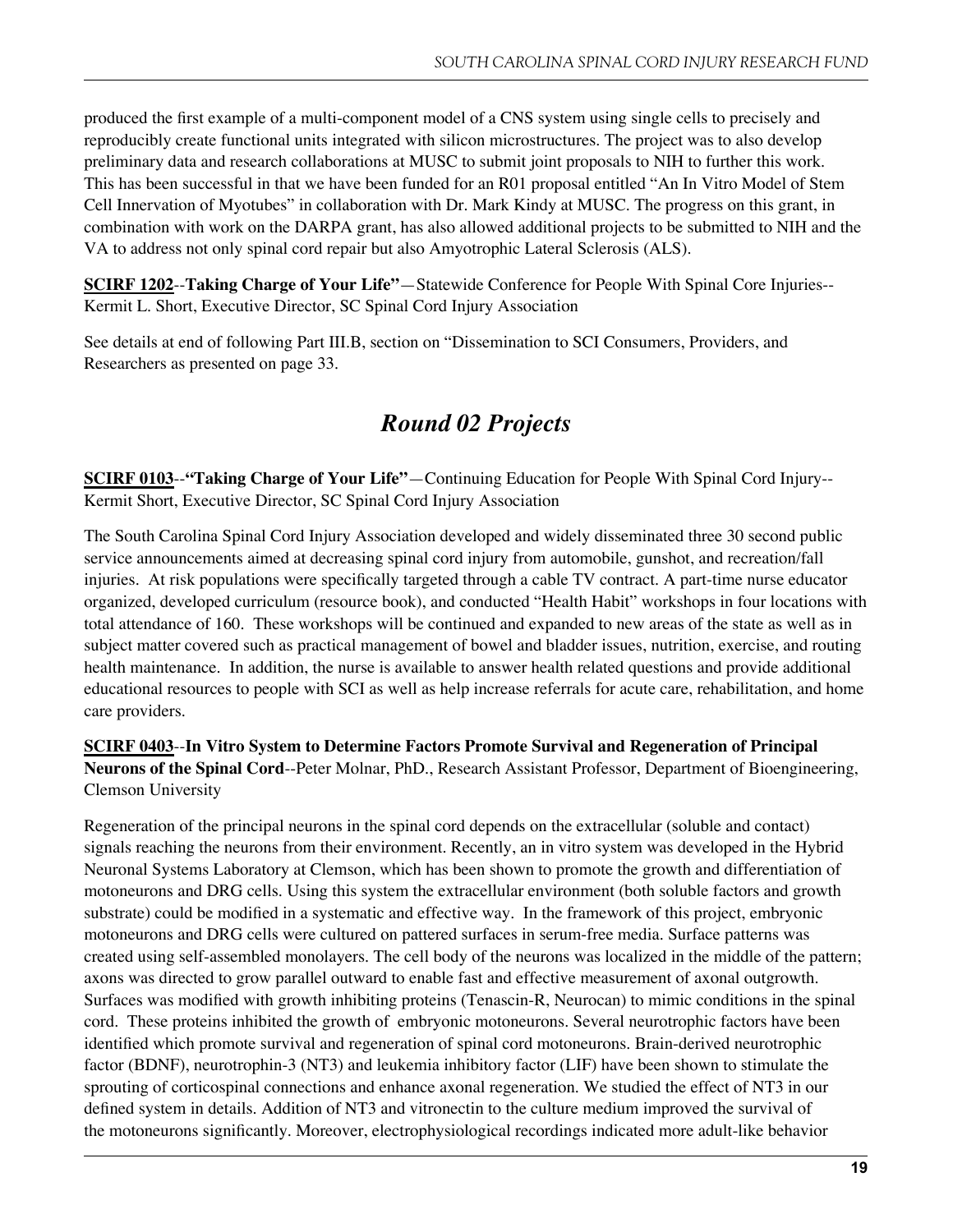produced the first example of a multi-component model of a CNS system using single cells to precisely and reproducibly create functional units integrated with silicon microstructures. The project was to also develop preliminary data and research collaborations at MUSC to submit joint proposals to NIH to further this work. This has been successful in that we have been funded for an R01 proposal entitled "An In Vitro Model of Stem Cell Innervation of Myotubes" in collaboration with Dr. Mark Kindy at MUSC. The progress on this grant, in combination with work on the DARPA grant, has also allowed additional projects to be submitted to NIH and the VA to address not only spinal cord repair but also Amyotrophic Lateral Sclerosis (ALS).

**SCIRF 1202**--**Taking Charge of Your Life"**—Statewide Conference for People With Spinal Core Injuries--Kermit L. Short, Executive Director, SC Spinal Cord Injury Association

See details at end of following Part III.B, section on "Dissemination to SCI Consumers, Providers, and Researchers as presented on page 33.

## *Round 02 Projects*

**SCIRF 0103**--**"Taking Charge of Your Life"**—Continuing Education for People With Spinal Cord Injury--Kermit Short, Executive Director, SC Spinal Cord Injury Association

The South Carolina Spinal Cord Injury Association developed and widely disseminated three 30 second public service announcements aimed at decreasing spinal cord injury from automobile, gunshot, and recreation/fall injuries. At risk populations were specifically targeted through a cable TV contract. A part-time nurse educator organized, developed curriculum (resource book), and conducted "Health Habit" workshops in four locations with total attendance of 160. These workshops will be continued and expanded to new areas of the state as well as in subject matter covered such as practical management of bowel and bladder issues, nutrition, exercise, and routing health maintenance. In addition, the nurse is available to answer health related questions and provide additional educational resources to people with SCI as well as help increase referrals for acute care, rehabilitation, and home care providers.

**SCIRF 0403**--**In Vitro System to Determine Factors Promote Survival and Regeneration of Principal Neurons of the Spinal Cord**--Peter Molnar, PhD., Research Assistant Professor, Department of Bioengineering, Clemson University

Regeneration of the principal neurons in the spinal cord depends on the extracellular (soluble and contact) signals reaching the neurons from their environment. Recently, an in vitro system was developed in the Hybrid Neuronal Systems Laboratory at Clemson, which has been shown to promote the growth and differentiation of motoneurons and DRG cells. Using this system the extracellular environment (both soluble factors and growth substrate) could be modified in a systematic and effective way. In the framework of this project, embryonic motoneurons and DRG cells were cultured on pattered surfaces in serum-free media. Surface patterns was created using self-assembled monolayers. The cell body of the neurons was localized in the middle of the pattern; axons was directed to grow parallel outward to enable fast and effective measurement of axonal outgrowth. Surfaces was modified with growth inhibiting proteins (Tenascin-R, Neurocan) to mimic conditions in the spinal cord. These proteins inhibited the growth of embryonic motoneurons. Several neurotrophic factors have been identified which promote survival and regeneration of spinal cord motoneurons. Brain-derived neurotrophic factor (BDNF), neurotrophin-3 (NT3) and leukemia inhibitory factor (LIF) have been shown to stimulate the sprouting of corticospinal connections and enhance axonal regeneration. We studied the effect of NT3 in our defined system in details. Addition of NT3 and vitronectin to the culture medium improved the survival of the motoneurons significantly. Moreover, electrophysiological recordings indicated more adult-like behavior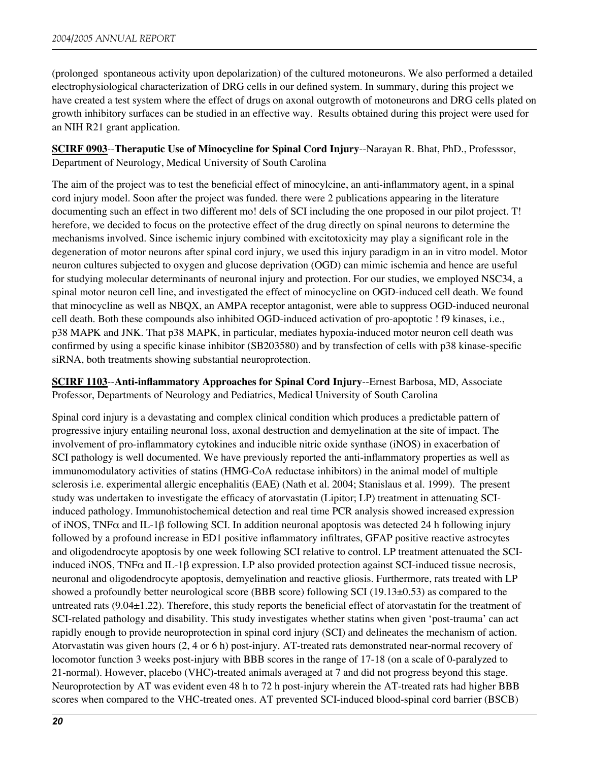(prolonged spontaneous activity upon depolarization) of the cultured motoneurons. We also performed a detailed electrophysiological characterization of DRG cells in our defined system. In summary, during this project we have created a test system where the effect of drugs on axonal outgrowth of motoneurons and DRG cells plated on growth inhibitory surfaces can be studied in an effective way. Results obtained during this project were used for an NIH R21 grant application.

**SCIRF 0903**--**Theraputic Use of Minocycline for Spinal Cord Injury**--Narayan R. Bhat, PhD., Professsor, Department of Neurology, Medical University of South Carolina

The aim of the project was to test the beneficial effect of minocylcine, an anti-inflammatory agent, in a spinal cord injury model. Soon after the project was funded. there were 2 publications appearing in the literature documenting such an effect in two different mo! dels of SCI including the one proposed in our pilot project. T! herefore, we decided to focus on the protective effect of the drug directly on spinal neurons to determine the mechanisms involved. Since ischemic injury combined with excitotoxicity may play a significant role in the degeneration of motor neurons after spinal cord injury, we used this injury paradigm in an in vitro model. Motor neuron cultures subjected to oxygen and glucose deprivation (OGD) can mimic ischemia and hence are useful for studying molecular determinants of neuronal injury and protection. For our studies, we employed NSC34, a spinal motor neuron cell line, and investigated the effect of minocycline on OGD-induced cell death. We found that minocycline as well as NBQX, an AMPA receptor antagonist, were able to suppress OGD-induced neuronal cell death. Both these compounds also inhibited OGD-induced activation of pro-apoptotic ! f9 kinases, i.e., p38 MAPK and JNK. That p38 MAPK, in particular, mediates hypoxia-induced motor neuron cell death was confirmed by using a specific kinase inhibitor (SB203580) and by transfection of cells with p38 kinase-specific siRNA, both treatments showing substantial neuroprotection.

**SCIRF 1103**--**Anti-inflammatory Approaches for Spinal Cord Injury**--Ernest Barbosa, MD, Associate Professor, Departments of Neurology and Pediatrics, Medical University of South Carolina

Spinal cord injury is a devastating and complex clinical condition which produces a predictable pattern of progressive injury entailing neuronal loss, axonal destruction and demyelination at the site of impact. The involvement of pro-inflammatory cytokines and inducible nitric oxide synthase (iNOS) in exacerbation of SCI pathology is well documented. We have previously reported the anti-inflammatory properties as well as immunomodulatory activities of statins (HMG-CoA reductase inhibitors) in the animal model of multiple sclerosis i.e. experimental allergic encephalitis (EAE) (Nath et al. 2004; Stanislaus et al. 1999). The present study was undertaken to investigate the efficacy of atorvastatin (Lipitor; LP) treatment in attenuating SCI-induced pathology. Immunohistochemical detection and real time PCR analysis showed increased expression of iNOS, TNF$\alpha$ and IL-1$\beta$ following SCI. In addition neuronal apoptosis was detected 24 h following injury followed by a profound increase in ED1 positive inflammatory infiltrates, GFAP positive reactive astrocytes and oligodendrocyte apoptosis by one week following SCI relative to control. LP treatment attenuated the SCI-induced iNOS, TNF$\alpha$ and IL-1$\beta$ expression. LP also provided protection against SCI-induced tissue necrosis, neuronal and oligodendrocyte apoptosis, demyelination and reactive gliosis. Furthermore, rats treated with LP showed a profoundly better neurological score (BBB score) following SCI ($19.13 \pm 0.53$) as compared to the untreated rats ($9.04 \pm 1.22$). Therefore, this study reports the beneficial effect of atorvastatin for the treatment of SCI-related pathology and disability. This study investigates whether statins when given 'post-trauma' can act rapidly enough to provide neuroprotection in spinal cord injury (SCI) and delineates the mechanism of action. Atorvastatin was given hours (2, 4 or 6 h) post-injury. AT-treated rats demonstrated near-normal recovery of locomotor function 3 weeks post-injury with BBB scores in the range of 17-18 (on a scale of 0-paralyzed to 21-normal). However, placebo (VHC)-treated animals averaged at 7 and did not progress beyond this stage. Neuroprotection by AT was evident even 48 h to 72 h post-injury wherein the AT-treated rats had higher BBB scores when compared to the VHC-treated ones. AT prevented SCI-induced blood-spinal cord barrier (BSCB)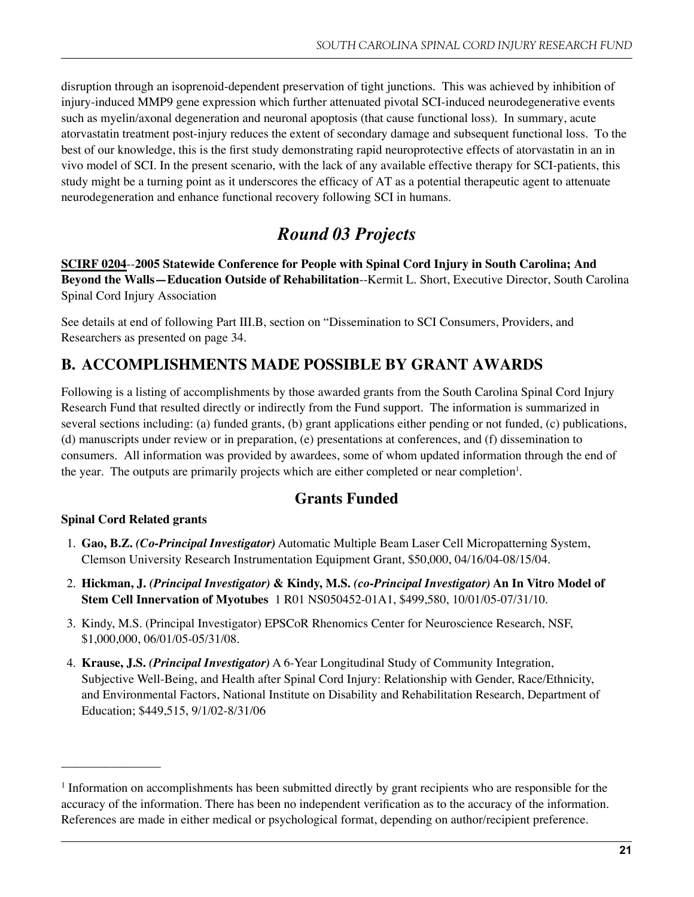disruption through an isoprenoid-dependent preservation of tight junctions. This was achieved by inhibition of injury-induced MMP9 gene expression which further attenuated pivotal SCI-induced neurodegenerative events such as myelin/axonal degeneration and neuronal apoptosis (that cause functional loss). In summary, acute atorvastatin treatment post-injury reduces the extent of secondary damage and subsequent functional loss. To the best of our knowledge, this is the first study demonstrating rapid neuroprotective effects of atorvastatin in an in vivo model of SCI. In the present scenario, with the lack of any available effective therapy for SCI-patients, this study might be a turning point as it underscores the efficacy of AT as a potential therapeutic agent to attenuate neurodegeneration and enhance functional recovery following SCI in humans.

## *Round 03 Projects*

**SCIRF 0204--2005 Statewide Conference for People with Spinal Cord Injury in South Carolina; And Beyond the Walls—Education Outside of Rehabilitation**--Kermit L. Short, Executive Director, South Carolina Spinal Cord Injury Association

See details at end of following Part III.B, section on "Dissemination to SCI Consumers, Providers, and Researchers as presented on page 34.

## B. ACCOMPLISHMENTS MADE POSSIBLE BY GRANT AWARDS

Following is a listing of accomplishments by those awarded grants from the South Carolina Spinal Cord Injury Research Fund that resulted directly or indirectly from the Fund support. The information is summarized in several sections including: (a) funded grants, (b) grant applications either pending or not funded, (c) publications, (d) manuscripts under review or in preparation, (e) presentations at conferences, and (f) dissemination to consumers. All information was provided by awardees, some of whom updated information through the end of the year. The outputs are primarily projects which are either completed or near completion[1].

### Grants Funded

**Spinal Cord Related grants**

1. **Gao, B.Z.** ***(Co-Principal Investigator)*** Automatic Multiple Beam Laser Cell Micropatterning System, Clemson University Research Instrumentation Equipment Grant, $50,000, 04/16/04-08/15/04.
2. **Hickman, J.** ***(Principal Investigator)*** **& Kindy, M.S.** ***(co-Principal Investigator)*** **An In Vitro Model of Stem Cell Innervation of Myotubes** 1 R01 NS050452-01A1, $499,580, 10/01/05-07/31/10.
3. Kindy, M.S. (Principal Investigator) EPSCoR Rhenomics Center for Neuroscience Research, NSF, $1,000,000, 06/01/05-05/31/08.
4. **Krause, J.S.** ***(Principal Investigator)*** A 6-Year Longitudinal Study of Community Integration, Subjective Well-Being, and Health after Spinal Cord Injury: Relationship with Gender, Race/Ethnicity, and Environmental Factors, National Institute on Disability and Rehabilitation Research, Department of Education; $449,515, 9/1/02-8/31/06

---

[1] Information on accomplishments has been submitted directly by grant recipients who are responsible for the accuracy of the information. There has been no independent verification as to the accuracy of the information. References are made in either medical or psychological format, depending on author/recipient preference.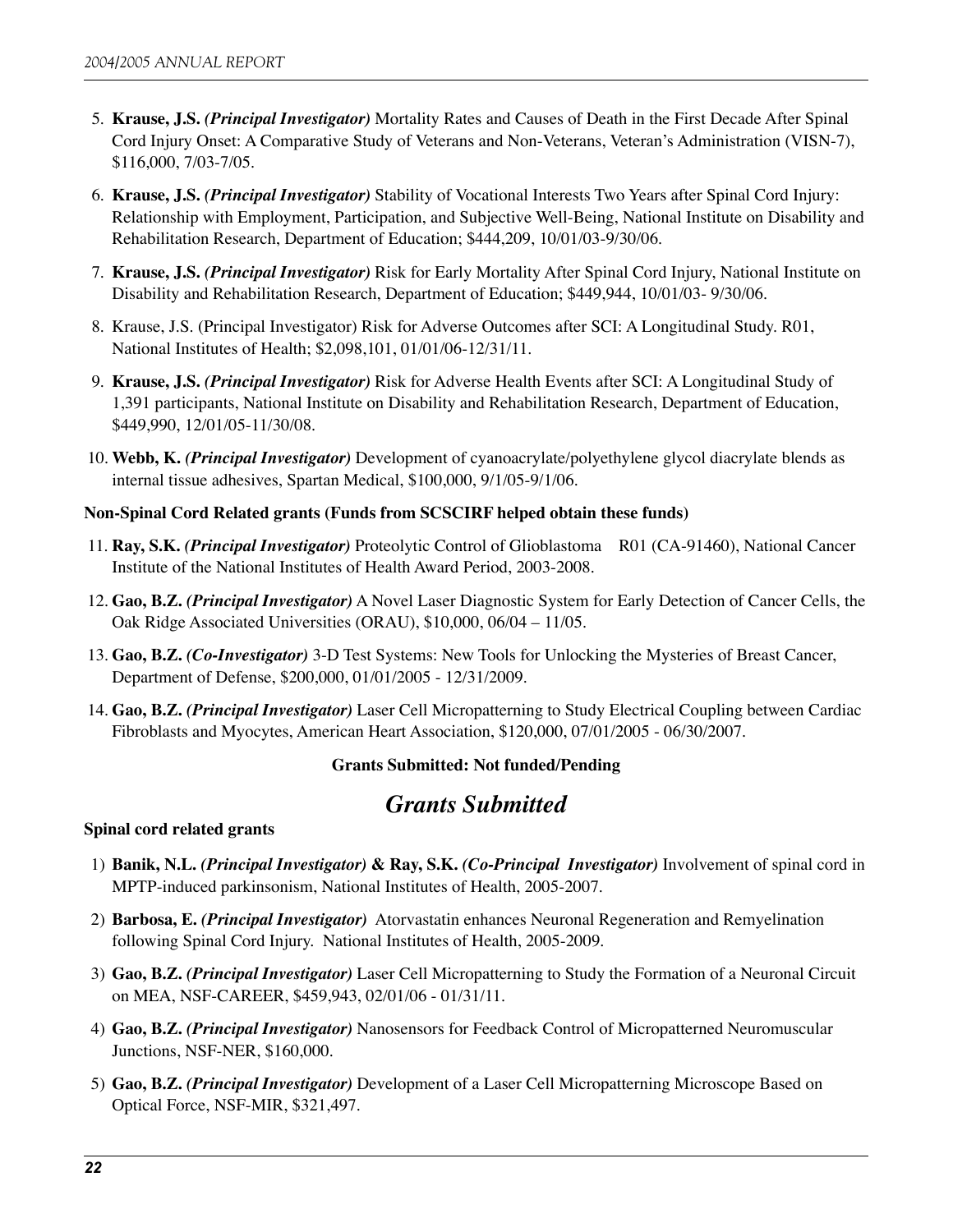5. **Krause, J.S.** ***(Principal Investigator)*** Mortality Rates and Causes of Death in the First Decade After Spinal Cord Injury Onset: A Comparative Study of Veterans and Non-Veterans, Veteran's Administration (VISN-7), $116,000, 7/03-7/05.

6. **Krause, J.S.** ***(Principal Investigator)*** Stability of Vocational Interests Two Years after Spinal Cord Injury: Relationship with Employment, Participation, and Subjective Well-Being, National Institute on Disability and Rehabilitation Research, Department of Education; $444,209, 10/01/03-9/30/06.

7. **Krause, J.S.** ***(Principal Investigator)*** Risk for Early Mortality After Spinal Cord Injury, National Institute on Disability and Rehabilitation Research, Department of Education; $449,944, 10/01/03- 9/30/06.

8. Krause, J.S. (Principal Investigator) Risk for Adverse Outcomes after SCI: A Longitudinal Study. R01, National Institutes of Health; $2,098,101, 01/01/06-12/31/11.

9. **Krause, J.S.** ***(Principal Investigator)*** Risk for Adverse Health Events after SCI: A Longitudinal Study of 1,391 participants, National Institute on Disability and Rehabilitation Research, Department of Education, $449,990, 12/01/05-11/30/08.

10. **Webb, K.** ***(Principal Investigator)*** Development of cyanoacrylate/polyethylene glycol diacrylate blends as internal tissue adhesives, Spartan Medical, $100,000, 9/1/05-9/1/06.

**Non-Spinal Cord Related grants (Funds from SCSCIRF helped obtain these funds)**

11. **Ray, S.K.** ***(Principal Investigator)*** Proteolytic Control of Glioblastoma R01 (CA-91460), National Cancer Institute of the National Institutes of Health Award Period, 2003-2008.

12. **Gao, B.Z.** ***(Principal Investigator)*** A Novel Laser Diagnostic System for Early Detection of Cancer Cells, the Oak Ridge Associated Universities (ORAU), $10,000, 06/04 – 11/05.

13. **Gao, B.Z.** ***(Co-Investigator)*** 3-D Test Systems: New Tools for Unlocking the Mysteries of Breast Cancer, Department of Defense, $200,000, 01/01/2005 - 12/31/2009.

14. **Gao, B.Z.** ***(Principal Investigator)*** Laser Cell Micropatterning to Study Electrical Coupling between Cardiac Fibroblasts and Myocytes, American Heart Association, $120,000, 07/01/2005 - 06/30/2007.

**Grants Submitted: Not funded/Pending**

## *Grants Submitted*

**Spinal cord related grants**

1) **Banik, N.L.** ***(Principal Investigator)*** **& Ray, S.K.** ***(Co-Principal Investigator)*** Involvement of spinal cord in MPTP-induced parkinsonism, National Institutes of Health, 2005-2007.

2) **Barbosa, E.** ***(Principal Investigator)*** Atorvastatin enhances Neuronal Regeneration and Remyelination following Spinal Cord Injury. National Institutes of Health, 2005-2009.

3) **Gao, B.Z.** ***(Principal Investigator)*** Laser Cell Micropatterning to Study the Formation of a Neuronal Circuit on MEA, NSF-CAREER, $459,943, 02/01/06 - 01/31/11.

4) **Gao, B.Z.** ***(Principal Investigator)*** Nanosensors for Feedback Control of Micropatterned Neuromuscular Junctions, NSF-NER, $160,000.

5) **Gao, B.Z.** ***(Principal Investigator)*** Development of a Laser Cell Micropatterning Microscope Based on Optical Force, NSF-MIR, $321,497.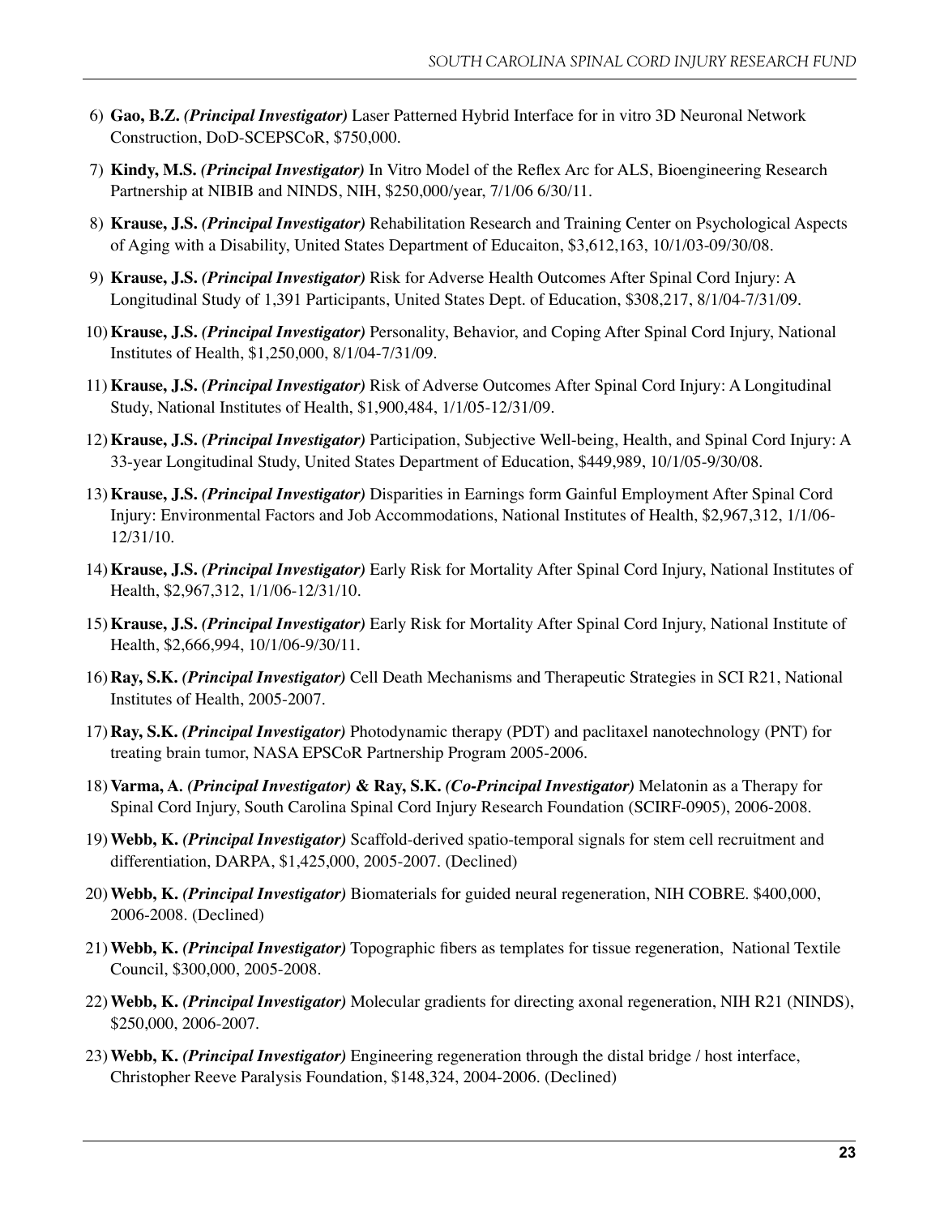6) **Gao, B.Z.** ***(Principal Investigator)*** Laser Patterned Hybrid Interface for in vitro 3D Neuronal Network Construction, DoD-SCEPSCoR, $750,000.

7) **Kindy, M.S.** ***(Principal Investigator)*** In Vitro Model of the Reflex Arc for ALS, Bioengineering Research Partnership at NIBIB and NINDS, NIH, $250,000/year, 7/1/06 6/30/11.

8) **Krause, J.S.** ***(Principal Investigator)*** Rehabilitation Research and Training Center on Psychological Aspects of Aging with a Disability, United States Department of Educaiton, $3,612,163, 10/1/03-09/30/08.

9) **Krause, J.S.** ***(Principal Investigator)*** Risk for Adverse Health Outcomes After Spinal Cord Injury: A Longitudinal Study of 1,391 Participants, United States Dept. of Education, $308,217, 8/1/04-7/31/09.

10) **Krause, J.S.** ***(Principal Investigator)*** Personality, Behavior, and Coping After Spinal Cord Injury, National Institutes of Health, $1,250,000, 8/1/04-7/31/09.

11) **Krause, J.S.** ***(Principal Investigator)*** Risk of Adverse Outcomes After Spinal Cord Injury: A Longitudinal Study, National Institutes of Health, $1,900,484, 1/1/05-12/31/09.

12) **Krause, J.S.** ***(Principal Investigator)*** Participation, Subjective Well-being, Health, and Spinal Cord Injury: A 33-year Longitudinal Study, United States Department of Education, $449,989, 10/1/05-9/30/08.

13) **Krause, J.S.** ***(Principal Investigator)*** Disparities in Earnings form Gainful Employment After Spinal Cord Injury: Environmental Factors and Job Accommodations, National Institutes of Health, $2,967,312, 1/1/06-12/31/10.

14) **Krause, J.S.** ***(Principal Investigator)*** Early Risk for Mortality After Spinal Cord Injury, National Institutes of Health, $2,967,312, 1/1/06-12/31/10.

15) **Krause, J.S.** ***(Principal Investigator)*** Early Risk for Mortality After Spinal Cord Injury, National Institute of Health, $2,666,994, 10/1/06-9/30/11.

16) **Ray, S.K.** ***(Principal Investigator)*** Cell Death Mechanisms and Therapeutic Strategies in SCI R21, National Institutes of Health, 2005-2007.

17) **Ray, S.K.** ***(Principal Investigator)*** Photodynamic therapy (PDT) and paclitaxel nanotechnology (PNT) for treating brain tumor, NASA EPSCoR Partnership Program 2005-2006.

18) **Varma, A.** ***(Principal Investigator)*** **& Ray, S.K.** ***(Co-Principal Investigator)*** Melatonin as a Therapy for Spinal Cord Injury, South Carolina Spinal Cord Injury Research Foundation (SCIRF-0905), 2006-2008.

19) **Webb, K.** ***(Principal Investigator)*** Scaffold-derived spatio-temporal signals for stem cell recruitment and differentiation, DARPA, $1,425,000, 2005-2007. (Declined)

20) **Webb, K.** ***(Principal Investigator)*** Biomaterials for guided neural regeneration, NIH COBRE. $400,000, 2006-2008. (Declined)

21) **Webb, K.** ***(Principal Investigator)*** Topographic fibers as templates for tissue regeneration, National Textile Council, $300,000, 2005-2008.

22) **Webb, K.** ***(Principal Investigator)*** Molecular gradients for directing axonal regeneration, NIH R21 (NINDS), $250,000, 2006-2007.

23) **Webb, K.** ***(Principal Investigator)*** Engineering regeneration through the distal bridge / host interface, Christopher Reeve Paralysis Foundation, $148,324, 2004-2006. (Declined)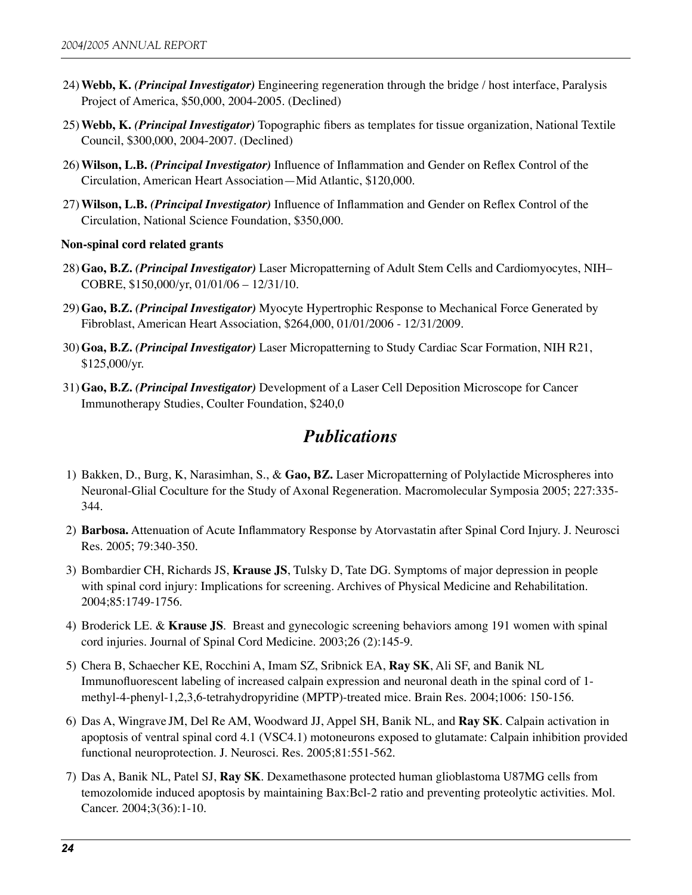24) **Webb, K.** ***(Principal Investigator)*** Engineering regeneration through the bridge / host interface, Paralysis Project of America, $50,000, 2004-2005. (Declined)

25) **Webb, K.** ***(Principal Investigator)*** Topographic fibers as templates for tissue organization, National Textile Council, $300,000, 2004-2007. (Declined)

26) **Wilson, L.B.** ***(Principal Investigator)*** Influence of Inflammation and Gender on Reflex Control of the Circulation, American Heart Association—Mid Atlantic, $120,000.

27) **Wilson, L.B.** ***(Principal Investigator)*** Influence of Inflammation and Gender on Reflex Control of the Circulation, National Science Foundation, $350,000.

**Non-spinal cord related grants**

28) **Gao, B.Z.** ***(Principal Investigator)*** Laser Micropatterning of Adult Stem Cells and Cardiomyocytes, NIH–COBRE, $150,000/yr, 01/01/06 – 12/31/10.

29) **Gao, B.Z.** ***(Principal Investigator)*** Myocyte Hypertrophic Response to Mechanical Force Generated by Fibroblast, American Heart Association, $264,000, 01/01/2006 - 12/31/2009.

30) **Goa, B.Z.** ***(Principal Investigator)*** Laser Micropatterning to Study Cardiac Scar Formation, NIH R21, $125,000/yr.

31) **Gao, B.Z.** ***(Principal Investigator)*** Development of a Laser Cell Deposition Microscope for Cancer Immunotherapy Studies, Coulter Foundation, $240,0

# *Publications*

1) Bakken, D., Burg, K, Narasimhan, S., & **Gao, BZ.** Laser Micropatterning of Polylactide Microspheres into Neuronal-Glial Coculture for the Study of Axonal Regeneration. Macromolecular Symposia 2005; 227:335-344.

2) **Barbosa.** Attenuation of Acute Inflammatory Response by Atorvastatin after Spinal Cord Injury. J. Neurosci Res. 2005; 79:340-350.

3) Bombardier CH, Richards JS, **Krause JS**, Tulsky D, Tate DG. Symptoms of major depression in people with spinal cord injury: Implications for screening. Archives of Physical Medicine and Rehabilitation. 2004;85:1749-1756.

4) Broderick LE. & **Krause JS**. Breast and gynecologic screening behaviors among 191 women with spinal cord injuries. Journal of Spinal Cord Medicine. 2003;26 (2):145-9.

5) Chera B, Schaecher KE, Rocchini A, Imam SZ, Sribnick EA, **Ray SK**, Ali SF, and Banik NL Immunofluorescent labeling of increased calpain expression and neuronal death in the spinal cord of 1-methyl-4-phenyl-1,2,3,6-tetrahydropyridine (MPTP)-treated mice. Brain Res. 2004;1006: 150-156.

6) Das A, Wingrave JM, Del Re AM, Woodward JJ, Appel SH, Banik NL, and **Ray SK**. Calpain activation in apoptosis of ventral spinal cord 4.1 (VSC4.1) motoneurons exposed to glutamate: Calpain inhibition provided functional neuroprotection. J. Neurosci. Res. 2005;81:551-562.

7) Das A, Banik NL, Patel SJ, **Ray SK**. Dexamethasone protected human glioblastoma U87MG cells from temozolomide induced apoptosis by maintaining Bax:Bcl-2 ratio and preventing proteolytic activities. Mol. Cancer. 2004;3(36):1-10.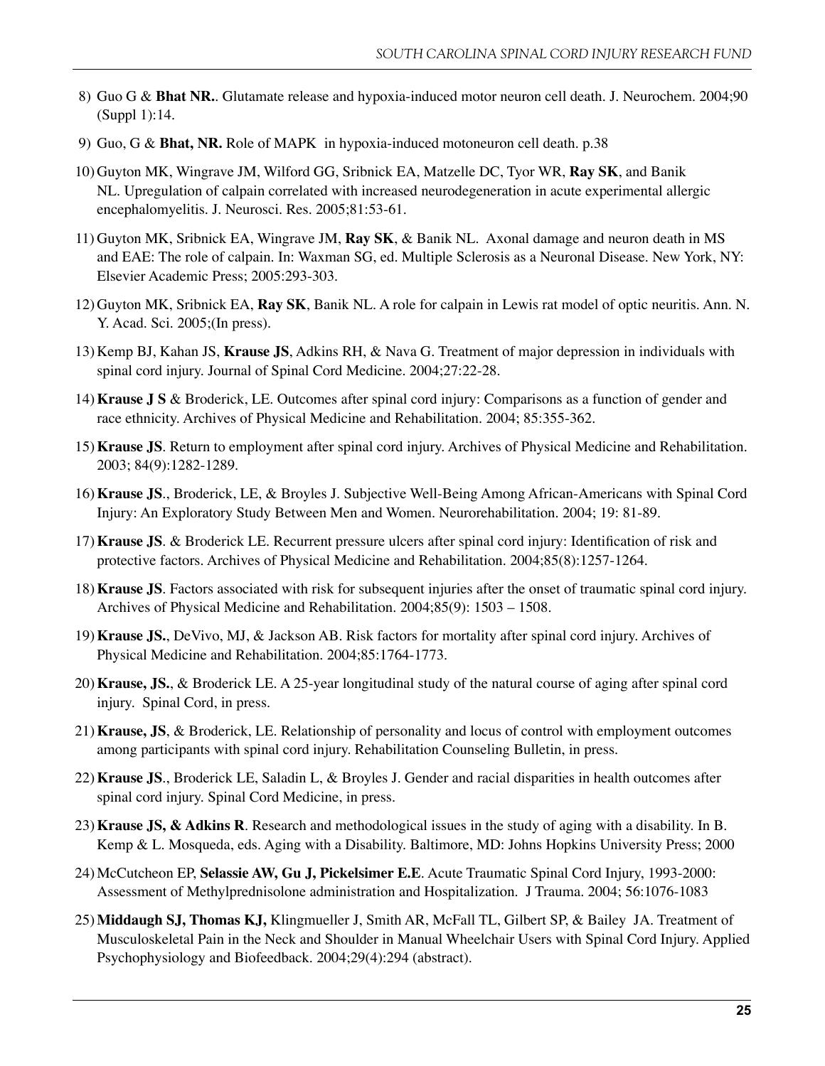8) Guo G & **Bhat NR.**. Glutamate release and hypoxia-induced motor neuron cell death. J. Neurochem. 2004;90 (Suppl 1):14.

9) Guo, G & **Bhat, NR.** Role of MAPK in hypoxia-induced motoneuron cell death. p.38

10) Guyton MK, Wingrave JM, Wilford GG, Sribnick EA, Matzelle DC, Tyor WR, **Ray SK**, and Banik NL. Upregulation of calpain correlated with increased neurodegeneration in acute experimental allergic encephalomyelitis. J. Neurosci. Res. 2005;81:53-61.

11) Guyton MK, Sribnick EA, Wingrave JM, **Ray SK**, & Banik NL. Axonal damage and neuron death in MS and EAE: The role of calpain. In: Waxman SG, ed. Multiple Sclerosis as a Neuronal Disease. New York, NY: Elsevier Academic Press; 2005:293-303.

12) Guyton MK, Sribnick EA, **Ray SK**, Banik NL. A role for calpain in Lewis rat model of optic neuritis. Ann. N. Y. Acad. Sci. 2005;(In press).

13) Kemp BJ, Kahan JS, **Krause JS**, Adkins RH, & Nava G. Treatment of major depression in individuals with spinal cord injury. Journal of Spinal Cord Medicine. 2004;27:22-28.

14) **Krause J S** & Broderick, LE. Outcomes after spinal cord injury: Comparisons as a function of gender and race ethnicity. Archives of Physical Medicine and Rehabilitation. 2004; 85:355-362.

15) **Krause JS**. Return to employment after spinal cord injury. Archives of Physical Medicine and Rehabilitation. 2003; 84(9):1282-1289.

16) **Krause JS**., Broderick, LE, & Broyles J. Subjective Well-Being Among African-Americans with Spinal Cord Injury: An Exploratory Study Between Men and Women. Neurorehabilitation. 2004; 19: 81-89.

17) **Krause JS**. & Broderick LE. Recurrent pressure ulcers after spinal cord injury: Identification of risk and protective factors. Archives of Physical Medicine and Rehabilitation. 2004;85(8):1257-1264.

18) **Krause JS**. Factors associated with risk for subsequent injuries after the onset of traumatic spinal cord injury. Archives of Physical Medicine and Rehabilitation. 2004;85(9): 1503 – 1508.

19) **Krause JS.**, DeVivo, MJ, & Jackson AB. Risk factors for mortality after spinal cord injury. Archives of Physical Medicine and Rehabilitation. 2004;85:1764-1773.

20) **Krause, JS.**, & Broderick LE. A 25-year longitudinal study of the natural course of aging after spinal cord injury. Spinal Cord, in press.

21) **Krause, JS**, & Broderick, LE. Relationship of personality and locus of control with employment outcomes among participants with spinal cord injury. Rehabilitation Counseling Bulletin, in press.

22) **Krause JS**., Broderick LE, Saladin L, & Broyles J. Gender and racial disparities in health outcomes after spinal cord injury. Spinal Cord Medicine, in press.

23) **Krause JS, & Adkins R**. Research and methodological issues in the study of aging with a disability. In B. Kemp & L. Mosqueda, eds. Aging with a Disability. Baltimore, MD: Johns Hopkins University Press; 2000

24) McCutcheon EP, **Selassie AW, Gu J, Pickelsimer E.E**. Acute Traumatic Spinal Cord Injury, 1993-2000: Assessment of Methylprednisolone administration and Hospitalization. J Trauma. 2004; 56:1076-1083

25) **Middaugh SJ, Thomas KJ,** Klingmueller J, Smith AR, McFall TL, Gilbert SP, & Bailey JA. Treatment of Musculoskeletal Pain in the Neck and Shoulder in Manual Wheelchair Users with Spinal Cord Injury. Applied Psychophysiology and Biofeedback. 2004;29(4):294 (abstract).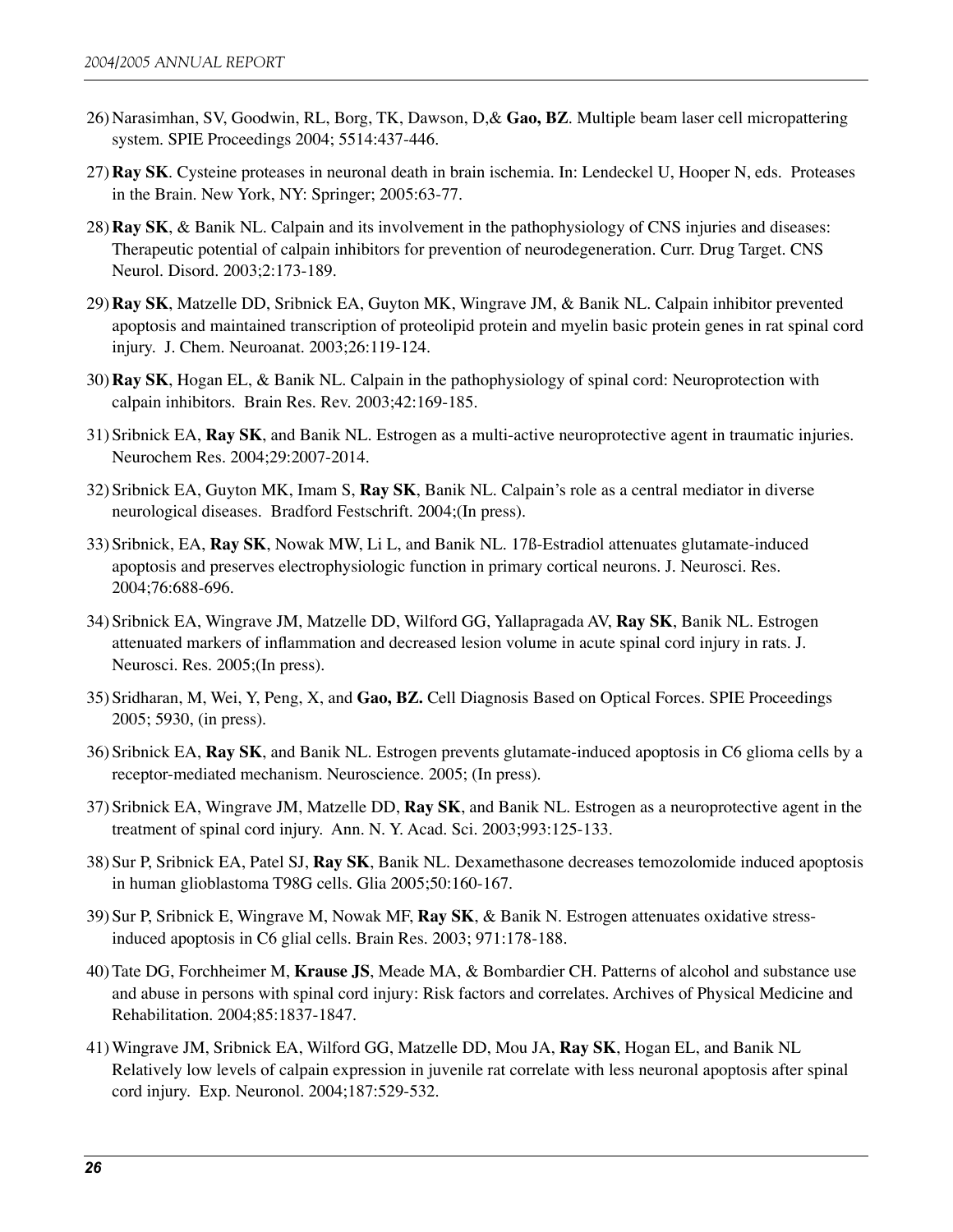26) Narasimhan, SV, Goodwin, RL, Borg, TK, Dawson, D,& **Gao, BZ**. Multiple beam laser cell micropattering system. SPIE Proceedings 2004; 5514:437-446.

27) **Ray SK**. Cysteine proteases in neuronal death in brain ischemia. In: Lendeckel U, Hooper N, eds. Proteases in the Brain. New York, NY: Springer; 2005:63-77.

28) **Ray SK**, & Banik NL. Calpain and its involvement in the pathophysiology of CNS injuries and diseases: Therapeutic potential of calpain inhibitors for prevention of neurodegeneration. Curr. Drug Target. CNS Neurol. Disord. 2003;2:173-189.

29) **Ray SK**, Matzelle DD, Sribnick EA, Guyton MK, Wingrave JM, & Banik NL. Calpain inhibitor prevented apoptosis and maintained transcription of proteolipid protein and myelin basic protein genes in rat spinal cord injury. J. Chem. Neuroanat. 2003;26:119-124.

30) **Ray SK**, Hogan EL, & Banik NL. Calpain in the pathophysiology of spinal cord: Neuroprotection with calpain inhibitors. Brain Res. Rev. 2003;42:169-185.

31) Sribnick EA, **Ray SK**, and Banik NL. Estrogen as a multi-active neuroprotective agent in traumatic injuries. Neurochem Res. 2004;29:2007-2014.

32) Sribnick EA, Guyton MK, Imam S, **Ray SK**, Banik NL. Calpain's role as a central mediator in diverse neurological diseases. Bradford Festschrift. 2004;(In press).

33) Sribnick, EA, **Ray SK**, Nowak MW, Li L, and Banik NL. 17ß-Estradiol attenuates glutamate-induced apoptosis and preserves electrophysiologic function in primary cortical neurons. J. Neurosci. Res. 2004;76:688-696.

34) Sribnick EA, Wingrave JM, Matzelle DD, Wilford GG, Yallapragada AV, **Ray SK**, Banik NL. Estrogen attenuated markers of inflammation and decreased lesion volume in acute spinal cord injury in rats. J. Neurosci. Res. 2005;(In press).

35) Sridharan, M, Wei, Y, Peng, X, and **Gao, BZ.** Cell Diagnosis Based on Optical Forces. SPIE Proceedings 2005; 5930, (in press).

36) Sribnick EA, **Ray SK**, and Banik NL. Estrogen prevents glutamate-induced apoptosis in C6 glioma cells by a receptor-mediated mechanism. Neuroscience. 2005; (In press).

37) Sribnick EA, Wingrave JM, Matzelle DD, **Ray SK**, and Banik NL. Estrogen as a neuroprotective agent in the treatment of spinal cord injury. Ann. N. Y. Acad. Sci. 2003;993:125-133.

38) Sur P, Sribnick EA, Patel SJ, **Ray SK**, Banik NL. Dexamethasone decreases temozolomide induced apoptosis in human glioblastoma T98G cells. Glia 2005;50:160-167.

39) Sur P, Sribnick E, Wingrave M, Nowak MF, **Ray SK**, & Banik N. Estrogen attenuates oxidative stress-induced apoptosis in C6 glial cells. Brain Res. 2003; 971:178-188.

40) Tate DG, Forchheimer M, **Krause JS**, Meade MA, & Bombardier CH. Patterns of alcohol and substance use and abuse in persons with spinal cord injury: Risk factors and correlates. Archives of Physical Medicine and Rehabilitation. 2004;85:1837-1847.

41) Wingrave JM, Sribnick EA, Wilford GG, Matzelle DD, Mou JA, **Ray SK**, Hogan EL, and Banik NL Relatively low levels of calpain expression in juvenile rat correlate with less neuronal apoptosis after spinal cord injury. Exp. Neuronol. 2004;187:529-532.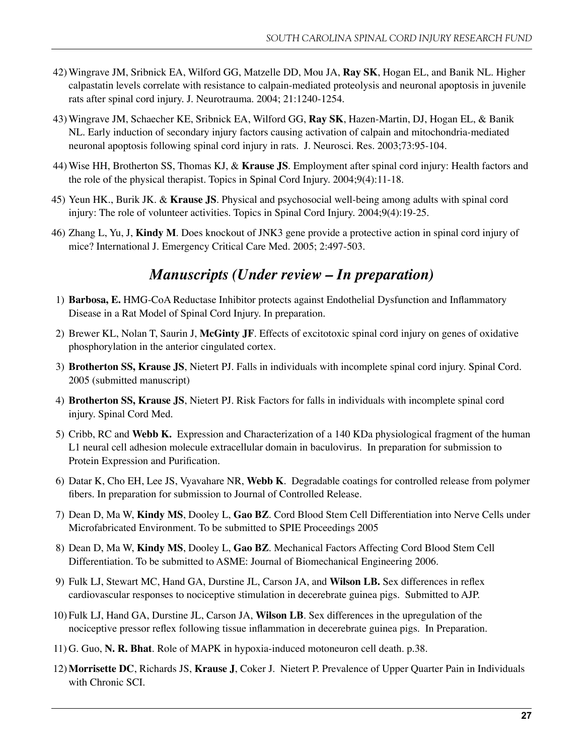42) Wingrave JM, Sribnick EA, Wilford GG, Matzelle DD, Mou JA, **Ray SK**, Hogan EL, and Banik NL. Higher calpastatin levels correlate with resistance to calpain-mediated proteolysis and neuronal apoptosis in juvenile rats after spinal cord injury. J. Neurotrauma. 2004; 21:1240-1254.

43) Wingrave JM, Schaecher KE, Sribnick EA, Wilford GG, **Ray SK**, Hazen-Martin, DJ, Hogan EL, & Banik NL. Early induction of secondary injury factors causing activation of calpain and mitochondria-mediated neuronal apoptosis following spinal cord injury in rats. J. Neurosci. Res. 2003;73:95-104.

44) Wise HH, Brotherton SS, Thomas KJ, & **Krause JS**. Employment after spinal cord injury: Health factors and the role of the physical therapist. Topics in Spinal Cord Injury. 2004;9(4):11-18.

45) Yeun HK., Burik JK. & **Krause JS**. Physical and psychosocial well-being among adults with spinal cord injury: The role of volunteer activities. Topics in Spinal Cord Injury. 2004;9(4):19-25.

46) Zhang L, Yu, J, **Kindy M**. Does knockout of JNK3 gene provide a protective action in spinal cord injury of mice? International J. Emergency Critical Care Med. 2005; 2:497-503.

## *Manuscripts (Under review – In preparation)*

1) **Barbosa, E.** HMG-CoA Reductase Inhibitor protects against Endothelial Dysfunction and Inflammatory Disease in a Rat Model of Spinal Cord Injury. In preparation.

2) Brewer KL, Nolan T, Saurin J, **McGinty JF**. Effects of excitotoxic spinal cord injury on genes of oxidative phosphorylation in the anterior cingulated cortex.

3) **Brotherton SS, Krause JS**, Nietert PJ. Falls in individuals with incomplete spinal cord injury. Spinal Cord. 2005 (submitted manuscript)

4) **Brotherton SS, Krause JS**, Nietert PJ. Risk Factors for falls in individuals with incomplete spinal cord injury. Spinal Cord Med.

5) Cribb, RC and **Webb K.** Expression and Characterization of a 140 KDa physiological fragment of the human L1 neural cell adhesion molecule extracellular domain in baculovirus. In preparation for submission to Protein Expression and Purification.

6) Datar K, Cho EH, Lee JS, Vyavahare NR, **Webb K**. Degradable coatings for controlled release from polymer fibers. In preparation for submission to Journal of Controlled Release.

7) Dean D, Ma W, **Kindy MS**, Dooley L, **Gao BZ**. Cord Blood Stem Cell Differentiation into Nerve Cells under Microfabricated Environment. To be submitted to SPIE Proceedings 2005

8) Dean D, Ma W, **Kindy MS**, Dooley L, **Gao BZ**. Mechanical Factors Affecting Cord Blood Stem Cell Differentiation. To be submitted to ASME: Journal of Biomechanical Engineering 2006.

9) Fulk LJ, Stewart MC, Hand GA, Durstine JL, Carson JA, and **Wilson LB.** Sex differences in reflex cardiovascular responses to nociceptive stimulation in decerebrate guinea pigs. Submitted to AJP.

10) Fulk LJ, Hand GA, Durstine JL, Carson JA, **Wilson LB**. Sex differences in the upregulation of the nociceptive pressor reflex following tissue inflammation in decerebrate guinea pigs. In Preparation.

11) G. Guo, **N. R. Bhat**. Role of MAPK in hypoxia-induced motoneuron cell death. p.38.

12) **Morrisette DC**, Richards JS, **Krause J**, Coker J. Nietert P. Prevalence of Upper Quarter Pain in Individuals with Chronic SCI.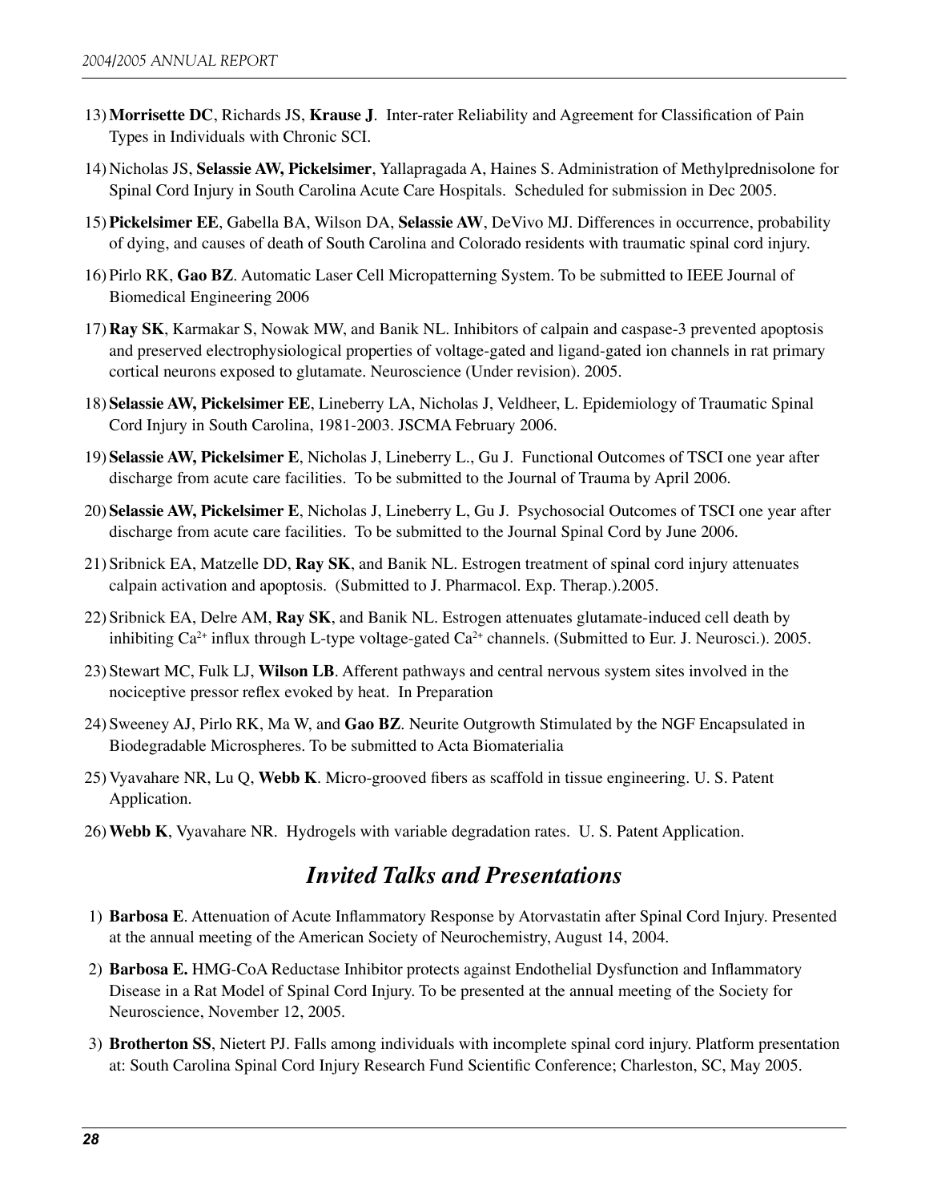13) **Morrisette DC**, Richards JS, **Krause J**. Inter-rater Reliability and Agreement for Classification of Pain Types in Individuals with Chronic SCI.

14) Nicholas JS, **Selassie AW, Pickelsimer**, Yallapragada A, Haines S. Administration of Methylprednisolone for Spinal Cord Injury in South Carolina Acute Care Hospitals. Scheduled for submission in Dec 2005.

15) **Pickelsimer EE**, Gabella BA, Wilson DA, **Selassie AW**, DeVivo MJ. Differences in occurrence, probability of dying, and causes of death of South Carolina and Colorado residents with traumatic spinal cord injury.

16) Pirlo RK, **Gao BZ**. Automatic Laser Cell Micropatterning System. To be submitted to IEEE Journal of Biomedical Engineering 2006

17) **Ray SK**, Karmakar S, Nowak MW, and Banik NL. Inhibitors of calpain and caspase-3 prevented apoptosis and preserved electrophysiological properties of voltage-gated and ligand-gated ion channels in rat primary cortical neurons exposed to glutamate. Neuroscience (Under revision). 2005.

18) **Selassie AW, Pickelsimer EE**, Lineberry LA, Nicholas J, Veldheer, L. Epidemiology of Traumatic Spinal Cord Injury in South Carolina, 1981-2003. JSCMA February 2006.

19) **Selassie AW, Pickelsimer E**, Nicholas J, Lineberry L., Gu J. Functional Outcomes of TSCI one year after discharge from acute care facilities. To be submitted to the Journal of Trauma by April 2006.

20) **Selassie AW, Pickelsimer E**, Nicholas J, Lineberry L, Gu J. Psychosocial Outcomes of TSCI one year after discharge from acute care facilities. To be submitted to the Journal Spinal Cord by June 2006.

21) Sribnick EA, Matzelle DD, **Ray SK**, and Banik NL. Estrogen treatment of spinal cord injury attenuates calpain activation and apoptosis. (Submitted to J. Pharmacol. Exp. Therap.).2005.

22) Sribnick EA, Delre AM, **Ray SK**, and Banik NL. Estrogen attenuates glutamate-induced cell death by inhibiting $Ca^{2+}$ influx through L-type voltage-gated $Ca^{2+}$ channels. (Submitted to Eur. J. Neurosci.). 2005.

23) Stewart MC, Fulk LJ, **Wilson LB**. Afferent pathways and central nervous system sites involved in the nociceptive pressor reflex evoked by heat. In Preparation

24) Sweeney AJ, Pirlo RK, Ma W, and **Gao BZ**. Neurite Outgrowth Stimulated by the NGF Encapsulated in Biodegradable Microspheres. To be submitted to Acta Biomaterialia

25) Vyavahare NR, Lu Q, **Webb K**. Micro-grooved fibers as scaffold in tissue engineering. U. S. Patent Application.

26) **Webb K**, Vyavahare NR. Hydrogels with variable degradation rates. U. S. Patent Application.

## *Invited Talks and Presentations*

1) **Barbosa E**. Attenuation of Acute Inflammatory Response by Atorvastatin after Spinal Cord Injury. Presented at the annual meeting of the American Society of Neurochemistry, August 14, 2004.

2) **Barbosa E.** HMG-CoA Reductase Inhibitor protects against Endothelial Dysfunction and Inflammatory Disease in a Rat Model of Spinal Cord Injury. To be presented at the annual meeting of the Society for Neuroscience, November 12, 2005.

3) **Brotherton SS**, Nietert PJ. Falls among individuals with incomplete spinal cord injury. Platform presentation at: South Carolina Spinal Cord Injury Research Fund Scientific Conference; Charleston, SC, May 2005.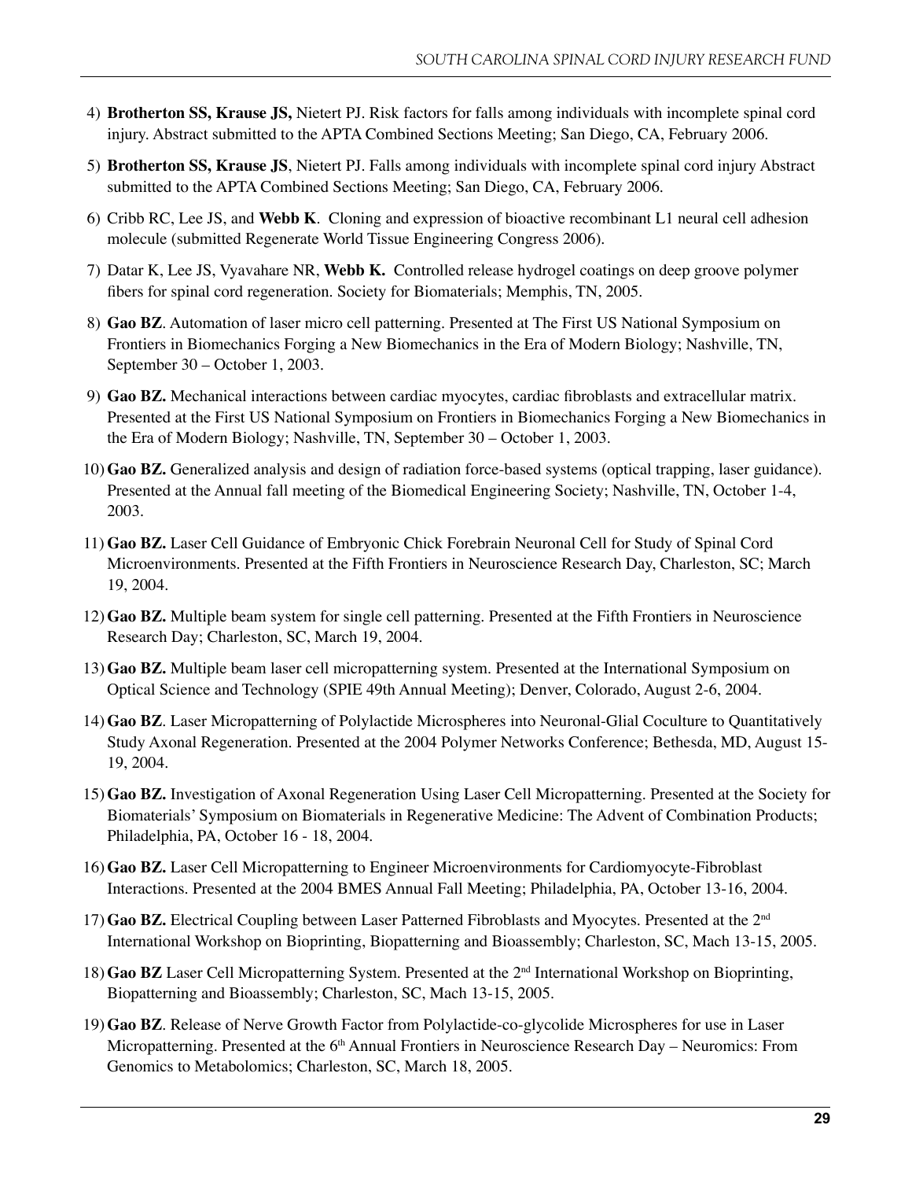4) **Brotherton SS, Krause JS,** Nietert PJ. Risk factors for falls among individuals with incomplete spinal cord injury. Abstract submitted to the APTA Combined Sections Meeting; San Diego, CA, February 2006.

5) **Brotherton SS, Krause JS**, Nietert PJ. Falls among individuals with incomplete spinal cord injury Abstract submitted to the APTA Combined Sections Meeting; San Diego, CA, February 2006.

6) Cribb RC, Lee JS, and **Webb K**. Cloning and expression of bioactive recombinant L1 neural cell adhesion molecule (submitted Regenerate World Tissue Engineering Congress 2006).

7) Datar K, Lee JS, Vyavahare NR, **Webb K.** Controlled release hydrogel coatings on deep groove polymer fibers for spinal cord regeneration. Society for Biomaterials; Memphis, TN, 2005.

8) **Gao BZ**. Automation of laser micro cell patterning. Presented at The First US National Symposium on Frontiers in Biomechanics Forging a New Biomechanics in the Era of Modern Biology; Nashville, TN, September 30 – October 1, 2003.

9) **Gao BZ.** Mechanical interactions between cardiac myocytes, cardiac fibroblasts and extracellular matrix. Presented at the First US National Symposium on Frontiers in Biomechanics Forging a New Biomechanics in the Era of Modern Biology; Nashville, TN, September 30 – October 1, 2003.

10) **Gao BZ.** Generalized analysis and design of radiation force-based systems (optical trapping, laser guidance). Presented at the Annual fall meeting of the Biomedical Engineering Society; Nashville, TN, October 1-4, 2003.

11) **Gao BZ.** Laser Cell Guidance of Embryonic Chick Forebrain Neuronal Cell for Study of Spinal Cord Microenvironments. Presented at the Fifth Frontiers in Neuroscience Research Day, Charleston, SC; March 19, 2004.

12) **Gao BZ.** Multiple beam system for single cell patterning. Presented at the Fifth Frontiers in Neuroscience Research Day; Charleston, SC, March 19, 2004.

13) **Gao BZ.** Multiple beam laser cell micropatterning system. Presented at the International Symposium on Optical Science and Technology (SPIE 49th Annual Meeting); Denver, Colorado, August 2-6, 2004.

14) **Gao BZ**. Laser Micropatterning of Polylactide Microspheres into Neuronal-Glial Coculture to Quantitatively Study Axonal Regeneration. Presented at the 2004 Polymer Networks Conference; Bethesda, MD, August 15-19, 2004.

15) **Gao BZ.** Investigation of Axonal Regeneration Using Laser Cell Micropatterning. Presented at the Society for Biomaterials' Symposium on Biomaterials in Regenerative Medicine: The Advent of Combination Products; Philadelphia, PA, October 16 - 18, 2004.

16) **Gao BZ.** Laser Cell Micropatterning to Engineer Microvironments for Cardiomyocyte-Fibroblast Interactions. Presented at the 2004 BMES Annual Fall Meeting; Philadelphia, PA, October 13-16, 2004.

17) **Gao BZ.** Electrical Coupling between Laser Patterned Fibroblasts and Myocytes. Presented at the 2nd International Workshop on Bioprinting, Biopatterning and Bioassembly; Charleston, SC, Mach 13-15, 2005.

18) **Gao BZ** Laser Cell Micropatterning System. Presented at the 2nd International Workshop on Bioprinting, Biopatterning and Bioassembly; Charleston, SC, Mach 13-15, 2005.

19) **Gao BZ**. Release of Nerve Growth Factor from Polylactide-co-glycolide Microspheres for use in Laser Micropatterning. Presented at the 6th Annual Frontiers in Neuroscience Research Day – Neuromics: From Genomics to Metabolomics; Charleston, SC, March 18, 2005.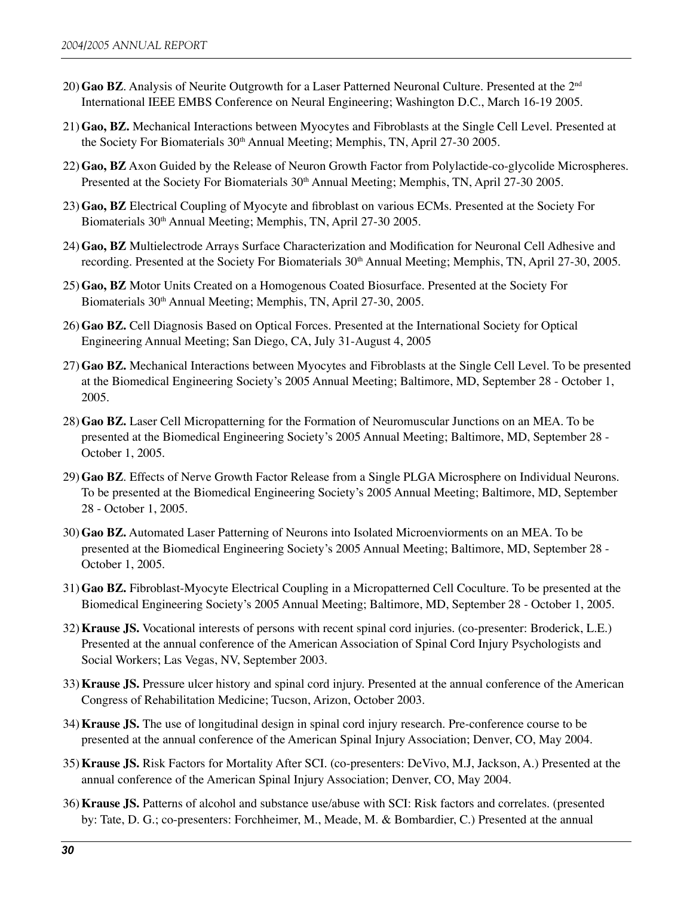20) **Gao BZ**. Analysis of Neurite Outgrowth for a Laser Patterned Neuronal Culture. Presented at the 2nd International IEEE EMBS Conference on Neural Engineering; Washington D.C., March 16-19 2005.

21) **Gao, BZ.** Mechanical Interactions between Myocytes and Fibroblasts at the Single Cell Level. Presented at the Society For Biomaterials 30th Annual Meeting; Memphis, TN, April 27-30 2005.

22) **Gao, BZ** Axon Guided by the Release of Neuron Growth Factor from Polylactide-co-glycolide Microspheres. Presented at the Society For Biomaterials 30th Annual Meeting; Memphis, TN, April 27-30 2005.

23) **Gao, BZ** Electrical Coupling of Myocyte and fibroblast on various ECMs. Presented at the Society For Biomaterials 30th Annual Meeting; Memphis, TN, April 27-30 2005.

24) **Gao, BZ** Multielectrode Arrays Surface Characterization and Modification for Neuronal Cell Adhesive and recording. Presented at the Society For Biomaterials 30th Annual Meeting; Memphis, TN, April 27-30, 2005.

25) **Gao, BZ** Motor Units Created on a Homogenous Coated Biosurface. Presented at the Society For Biomaterials 30th Annual Meeting; Memphis, TN, April 27-30, 2005.

26) **Gao BZ.** Cell Diagnosis Based on Optical Forces. Presented at the International Society for Optical Engineering Annual Meeting; San Diego, CA, July 31-August 4, 2005

27) **Gao BZ.** Mechanical Interactions between Myocytes and Fibroblasts at the Single Cell Level. To be presented at the Biomedical Engineering Society's 2005 Annual Meeting; Baltimore, MD, September 28 - October 1, 2005.

28) **Gao BZ.** Laser Cell Micropatterning for the Formation of Neuromuscular Junctions on an MEA. To be presented at the Biomedical Engineering Society's 2005 Annual Meeting; Baltimore, MD, September 28 - October 1, 2005.

29) **Gao BZ**. Effects of Nerve Growth Factor Release from a Single PLGA Microsphere on Individual Neurons. To be presented at the Biomedical Engineering Society's 2005 Annual Meeting; Baltimore, MD, September 28 - October 1, 2005.

30) **Gao BZ.** Automated Laser Patterning of Neurons into Isolated Microenviorments on an MEA. To be presented at the Biomedical Engineering Society's 2005 Annual Meeting; Baltimore, MD, September 28 - October 1, 2005.

31) **Gao BZ.** Fibroblast-Myocyte Electrical Coupling in a Micropatterned Cell Coculture. To be presented at the Biomedical Engineering Society's 2005 Annual Meeting; Baltimore, MD, September 28 - October 1, 2005.

32) **Krause JS.** Vocational interests of persons with recent spinal cord injuries. (co-presenter: Broderick, L.E.) Presented at the annual conference of the American Association of Spinal Cord Injury Psychologists and Social Workers; Las Vegas, NV, September 2003.

33) **Krause JS.** Pressure ulcer history and spinal cord injury. Presented at the annual conference of the American Congress of Rehabilitation Medicine; Tucson, Arizon, October 2003.

34) **Krause JS.** The use of longitudinal design in spinal cord injury research. Pre-conference course to be presented at the annual conference of the American Spinal Injury Association; Denver, CO, May 2004.

35) **Krause JS.** Risk Factors for Mortality After SCI. (co-presenters: DeVivo, M.J, Jackson, A.) Presented at the annual conference of the American Spinal Injury Association; Denver, CO, May 2004.

36) **Krause JS.** Patterns of alcohol and substance use/abuse with SCI: Risk factors and correlates. (presented by: Tate, D. G.; co-presenters: Forchheimer, M., Meade, M. & Bombardier, C.) Presented at the annual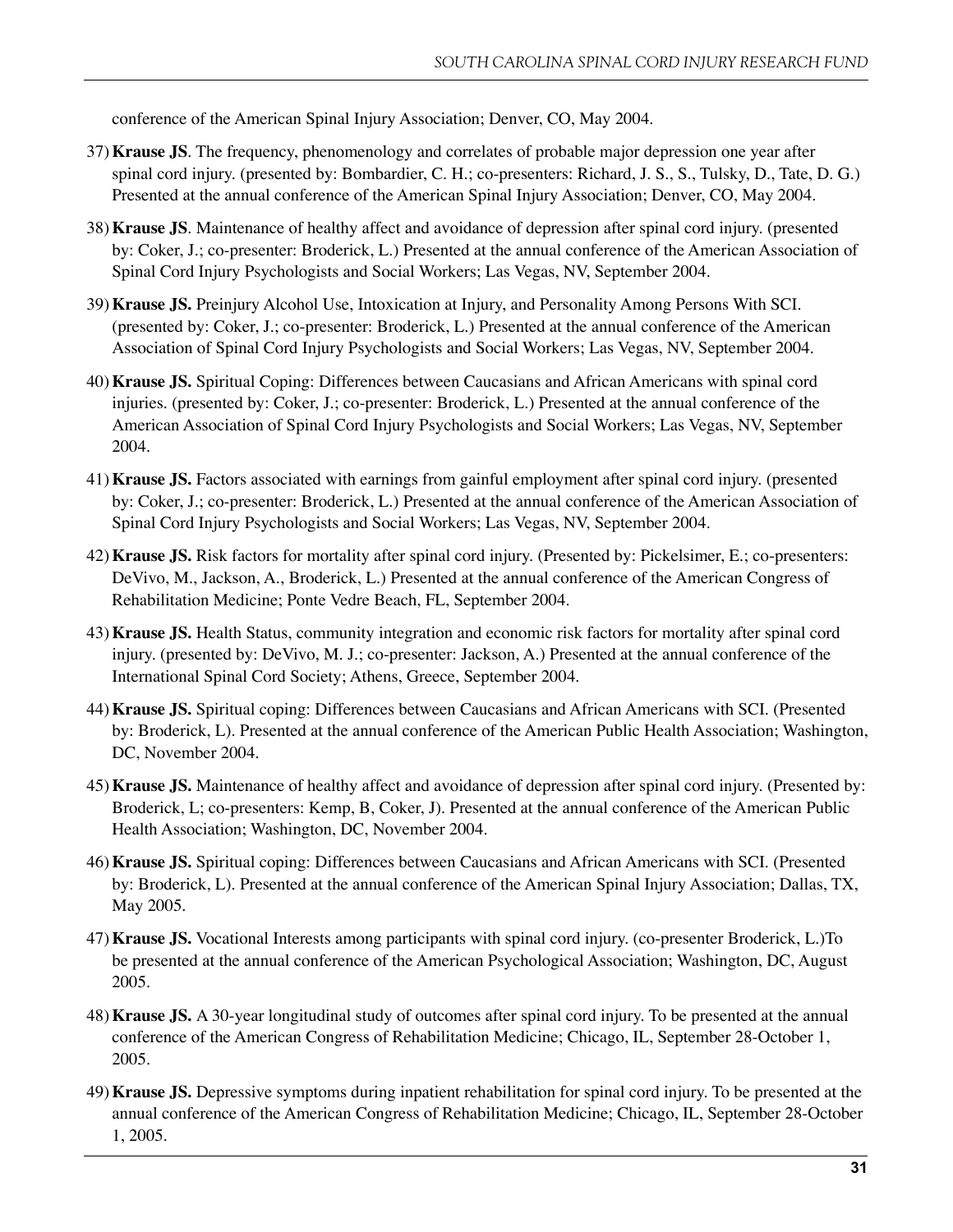conference of the American Spinal Injury Association; Denver, CO, May 2004.

37) **Krause JS**. The frequency, phenomenology and correlates of probable major depression one year after spinal cord injury. (presented by: Bombardier, C. H.; co-presenters: Richard, J. S., S., Tulsky, D., Tate, D. G.) Presented at the annual conference of the American Spinal Injury Association; Denver, CO, May 2004.

38) **Krause JS**. Maintenance of healthy affect and avoidance of depression after spinal cord injury. (presented by: Coker, J.; co-presenter: Broderick, L.) Presented at the annual conference of the American Association of Spinal Cord Injury Psychologists and Social Workers; Las Vegas, NV, September 2004.

39) **Krause JS.** Preinjury Alcohol Use, Intoxication at Injury, and Personality Among Persons With SCI. (presented by: Coker, J.; co-presenter: Broderick, L.) Presented at the annual conference of the American Association of Spinal Cord Injury Psychologists and Social Workers; Las Vegas, NV, September 2004.

40) **Krause JS.** Spiritual Coping: Differences between Caucasians and African Americans with spinal cord injuries. (presented by: Coker, J.; co-presenter: Broderick, L.) Presented at the annual conference of the American Association of Spinal Cord Injury Psychologists and Social Workers; Las Vegas, NV, September 2004.

41) **Krause JS.** Factors associated with earnings from gainful employment after spinal cord injury. (presented by: Coker, J.; co-presenter: Broderick, L.) Presented at the annual conference of the American Association of Spinal Cord Injury Psychologists and Social Workers; Las Vegas, NV, September 2004.

42) **Krause JS.** Risk factors for mortality after spinal cord injury. (Presented by: Pickelsimer, E.; co-presenters: DeVivo, M., Jackson, A., Broderick, L.) Presented at the annual conference of the American Congress of Rehabilitation Medicine; Ponte Vedre Beach, FL, September 2004.

43) **Krause JS.** Health Status, community integration and economic risk factors for mortality after spinal cord injury. (presented by: DeVivo, M. J.; co-presenter: Jackson, A.) Presented at the annual conference of the International Spinal Cord Society; Athens, Greece, September 2004.

44) **Krause JS.** Spiritual coping: Differences between Caucasians and African Americans with SCI. (Presented by: Broderick, L). Presented at the annual conference of the American Public Health Association; Washington, DC, November 2004.

45) **Krause JS.** Maintenance of healthy affect and avoidance of depression after spinal cord injury. (Presented by: Broderick, L; co-presenters: Kemp, B, Coker, J). Presented at the annual conference of the American Public Health Association; Washington, DC, November 2004.

46) **Krause JS.** Spiritual coping: Differences between Caucasians and African Americans with SCI. (Presented by: Broderick, L). Presented at the annual conference of the American Spinal Injury Association; Dallas, TX, May 2005.

47) **Krause JS.** Vocational Interests among participants with spinal cord injury. (co-presenter Broderick, L.)To be presented at the annual conference of the American Psychological Association; Washington, DC, August 2005.

48) **Krause JS.** A 30-year longitudinal study of outcomes after spinal cord injury. To be presented at the annual conference of the American Congress of Rehabilitation Medicine; Chicago, IL, September 28-October 1, 2005.

49) **Krause JS.** Depressive symptoms during inpatient rehabilitation for spinal cord injury. To be presented at the annual conference of the American Congress of Rehabilitation Medicine; Chicago, IL, September 28-October 1, 2005.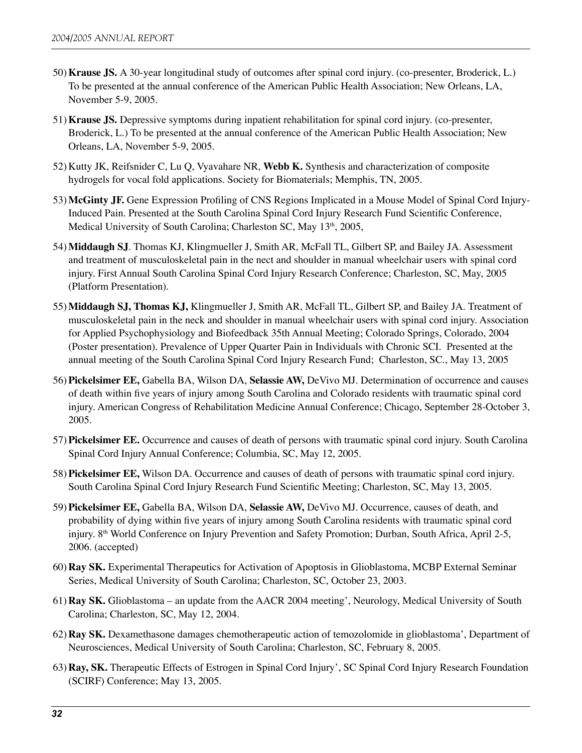50) **Krause JS.** A 30-year longitudinal study of outcomes after spinal cord injury. (co-presenter, Broderick, L.) To be presented at the annual conference of the American Public Health Association; New Orleans, LA, November 5-9, 2005.

51) **Krause JS.** Depressive symptoms during inpatient rehabilitation for spinal cord injury. (co-presenter, Broderick, L.) To be presented at the annual conference of the American Public Health Association; New Orleans, LA, November 5-9, 2005.

52) Kutty JK, Reifsnider C, Lu Q, Vyavahare NR, **Webb K.** Synthesis and characterization of composite hydrogels for vocal fold applications. Society for Biomaterials; Memphis, TN, 2005.

53) **McGinty JF.** Gene Expression Profiling of CNS Regions Implicated in a Mouse Model of Spinal Cord Injury-Induced Pain. Presented at the South Carolina Spinal Cord Injury Research Fund Scientific Conference, Medical University of South Carolina; Charleston SC, May 13th, 2005,

54) **Middaugh SJ**. Thomas KJ, Klingmueller J, Smith AR, McFall TL, Gilbert SP, and Bailey JA. Assessment and treatment of musculoskeletal pain in the nect and shoulder in manual wheelchair users with spinal cord injury. First Annual South Carolina Spinal Cord Injury Research Conference; Charleston, SC, May, 2005 (Platform Presentation).

55) **Middaugh SJ, Thomas KJ,** Klingmueller J, Smith AR, McFall TL, Gilbert SP, and Bailey JA. Treatment of musculoskeletal pain in the neck and shoulder in manual wheelchair users with spinal cord injury. Association for Applied Psychophysiology and Biofeedback 35th Annual Meeting; Colorado Springs, Colorado, 2004 (Poster presentation). Prevalence of Upper Quarter Pain in Individuals with Chronic SCI. Presented at the annual meeting of the South Carolina Spinal Cord Injury Research Fund; Charleston, SC., May 13, 2005

56) **Pickelsimer EE,** Gabella BA, Wilson DA, **Selassie AW,** DeVivo MJ. Determination of occurrence and causes of death within five years of injury among South Carolina and Colorado residents with traumatic spinal cord injury. American Congress of Rehabilitation Medicine Annual Conference; Chicago, September 28-October 3, 2005.

57) **Pickelsimer EE.** Occurrence and causes of death of persons with traumatic spinal cord injury. South Carolina Spinal Cord Injury Annual Conference; Columbia, SC, May 12, 2005.

58) **Pickelsimer EE,** Wilson DA. Occurrence and causes of death of persons with traumatic spinal cord injury. South Carolina Spinal Cord Injury Research Fund Scientific Meeting; Charleston, SC, May 13, 2005.

59) **Pickelsimer EE,** Gabella BA, Wilson DA, **Selassie AW,** DeVivo MJ. Occurrence, causes of death, and probability of dying within five years of injury among South Carolina residents with traumatic spinal cord injury. 8th World Conference on Injury Prevention and Safety Promotion; Durban, South Africa, April 2-5, 2006. (accepted)

60) **Ray SK.** Experimental Therapeutics for Activation of Apoptosis in Glioblastoma, MCBP External Seminar Series, Medical University of South Carolina; Charleston, SC, October 23, 2003.

61) **Ray SK.** Glioblastoma – an update from the AACR 2004 meeting', Neurology, Medical University of South Carolina; Charleston, SC, May 12, 2004.

62) **Ray SK.** Dexamethasone damages chemotherapeutic action of temozolomide in glioblastoma', Department of Neurosciences, Medical University of South Carolina; Charleston, SC, February 8, 2005.

63) **Ray, SK.** Therapeutic Effects of Estrogen in Spinal Cord Injury', SC Spinal Cord Injury Research Foundation (SCIRF) Conference; May 13, 2005.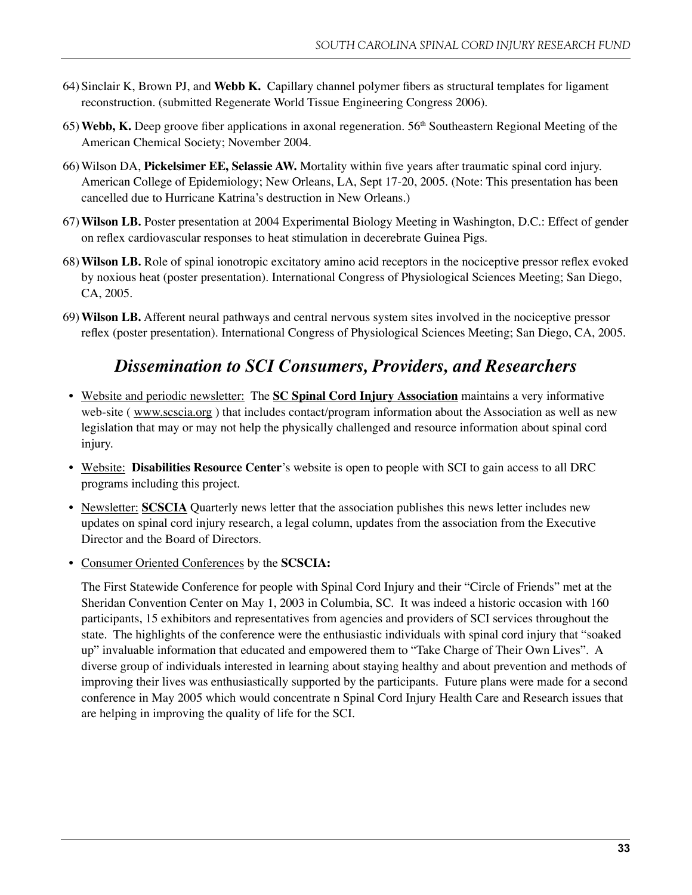64) Sinclair K, Brown PJ, and **Webb K.** Capillary channel polymer fibers as structural templates for ligament reconstruction. (submitted Regenerate World Tissue Engineering Congress 2006).

65) **Webb, K.** Deep groove fiber applications in axonal regeneration. 56th Southeastern Regional Meeting of the American Chemical Society; November 2004.

66) Wilson DA, **Pickelsimer EE, Selassie AW.** Mortality within five years after traumatic spinal cord injury. American College of Epidemiology; New Orleans, LA, Sept 17-20, 2005. (Note: This presentation has been cancelled due to Hurricane Katrina's destruction in New Orleans.)

67) **Wilson LB.** Poster presentation at 2004 Experimental Biology Meeting in Washington, D.C.: Effect of gender on reflex cardiovascular responses to heat stimulation in decerebrate Guinea Pigs.

68) **Wilson LB.** Role of spinal ionotropic excitatory amino acid receptors in the nociceptive pressor reflex evoked by noxious heat (poster presentation). International Congress of Physiological Sciences Meeting; San Diego, CA, 2005.

69) **Wilson LB.** Afferent neural pathways and central nervous system sites involved in the nociceptive pressor reflex (poster presentation). International Congress of Physiological Sciences Meeting; San Diego, CA, 2005.

## *Dissemination to SCI Consumers, Providers, and Researchers*

- Website and periodic newsletter: The **SC Spinal Cord Injury Association** maintains a very informative web-site ( www.scscia.org ) that includes contact/program information about the Association as well as new legislation that may or may not help the physically challenged and resource information about spinal cord injury.

- Website: **Disabilities Resource Center**'s website is open to people with SCI to gain access to all DRC programs including this project.

- Newsletter: **SCSCIA** Quarterly news letter that the association publishes this news letter includes new updates on spinal cord injury research, a legal column, updates from the association from the Executive Director and the Board of Directors.

- Consumer Oriented Conferences by the **SCSCIA:**

  The First Statewide Conference for people with Spinal Cord Injury and their "Circle of Friends" met at the Sheridan Convention Center on May 1, 2003 in Columbia, SC. It was indeed a historic occasion with 160 participants, 15 exhibitors and representatives from agencies and providers of SCI services throughout the state. The highlights of the conference were the enthusiastic individuals with spinal cord injury that "soaked up" invaluable information that educated and empowered them to "Take Charge of Their Own Lives". A diverse group of individuals interested in learning about staying healthy and about prevention and methods of improving their lives was enthusiastically supported by the participants. Future plans were made for a second conference in May 2005 which would concentrate n Spinal Cord Injury Health Care and Research issues that are helping in improving the quality of life for the SCI.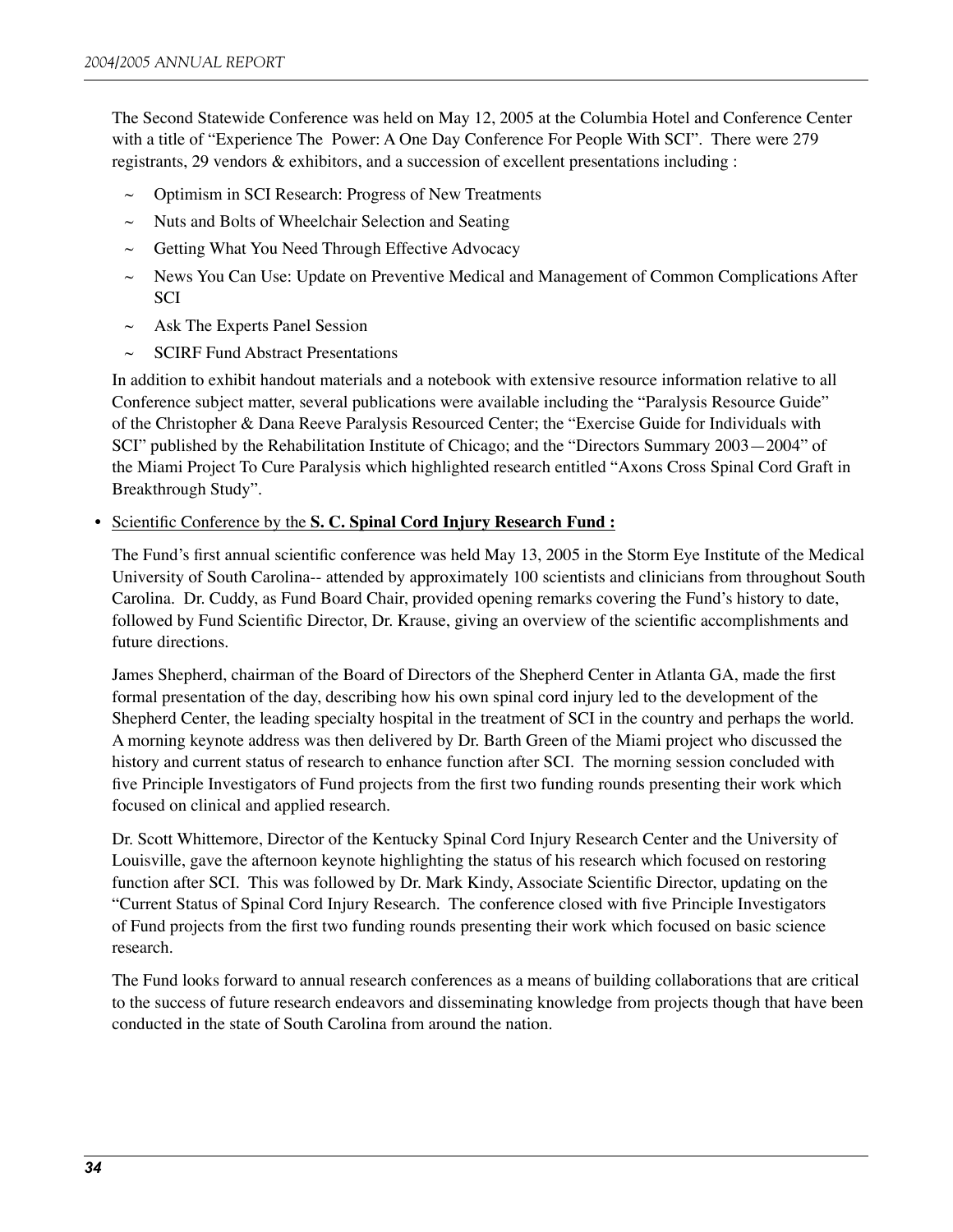The Second Statewide Conference was held on May 12, 2005 at the Columbia Hotel and Conference Center with a title of "Experience The  Power: A One Day Conference For People With SCI".  There were 279 registrants, 29 vendors & exhibitors, and a succession of excellent presentations including :

- Optimism in SCI Research: Progress of New Treatments
- Nuts and Bolts of Wheelchair Selection and Seating
- Getting What You Need Through Effective Advocacy
- News You Can Use: Update on Preventive Medical and Management of Common Complications After SCI
- Ask The Experts Panel Session
- SCIRF Fund Abstract Presentations

In addition to exhibit handout materials and a notebook with extensive resource information relative to all Conference subject matter, several publications were available including the "Paralysis Resource Guide" of the Christopher & Dana Reeve Paralysis Resourced Center; the "Exercise Guide for Individuals with SCI" published by the Rehabilitation Institute of Chicago; and the "Directors Summary 2003—2004" of the Miami Project To Cure Paralysis which highlighted research entitled "Axons Cross Spinal Cord Graft in Breakthrough Study".

- Scientific Conference by the **S. C. Spinal Cord Injury Research Fund :**

The Fund's first annual scientific conference was held May 13, 2005 in the Storm Eye Institute of the Medical University of South Carolina-- attended by approximately 100 scientists and clinicians from throughout South Carolina.  Dr. Cuddy, as Fund Board Chair, provided opening remarks covering the Fund's history to date, followed by Fund Scientific Director, Dr. Krause, giving an overview of the scientific accomplishments and future directions.

James Shepherd, chairman of the Board of Directors of the Shepherd Center in Atlanta GA, made the first formal presentation of the day, describing how his own spinal cord injury led to the development of the Shepherd Center, the leading specialty hospital in the treatment of SCI in the country and perhaps the world.  A morning keynote address was then delivered by Dr. Barth Green of the Miami project who discussed the history and current status of research to enhance function after SCI.  The morning session concluded with five Principle Investigators of Fund projects from the first two funding rounds presenting their work which focused on clinical and applied research.

Dr. Scott Whittemore, Director of the Kentucky Spinal Cord Injury Research Center and the University of Louisville, gave the afternoon keynote highlighting the status of his research which focused on restoring function after SCI.  This was followed by Dr. Mark Kindy, Associate Scientific Director, updating on the "Current Status of Spinal Cord Injury Research.  The conference closed with five Principle Investigators of Fund projects from the first two funding rounds presenting their work which focused on basic science research.

The Fund looks forward to annual research conferences as a means of building collaborations that are critical to the success of future research endeavors and disseminating knowledge from projects though that have been conducted in the state of South Carolina from around the nation.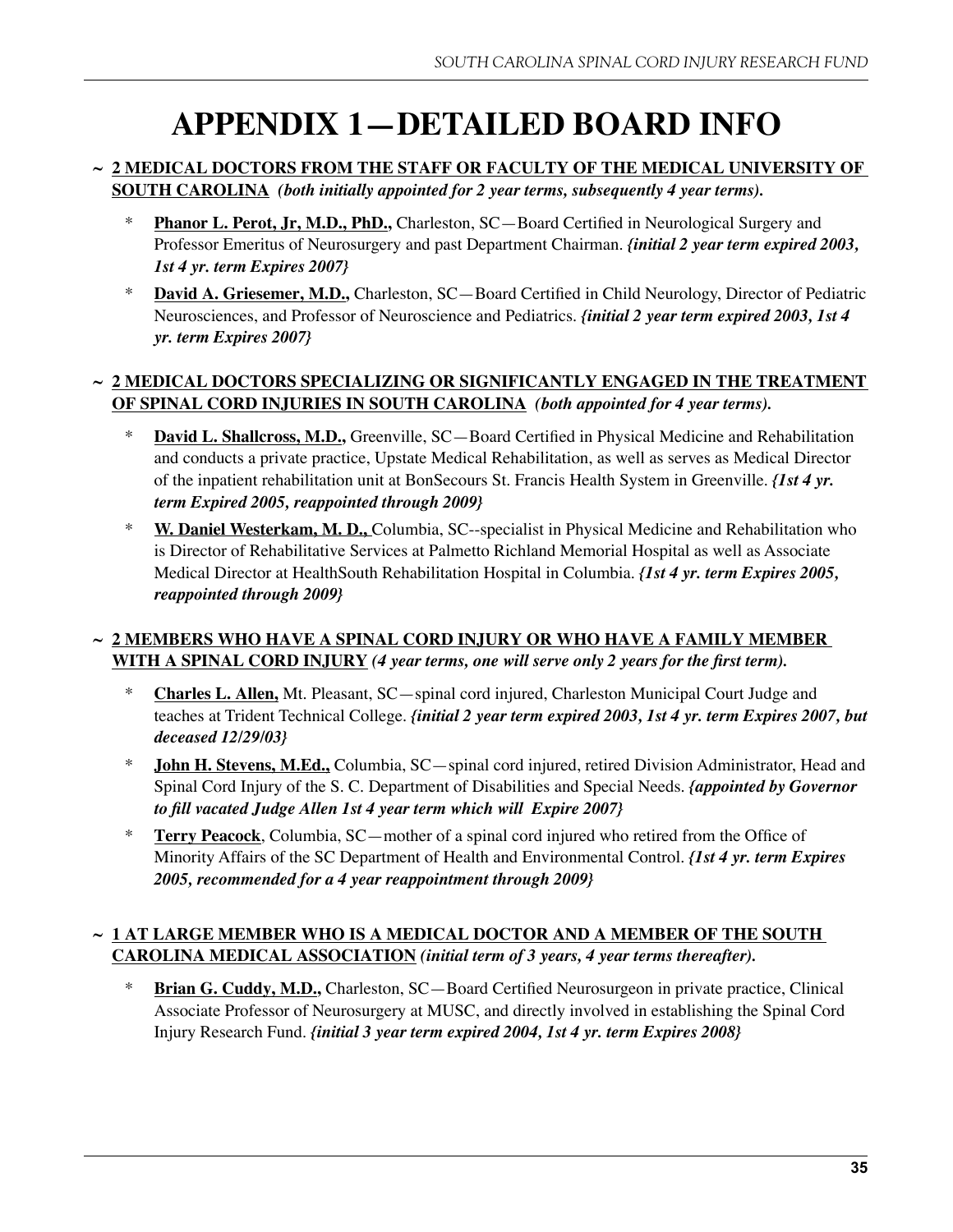# APPENDIX 1—DETAILED BOARD INFO

~ **2 MEDICAL DOCTORS FROM THE STAFF OR FACULTY OF THE MEDICAL UNIVERSITY OF SOUTH CAROLINA** ***(both initially appointed for 2 year terms, subsequently 4 year terms).***

- **Phanor L. Perot, Jr, M.D., PhD.,** Charleston, SC—Board Certified in Neurological Surgery and Professor Emeritus of Neurosurgery and past Department Chairman. ***{initial 2 year term expired 2003, 1st 4 yr. term Expires 2007}***
- **David A. Griesemer, M.D.,** Charleston, SC—Board Certified in Child Neurology, Director of Pediatric Neurosciences, and Professor of Neuroscience and Pediatrics. ***{initial 2 year term expired 2003, 1st 4 yr. term Expires 2007}***

~ **2 MEDICAL DOCTORS SPECIALIZING OR SIGNIFICANTLY ENGAGED IN THE TREATMENT OF SPINAL CORD INJURIES IN SOUTH CAROLINA** ***(both appointed for 4 year terms).***

- **David L. Shallcross, M.D.,** Greenville, SC—Board Certified in Physical Medicine and Rehabilitation and conducts a private practice, Upstate Medical Rehabilitation, as well as serves as Medical Director of the inpatient rehabilitation unit at BonSecours St. Francis Health System in Greenville. ***{1st 4 yr. term Expired 2005, reappointed through 2009}***
- **W. Daniel Westerkam, M. D.,** Columbia, SC--specialist in Physical Medicine and Rehabilitation who is Director of Rehabilitative Services at Palmetto Richland Memorial Hospital as well as Associate Medical Director at HealthSouth Rehabilitation Hospital in Columbia. ***{1st 4 yr. term Expires 2005, reappointed through 2009}***

~ **2 MEMBERS WHO HAVE A SPINAL CORD INJURY OR WHO HAVE A FAMILY MEMBER WITH A SPINAL CORD INJURY** ***(4 year terms, one will serve only 2 years for the first term).***

- **Charles L. Allen,** Mt. Pleasant, SC—spinal cord injured, Charleston Municipal Court Judge and teaches at Trident Technical College. ***{initial 2 year term expired 2003, 1st 4 yr. term Expires 2007, but deceased 12/29/03}***
- **John H. Stevens, M.Ed.,** Columbia, SC—spinal cord injured, retired Division Administrator, Head and Spinal Cord Injury of the S. C. Department of Disabilities and Special Needs. ***{appointed by Governor to fill vacated Judge Allen 1st 4 year term which will Expire 2007}***
- **Terry Peacock**, Columbia, SC—mother of a spinal cord injured who retired from the Office of Minority Affairs of the SC Department of Health and Environmental Control. ***{1st 4 yr. term Expires 2005, recommended for a 4 year reappointment through 2009}***

~ **1 AT LARGE MEMBER WHO IS A MEDICAL DOCTOR AND A MEMBER OF THE SOUTH CAROLINA MEDICAL ASSOCIATION** ***(initial term of 3 years, 4 year terms thereafter).***

- **Brian G. Cuddy, M.D.,** Charleston, SC—Board Certified Neurosurgeon in private practice, Clinical Associate Professor of Neurosurgery at MUSC, and directly involved in establishing the Spinal Cord Injury Research Fund. ***{initial 3 year term expired 2004, 1st 4 yr. term Expires 2008}***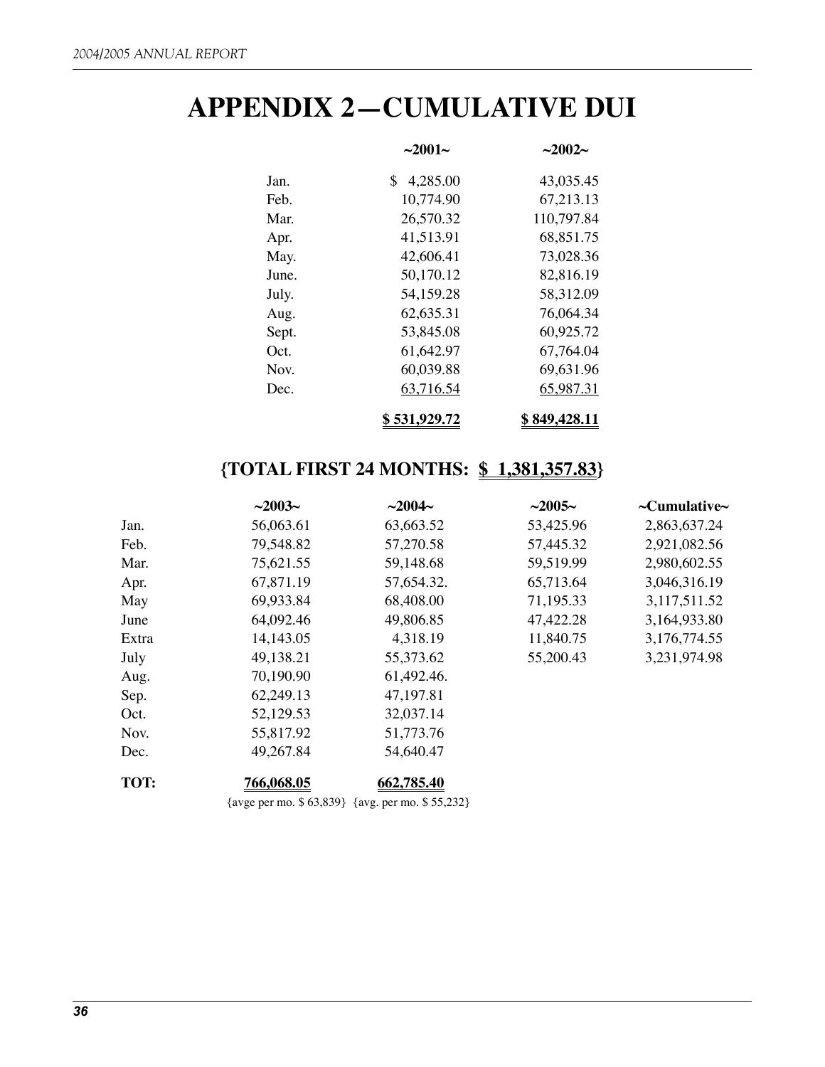# APPENDIX 2—CUMULATIVE DUI

| | ~2001~ | ~2002~ |
|---|---|---|
| Jan. | $ 4,285.00 | 43,035.45 |
| Feb. | 10,774.90 | 67,213.13 |
| Mar. | 26,570.32 | 110,797.84 |
| Apr. | 41,513.91 | 68,851.75 |
| May. | 42,606.41 | 73,028.36 |
| June. | 50,170.12 | 82,816.19 |
| July. | 54,159.28 | 58,312.09 |
| Aug. | 62,635.31 | 76,064.34 |
| Sept. | 53,845.08 | 60,925.72 |
| Oct. | 61,642.97 | 67,764.04 |
| Nov. | 60,039.88 | 69,631.96 |
| Dec. | 63,716.54 | 65,987.31 |
| | **$ 531,929.72** | **$ 849,428.11** |

## {TOTAL FIRST 24 MONTHS: $ 1,381,357.83}

| | ~2003~ | ~2004~ | ~2005~ | ~Cumulative~ |
|---|---|---|---|---|
| Jan. | 56,063.61 | 63,663.52 | 53,425.96 | 2,863,637.24 |
| Feb. | 79,548.82 | 57,270.58 | 57,445.32 | 2,921,082.56 |
| Mar. | 75,621.55 | 59,148.68 | 59,519.99 | 2,980,602.55 |
| Apr. | 67,871.19 | 57,654.32. | 65,713.64 | 3,046,316.19 |
| May | 69,933.84 | 68,408.00 | 71,195.33 | 3,117,511.52 |
| June | 64,092.46 | 49,806.85 | 47,422.28 | 3,164,933.80 |
| Extra | 14,143.05 | 4,318.19 | 11,840.75 | 3,176,774.55 |
| July | 49,138.21 | 55,373.62 | 55,200.43 | 3,231,974.98 |
| Aug. | 70,190.90 | 61,492.46. | | |
| Sep. | 62,249.13 | 47,197.81 | | |
| Oct. | 52,129.53 | 32,037.14 | | |
| Nov. | 55,817.92 | 51,773.76 | | |
| Dec. | 49,267.84 | 54,640.47 | | |
| **TOT:** | **766,068.05** | **662,785.40** | | |
| | {avge per mo. $ 63,839} | {avg. per mo. $ 55,232} | | |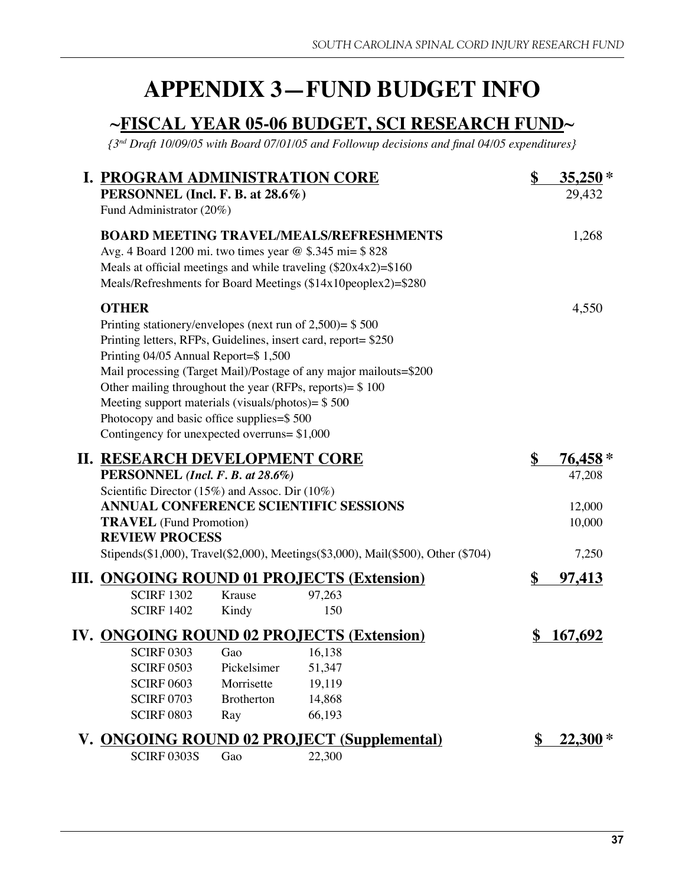# APPENDIX 3—FUND BUDGET INFO

## ~FISCAL YEAR 05-06 BUDGET, SCI RESEARCH FUND~

*{3rd Draft 10/09/05 with Board 07/01/05 and Followup decisions and final 04/05 expenditures}*

### I. PROGRAM ADMINISTRATION CORE — $ 35,250 *

**PERSONNEL (Incl. F. B. at 28.6%)** — 29,432

Fund Administrator (20%)

**BOARD MEETING TRAVEL/MEALS/REFRESHMENTS** — 1,268

Avg. 4 Board 1200 mi. two times year @ $.345 mi= $ 828
Meals at official meetings and while traveling ($20x4x2)=$160
Meals/Refreshments for Board Meetings ($14x10peoplex2)=$280

**OTHER** — 4,550

Printing stationery/envelopes (next run of 2,500)= $ 500
Printing letters, RFPs, Guidelines, insert card, report= $250
Printing 04/05 Annual Report=$ 1,500
Mail processing (Target Mail)/Postage of any major mailouts=$200
Other mailing throughout the year (RFPs, reports)= $ 100
Meeting support materials (visuals/photos)= $ 500
Photocopy and basic office supplies=$ 500
Contingency for unexpected overruns= $1,000

### II. RESEARCH DEVELOPMENT CORE — $ 76,458 *

**PERSONNEL** ***(Incl. F. B. at 28.6%)*** — 47,208

Scientific Director (15%) and Assoc. Dir (10%)

**ANNUAL CONFERENCE SCIENTIFIC SESSIONS** — 12,000

**TRAVEL** (Fund Promotion) — 10,000

**REVIEW PROCESS** — 7,250

Stipends($1,000), Travel($2,000), Meetings($3,000), Mail($500), Other ($704)

### III. ONGOING ROUND 01 PROJECTS (Extension) — $ 97,413

| SCIRF 1302 | Krause | 97,263 |
|---|---|---|
| SCIRF 1402 | Kindy | 150 |

### IV. ONGOING ROUND 02 PROJECTS (Extension) — $ 167,692

| SCIRF 0303 | Gao | 16,138 |
|---|---|---|
| SCIRF 0503 | Pickelsimer | 51,347 |
| SCIRF 0603 | Morrisette | 19,119 |
| SCIRF 0703 | Brotherton | 14,868 |
| SCIRF 0803 | Ray | 66,193 |

### V. ONGOING ROUND 02 PROJECT (Supplemental) — $ 22,300 *

| SCIRF 0303S | Gao | 22,300 |
|---|---|---|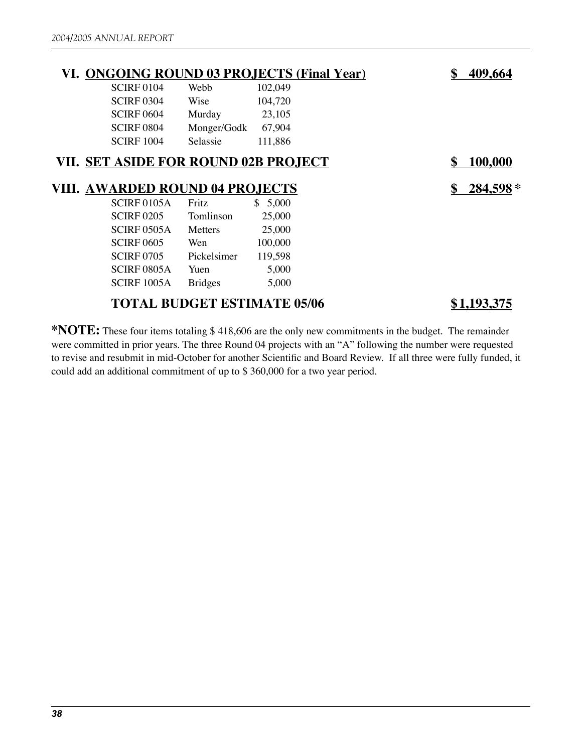## VI. ONGOING ROUND 03 PROJECTS (Final Year) $ 409,664

| | | |
|---|---|---|
| SCIRF 0104 | Webb | 102,049 |
| SCIRF 0304 | Wise | 104,720 |
| SCIRF 0604 | Murday | 23,105 |
| SCIRF 0804 | Monger/Godk | 67,904 |
| SCIRF 1004 | Selassie | 111,886 |

## VII. SET ASIDE FOR ROUND 02B PROJECT $ 100,000

## VIII. AWARDED ROUND 04 PROJECTS $ 284,598 *

| | | |
|---|---|---|
| SCIRF 0105A | Fritz | $ 5,000 |
| SCIRF 0205 | Tomlinson | 25,000 |
| SCIRF 0505A | Metters | 25,000 |
| SCIRF 0605 | Wen | 100,000 |
| SCIRF 0705 | Pickelsimer | 119,598 |
| SCIRF 0805A | Yuen | 5,000 |
| SCIRF 1005A | Bridges | 5,000 |

**TOTAL BUDGET ESTIMATE 05/06 $1,193,375**

**\*NOTE:** These four items totaling $ 418,606 are the only new commitments in the budget. The remainder were committed in prior years. The three Round 04 projects with an "A" following the number were requested to revise and resubmit in mid-October for another Scientific and Board Review. If all three were fully funded, it could add an additional commitment of up to $ 360,000 for a two year period.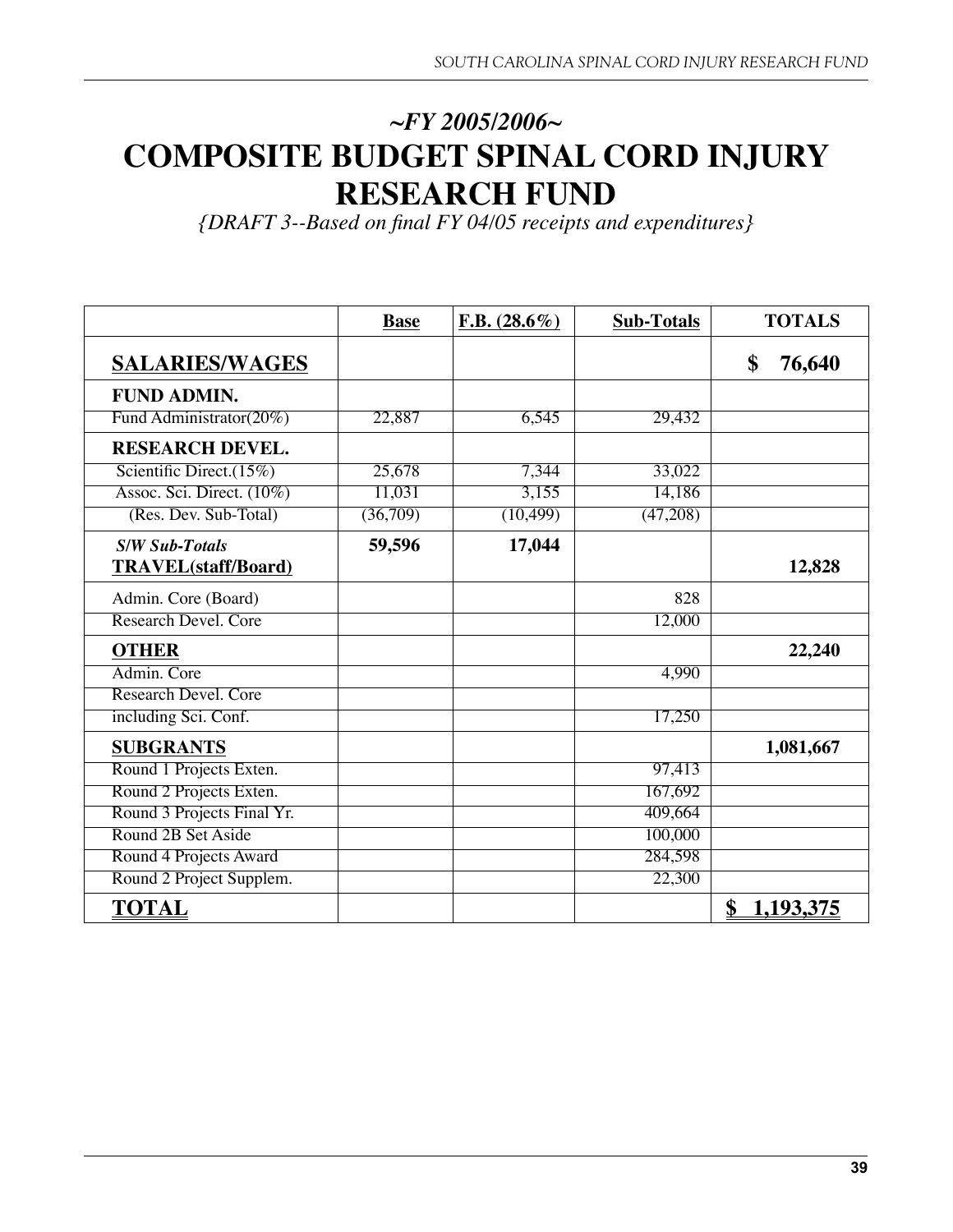## *~FY 2005/2006~*

# COMPOSITE BUDGET SPINAL CORD INJURY RESEARCH FUND

*{DRAFT 3--Based on final FY 04/05 receipts and expenditures}*

| | **Base** | **F.B. (28.6%)** | **Sub-Totals** | **TOTALS** |
|---|---|---|---|---|
| **SALARIES/WAGES** | | | | **$ 76,640** |
| **FUND ADMIN.** | | | | |
| Fund Administrator(20%) | 22,887 | 6,545 | 29,432 | |
| **RESEARCH DEVEL.** | | | | |
| Scientific Direct.(15%) | 25,678 | 7,344 | 33,022 | |
| Assoc. Sci. Direct. (10%) | 11,031 | 3,155 | 14,186 | |
| (Res. Dev. Sub-Total) | (36,709) | (10,499) | (47,208) | |
| ***S/W Sub-Totals*** | **59,596** | **17,044** | | |
| **TRAVEL(staff/Board)** | | | | **12,828** |
| Admin. Core (Board) | | | 828 | |
| Research Devel. Core | | | 12,000 | |
| **OTHER** | | | | **22,240** |
| Admin. Core | | | 4,990 | |
| Research Devel. Core including Sci. Conf. | | | 17,250 | |
| **SUBGRANTS** | | | | **1,081,667** |
| Round 1 Projects Exten. | | | 97,413 | |
| Round 2 Projects Exten. | | | 167,692 | |
| Round 3 Projects Final Yr. | | | 409,664 | |
| Round 2B Set Aside | | | 100,000 | |
| Round 4 Projects Award | | | 284,598 | |
| Round 2 Project Supplem. | | | 22,300 | |
| **TOTAL** | | | | **$ 1,193,375** |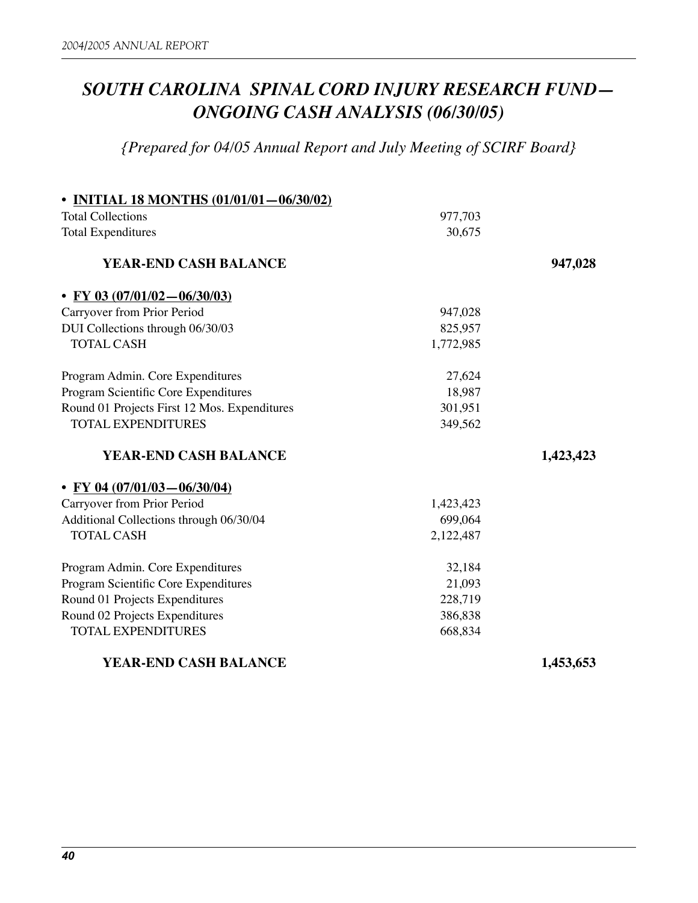# *SOUTH CAROLINA SPINAL CORD INJURY RESEARCH FUND—ONGOING CASH ANALYSIS (06/30/05)*

*{Prepared for 04/05 Annual Report and July Meeting of SCIRF Board}*

| | | |
|---|---|---|
| • **<u>INITIAL 18 MONTHS (01/01/01—06/30/02)</u>** | | |
| Total Collections | 977,703 | |
| Total Expenditures | 30,675 | |
| **YEAR-END CASH BALANCE** | | **947,028** |
| • **<u>FY 03 (07/01/02—06/30/03)</u>** | | |
| Carryover from Prior Period | 947,028 | |
| DUI Collections through 06/30/03 | 825,957 | |
| TOTAL CASH | 1,772,985 | |
| Program Admin. Core Expenditures | 27,624 | |
| Program Scientific Core Expenditures | 18,987 | |
| Round 01 Projects First 12 Mos. Expenditures | 301,951 | |
| TOTAL EXPENDITURES | 349,562 | |
| **YEAR-END CASH BALANCE** | | **1,423,423** |
| • **<u>FY 04 (07/01/03—06/30/04)</u>** | | |
| Carryover from Prior Period | 1,423,423 | |
| Additional Collections through 06/30/04 | 699,064 | |
| TOTAL CASH | 2,122,487 | |
| Program Admin. Core Expenditures | 32,184 | |
| Program Scientific Core Expenditures | 21,093 | |
| Round 01 Projects Expenditures | 228,719 | |
| Round 02 Projects Expenditures | 386,838 | |
| TOTAL EXPENDITURES | 668,834 | |
| **YEAR-END CASH BALANCE** | | **1,453,653** |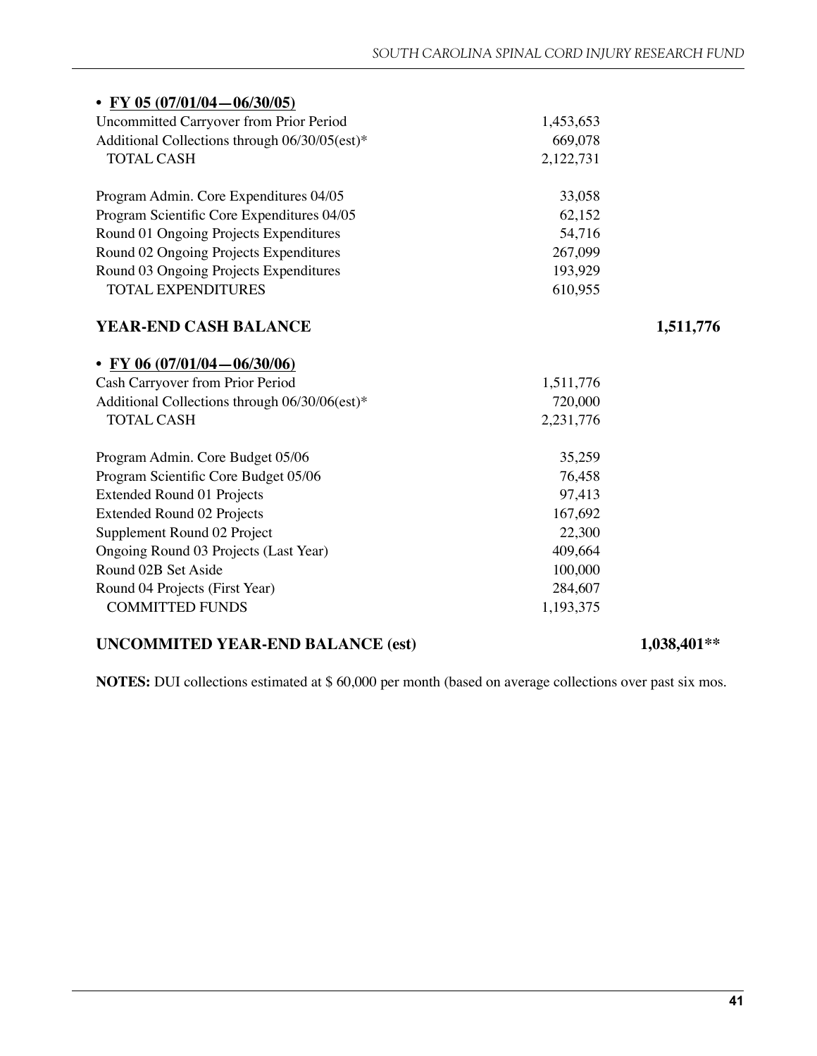- **<u>FY 05 (07/01/04—06/30/05)</u>**

| | | |
|---|---|---|
| Uncommitted Carryover from Prior Period | 1,453,653 | |
| Additional Collections through 06/30/05(est)* | 669,078 | |
| TOTAL CASH | 2,122,731 | |
| | | |
| Program Admin. Core Expenditures 04/05 | 33,058 | |
| Program Scientific Core Expenditures 04/05 | 62,152 | |
| Round 01 Ongoing Projects Expenditures | 54,716 | |
| Round 02 Ongoing Projects Expenditures | 267,099 | |
| Round 03 Ongoing Projects Expenditures | 193,929 | |
| TOTAL EXPENDITURES | 610,955 | |
| | | |
| **YEAR-END CASH BALANCE** | | **1,511,776** |

- **<u>FY 06 (07/01/04—06/30/06)</u>**

| | | |
|---|---|---|
| Cash Carryover from Prior Period | 1,511,776 | |
| Additional Collections through 06/30/06(est)* | 720,000 | |
| TOTAL CASH | 2,231,776 | |
| | | |
| Program Admin. Core Budget 05/06 | 35,259 | |
| Program Scientific Core Budget 05/06 | 76,458 | |
| Extended Round 01 Projects | 97,413 | |
| Extended Round 02 Projects | 167,692 | |
| Supplement Round 02 Project | 22,300 | |
| Ongoing Round 03 Projects (Last Year) | 409,664 | |
| Round 02B Set Aside | 100,000 | |
| Round 04 Projects (First Year) | 284,607 | |
| COMMITTED FUNDS | 1,193,375 | |
| | | |
| **UNCOMMITED YEAR-END BALANCE (est)** | | **1,038,401**** |

**NOTES:** DUI collections estimated at $ 60,000 per month (based on average collections over past six mos.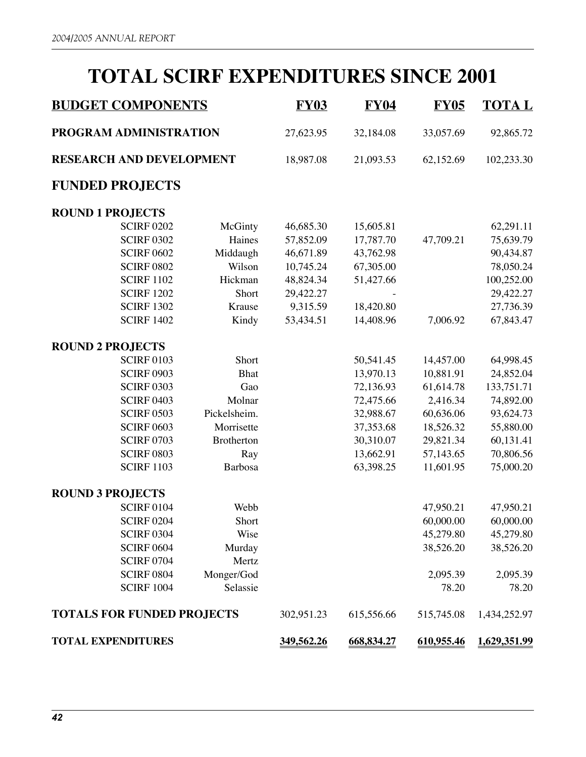# TOTAL SCIRF EXPENDITURES SINCE 2001

| BUDGET COMPONENTS | | FY03 | FY04 | FY05 | TOTA L |
|---|---|---|---|---|---|
| **PROGRAM ADMINISTRATION** | | 27,623.95 | 32,184.08 | 33,057.69 | 92,865.72 |
| **RESEARCH AND DEVELOPMENT** | | 18,987.08 | 21,093.53 | 62,152.69 | 102,233.30 |
| **FUNDED PROJECTS** | | | | | |
| **ROUND 1 PROJECTS** | | | | | |
| SCIRF 0202 | McGinty | 46,685.30 | 15,605.81 | | 62,291.11 |
| SCIRF 0302 | Haines | 57,852.09 | 17,787.70 | 47,709.21 | 75,639.79 |
| SCIRF 0602 | Middaugh | 46,671.89 | 43,762.98 | | 90,434.87 |
| SCIRF 0802 | Wilson | 10,745.24 | 67,305.00 | | 78,050.24 |
| SCIRF 1102 | Hickman | 48,824.34 | 51,427.66 | | 100,252.00 |
| SCIRF 1202 | Short | 29,422.27 | - | | 29,422.27 |
| SCIRF 1302 | Krause | 9,315.59 | 18,420.80 | | 27,736.39 |
| SCIRF 1402 | Kindy | 53,434.51 | 14,408.96 | 7,006.92 | 67,843.47 |
| **ROUND 2 PROJECTS** | | | | | |
| SCIRF 0103 | Short | | 50,541.45 | 14,457.00 | 64,998.45 |
| SCIRF 0903 | Bhat | | 13,970.13 | 10,881.91 | 24,852.04 |
| SCIRF 0303 | Gao | | 72,136.93 | 61,614.78 | 133,751.71 |
| SCIRF 0403 | Molnar | | 72,475.66 | 2,416.34 | 74,892.00 |
| SCIRF 0503 | Pickelsheim. | | 32,988.67 | 60,636.06 | 93,624.73 |
| SCIRF 0603 | Morrisette | | 37,353.68 | 18,526.32 | 55,880.00 |
| SCIRF 0703 | Brotherton | | 30,310.07 | 29,821.34 | 60,131.41 |
| SCIRF 0803 | Ray | | 13,662.91 | 57,143.65 | 70,806.56 |
| SCIRF 1103 | Barbosa | | 63,398.25 | 11,601.95 | 75,000.20 |
| **ROUND 3 PROJECTS** | | | | | |
| SCIRF 0104 | Webb | | | 47,950.21 | 47,950.21 |
| SCIRF 0204 | Short | | | 60,000.00 | 60,000.00 |
| SCIRF 0304 | Wise | | | 45,279.80 | 45,279.80 |
| SCIRF 0604 | Murday | | | 38,526.20 | 38,526.20 |
| SCIRF 0704 | Mertz | | | | |
| SCIRF 0804 | Monger/God | | | 2,095.39 | 2,095.39 |
| SCIRF 1004 | Selassie | | | 78.20 | 78.20 |
| **TOTALS FOR FUNDED PROJECTS** | | 302,951.23 | 615,556.66 | 515,745.08 | 1,434,252.97 |
| **TOTAL EXPENDITURES** | | 349,562.26 | 668,834.27 | 610,955.46 | 1,629,351.99 |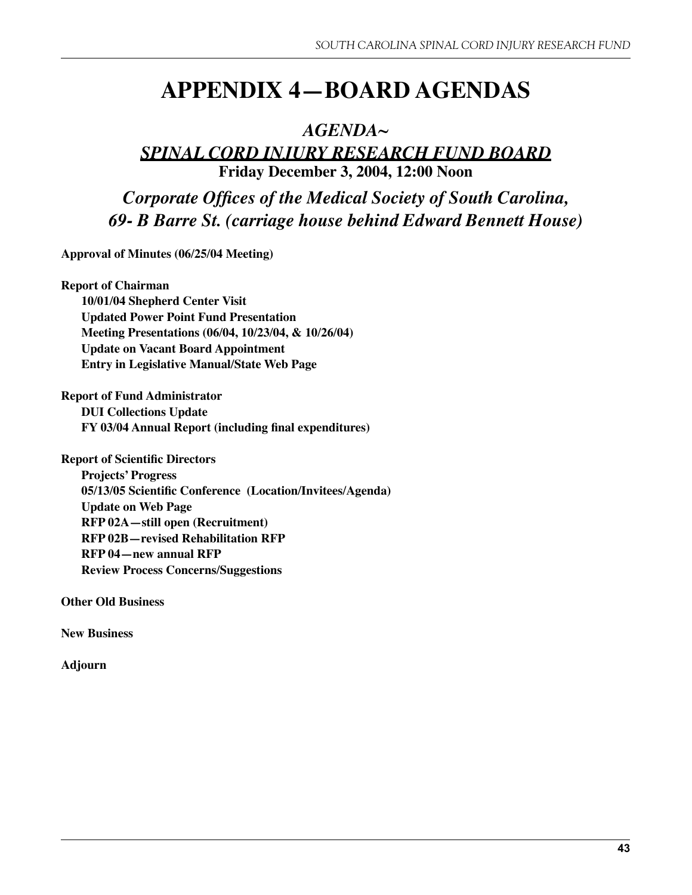# APPENDIX 4—BOARD AGENDAS

## *AGENDA~*

## ***SPINAL CORD INJURY RESEARCH FUND BOARD***

**Friday December 3, 2004, 12:00 Noon**

### *Corporate Offices of the Medical Society of South Carolina, 69- B Barre St. (carriage house behind Edward Bennett House)*

**Approval of Minutes (06/25/04 Meeting)**

**Report of Chairman**

- **10/01/04 Shepherd Center Visit**
- **Updated Power Point Fund Presentation**
- **Meeting Presentations (06/04, 10/23/04, & 10/26/04)**
- **Update on Vacant Board Appointment**
- **Entry in Legislative Manual/State Web Page**

**Report of Fund Administrator**

- **DUI Collections Update**
- **FY 03/04 Annual Report (including final expenditures)**

**Report of Scientific Directors**

- **Projects' Progress**
- **05/13/05 Scientific Conference (Location/Invitees/Agenda)**
- **Update on Web Page**
- **RFP 02A—still open (Recruitment)**
- **RFP 02B—revised Rehabilitation RFP**
- **RFP 04—new annual RFP**
- **Review Process Concerns/Suggestions**

**Other Old Business**

**New Business**

**Adjourn**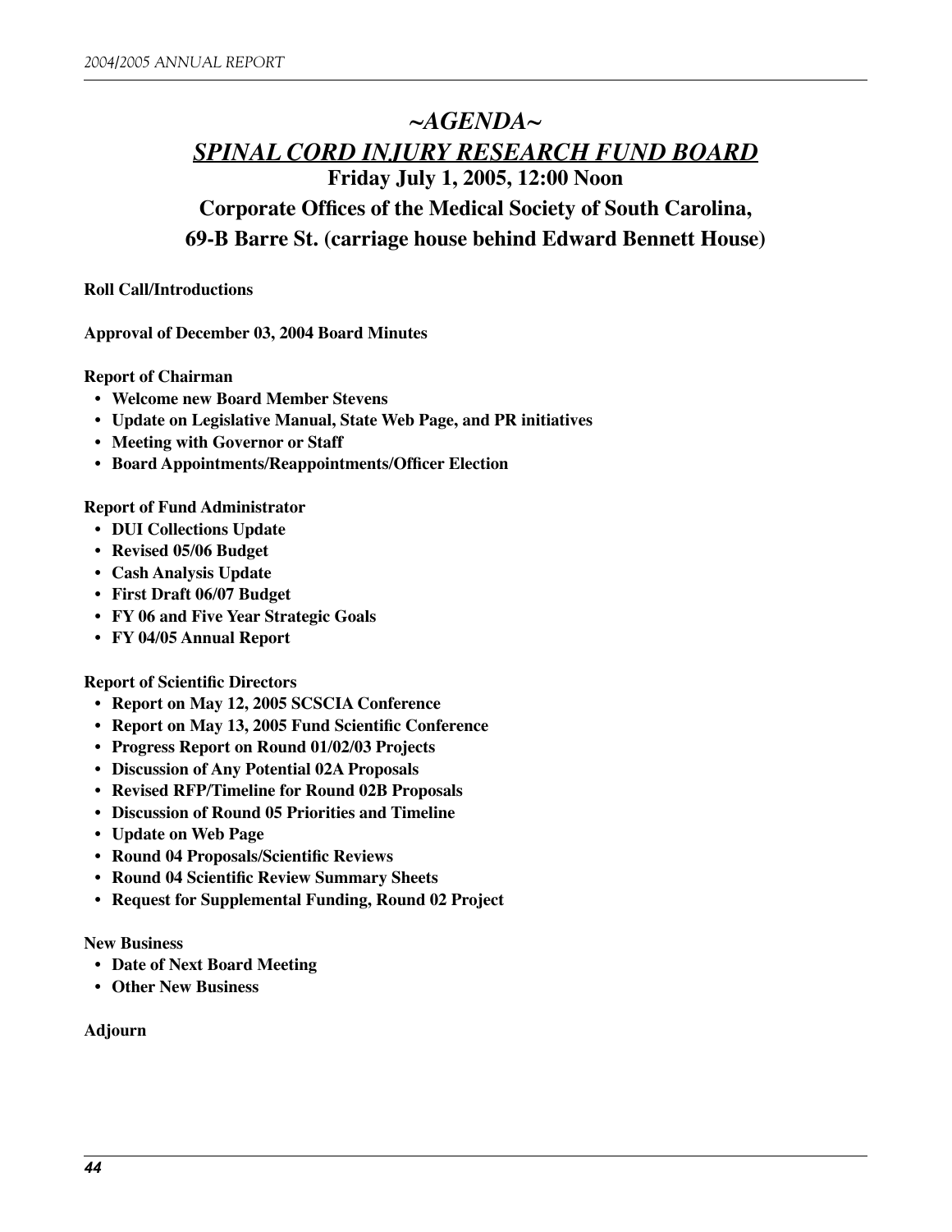# ~AGENDA~

## SPINAL CORD INJURY RESEARCH FUND BOARD

**Friday July 1, 2005, 12:00 Noon**

**Corporate Offices of the Medical Society of South Carolina,**

**69-B Barre St. (carriage house behind Edward Bennett House)**

**Roll Call/Introductions**

**Approval of December 03, 2004 Board Minutes**

**Report of Chairman**

- **Welcome new Board Member Stevens**
- **Update on Legislative Manual, State Web Page, and PR initiatives**
- **Meeting with Governor or Staff**
- **Board Appointments/Reappointments/Officer Election**

**Report of Fund Administrator**

- **DUI Collections Update**
- **Revised 05/06 Budget**
- **Cash Analysis Update**
- **First Draft 06/07 Budget**
- **FY 06 and Five Year Strategic Goals**
- **FY 04/05 Annual Report**

**Report of Scientific Directors**

- **Report on May 12, 2005 SCSCIA Conference**
- **Report on May 13, 2005 Fund Scientific Conference**
- **Progress Report on Round 01/02/03 Projects**
- **Discussion of Any Potential 02A Proposals**
- **Revised RFP/Timeline for Round 02B Proposals**
- **Discussion of Round 05 Priorities and Timeline**
- **Update on Web Page**
- **Round 04 Proposals/Scientific Reviews**
- **Round 04 Scientific Review Summary Sheets**
- **Request for Supplemental Funding, Round 02 Project**

**New Business**

- **Date of Next Board Meeting**
- **Other New Business**

**Adjourn**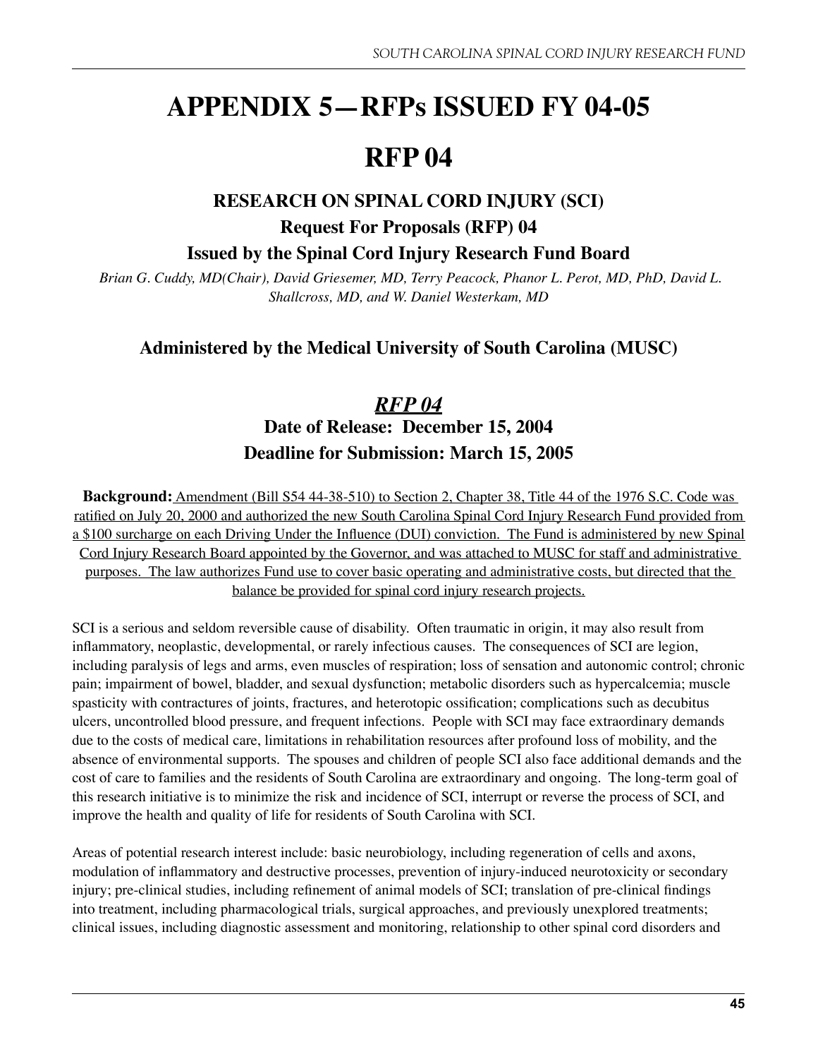# APPENDIX 5—RFPs ISSUED FY 04-05

# RFP 04

### RESEARCH ON SPINAL CORD INJURY (SCI)

### Request For Proposals (RFP) 04

### Issued by the Spinal Cord Injury Research Fund Board

*Brian G. Cuddy, MD(Chair), David Griesemer, MD, Terry Peacock, Phanor L. Perot, MD, PhD, David L. Shallcross, MD, and W. Daniel Westerkam, MD*

### Administered by the Medical University of South Carolina (MUSC)

## *RFP 04*

**Date of Release: December 15, 2004**

**Deadline for Submission: March 15, 2005**

**Background:** Amendment (Bill S54 44-38-510) to Section 2, Chapter 38, Title 44 of the 1976 S.C. Code was ratified on July 20, 2000 and authorized the new South Carolina Spinal Cord Injury Research Fund provided from a $100 surcharge on each Driving Under the Influence (DUI) conviction. The Fund is administered by new Spinal Cord Injury Research Board appointed by the Governor, and was attached to MUSC for staff and administrative purposes. The law authorizes Fund use to cover basic operating and administrative costs, but directed that the balance be provided for spinal cord injury research projects.

SCI is a serious and seldom reversible cause of disability. Often traumatic in origin, it may also result from inflammatory, neoplastic, developmental, or rarely infectious causes. The consequences of SCI are legion, including paralysis of legs and arms, even muscles of respiration; loss of sensation and autonomic control; chronic pain; impairment of bowel, bladder, and sexual dysfunction; metabolic disorders such as hypercalcemia; muscle spasticity with contractures of joints, fractures, and heterotopic ossification; complications such as decubitus ulcers, uncontrolled blood pressure, and frequent infections. People with SCI may face extraordinary demands due to the costs of medical care, limitations in rehabilitation resources after profound loss of mobility, and the absence of environmental supports. The spouses and children of people SCI also face additional demands and the cost of care to families and the residents of South Carolina are extraordinary and ongoing. The long-term goal of this research initiative is to minimize the risk and incidence of SCI, interrupt or reverse the process of SCI, and improve the health and quality of life for residents of South Carolina with SCI.

Areas of potential research interest include: basic neurobiology, including regeneration of cells and axons, modulation of inflammatory and destructive processes, prevention of injury-induced neurotoxicity or secondary injury; pre-clinical studies, including refinement of animal models of SCI; translation of pre-clinical findings into treatment, including pharmacological trials, surgical approaches, and previously unexplored treatments; clinical issues, including diagnostic assessment and monitoring, relationship to other spinal cord disorders and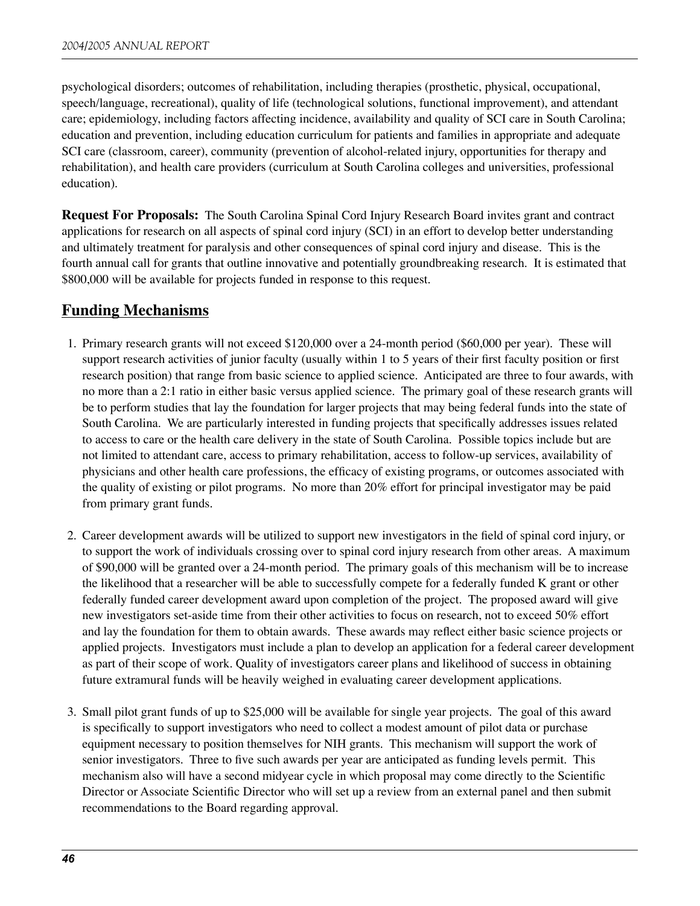psychological disorders; outcomes of rehabilitation, including therapies (prosthetic, physical, occupational, speech/language, recreational), quality of life (technological solutions, functional improvement), and attendant care; epidemiology, including factors affecting incidence, availability and quality of SCI care in South Carolina; education and prevention, including education curriculum for patients and families in appropriate and adequate SCI care (classroom, career), community (prevention of alcohol-related injury, opportunities for therapy and rehabilitation), and health care providers (curriculum at South Carolina colleges and universities, professional education).

**Request For Proposals:** The South Carolina Spinal Cord Injury Research Board invites grant and contract applications for research on all aspects of spinal cord injury (SCI) in an effort to develop better understanding and ultimately treatment for paralysis and other consequences of spinal cord injury and disease. This is the fourth annual call for grants that outline innovative and potentially groundbreaking research. It is estimated that $800,000 will be available for projects funded in response to this request.

## Funding Mechanisms

1. Primary research grants will not exceed $120,000 over a 24-month period ($60,000 per year). These will support research activities of junior faculty (usually within 1 to 5 years of their first faculty position or first research position) that range from basic science to applied science. Anticipated are three to four awards, with no more than a 2:1 ratio in either basic versus applied science. The primary goal of these research grants will be to perform studies that lay the foundation for larger projects that may being federal funds into the state of South Carolina. We are particularly interested in funding projects that specifically addresses issues related to access to care or the health care delivery in the state of South Carolina. Possible topics include but are not limited to attendant care, access to primary rehabilitation, access to follow-up services, availability of physicians and other health care professions, the efficacy of existing programs, or outcomes associated with the quality of existing or pilot programs. No more than 20% effort for principal investigator may be paid from primary grant funds.

2. Career development awards will be utilized to support new investigators in the field of spinal cord injury, or to support the work of individuals crossing over to spinal cord injury research from other areas. A maximum of $90,000 will be granted over a 24-month period. The primary goals of this mechanism will be to increase the likelihood that a researcher will be able to successfully compete for a federally funded K grant or other federally funded career development award upon completion of the project. The proposed award will give new investigators set-aside time from their other activities to focus on research, not to exceed 50% effort and lay the foundation for them to obtain awards. These awards may reflect either basic science projects or applied projects. Investigators must include a plan to develop an application for a federal career development as part of their scope of work. Quality of investigators career plans and likelihood of success in obtaining future extramural funds will be heavily weighed in evaluating career development applications.

3. Small pilot grant funds of up to $25,000 will be available for single year projects. The goal of this award is specifically to support investigators who need to collect a modest amount of pilot data or purchase equipment necessary to position themselves for NIH grants. This mechanism will support the work of senior investigators. Three to five such awards per year are anticipated as funding levels permit. This mechanism also will have a second midyear cycle in which proposal may come directly to the Scientific Director or Associate Scientific Director who will set up a review from an external panel and then submit recommendations to the Board regarding approval.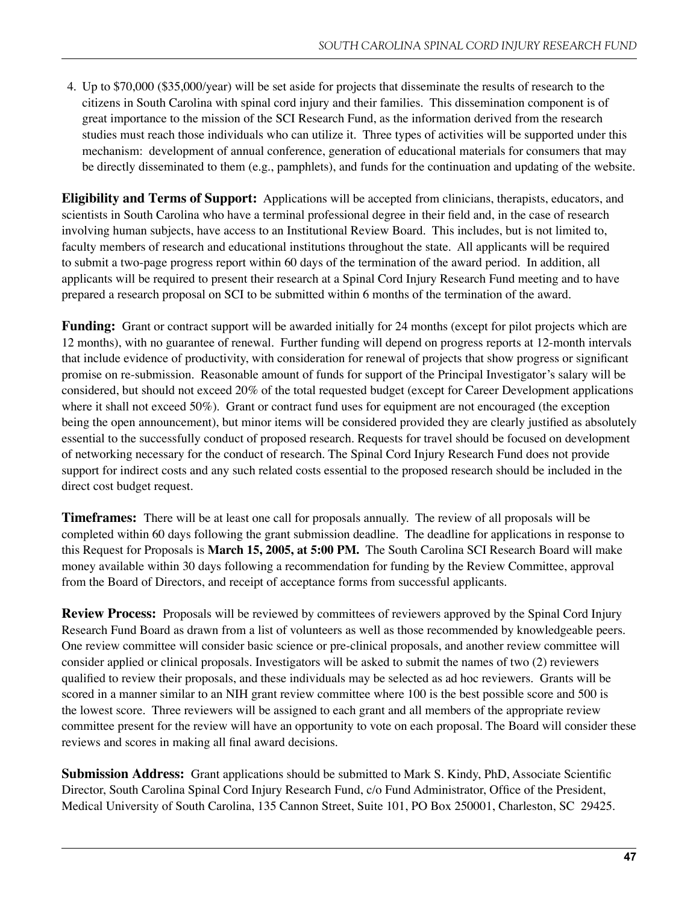4. Up to $70,000 ($35,000/year) will be set aside for projects that disseminate the results of research to the citizens in South Carolina with spinal cord injury and their families. This dissemination component is of great importance to the mission of the SCI Research Fund, as the information derived from the research studies must reach those individuals who can utilize it. Three types of activities will be supported under this mechanism: development of annual conference, generation of educational materials for consumers that may be directly disseminated to them (e.g., pamphlets), and funds for the continuation and updating of the website.

**Eligibility and Terms of Support:** Applications will be accepted from clinicians, therapists, educators, and scientists in South Carolina who have a terminal professional degree in their field and, in the case of research involving human subjects, have access to an Institutional Review Board. This includes, but is not limited to, faculty members of research and educational institutions throughout the state. All applicants will be required to submit a two-page progress report within 60 days of the termination of the award period. In addition, all applicants will be required to present their research at a Spinal Cord Injury Research Fund meeting and to have prepared a research proposal on SCI to be submitted within 6 months of the termination of the award.

**Funding:** Grant or contract support will be awarded initially for 24 months (except for pilot projects which are 12 months), with no guarantee of renewal. Further funding will depend on progress reports at 12-month intervals that include evidence of productivity, with consideration for renewal of projects that show progress or significant promise on re-submission. Reasonable amount of funds for support of the Principal Investigator's salary will be considered, but should not exceed 20% of the total requested budget (except for Career Development applications where it shall not exceed 50%). Grant or contract fund uses for equipment are not encouraged (the exception being the open announcement), but minor items will be considered provided they are clearly justified as absolutely essential to the successfully conduct of proposed research. Requests for travel should be focused on development of networking necessary for the conduct of research. The Spinal Cord Injury Research Fund does not provide support for indirect costs and any such related costs essential to the proposed research should be included in the direct cost budget request.

**Timeframes:** There will be at least one call for proposals annually. The review of all proposals will be completed within 60 days following the grant submission deadline. The deadline for applications in response to this Request for Proposals is **March 15, 2005, at 5:00 PM.** The South Carolina SCI Research Board will make money available within 30 days following a recommendation for funding by the Review Committee, approval from the Board of Directors, and receipt of acceptance forms from successful applicants.

**Review Process:** Proposals will be reviewed by committees of reviewers approved by the Spinal Cord Injury Research Fund Board as drawn from a list of volunteers as well as those recommended by knowledgeable peers. One review committee will consider basic science or pre-clinical proposals, and another review committee will consider applied or clinical proposals. Investigators will be asked to submit the names of two (2) reviewers qualified to review their proposals, and these individuals may be selected as ad hoc reviewers. Grants will be scored in a manner similar to an NIH grant review committee where 100 is the best possible score and 500 is the lowest score. Three reviewers will be assigned to each grant and all members of the appropriate review committee present for the review will have an opportunity to vote on each proposal. The Board will consider these reviews and scores in making all final award decisions.

**Submission Address:** Grant applications should be submitted to Mark S. Kindy, PhD, Associate Scientific Director, South Carolina Spinal Cord Injury Research Fund, c/o Fund Administrator, Office of the President, Medical University of South Carolina, 135 Cannon Street, Suite 101, PO Box 250001, Charleston, SC 29425.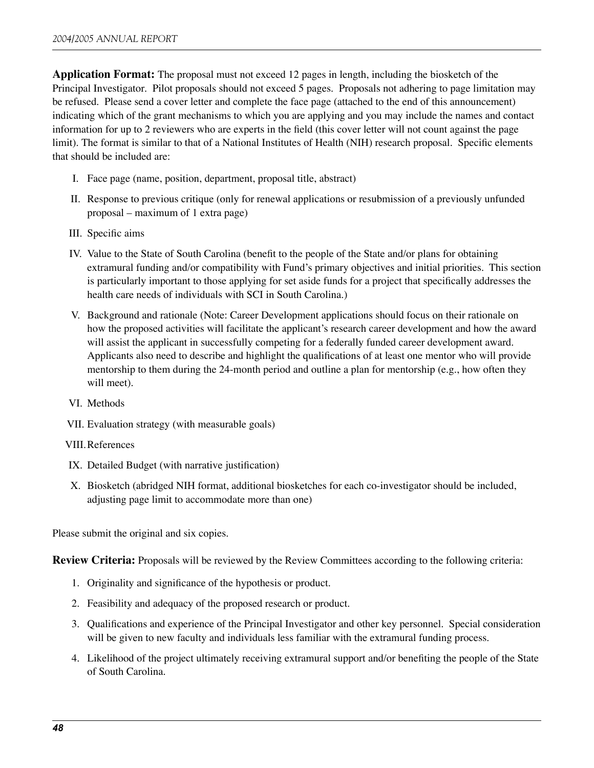**Application Format:** The proposal must not exceed 12 pages in length, including the biosketch of the Principal Investigator. Pilot proposals should not exceed 5 pages. Proposals not adhering to page limitation may be refused. Please send a cover letter and complete the face page (attached to the end of this announcement) indicating which of the grant mechanisms to which you are applying and you may include the names and contact information for up to 2 reviewers who are experts in the field (this cover letter will not count against the page limit). The format is similar to that of a National Institutes of Health (NIH) research proposal. Specific elements that should be included are:

I. Face page (name, position, department, proposal title, abstract)

II. Response to previous critique (only for renewal applications or resubmission of a previously unfunded proposal – maximum of 1 extra page)

III. Specific aims

IV. Value to the State of South Carolina (benefit to the people of the State and/or plans for obtaining extramural funding and/or compatibility with Fund's primary objectives and initial priorities. This section is particularly important to those applying for set aside funds for a project that specifically addresses the health care needs of individuals with SCI in South Carolina.)

V. Background and rationale (Note: Career Development applications should focus on their rationale on how the proposed activities will facilitate the applicant's research career development and how the award will assist the applicant in successfully competing for a federally funded career development award. Applicants also need to describe and highlight the qualifications of at least one mentor who will provide mentorship to them during the 24-month period and outline a plan for mentorship (e.g., how often they will meet).

VI. Methods

VII. Evaluation strategy (with measurable goals)

VIII. References

IX. Detailed Budget (with narrative justification)

X. Biosketch (abridged NIH format, additional biosketches for each co-investigator should be included, adjusting page limit to accommodate more than one)

Please submit the original and six copies.

**Review Criteria:** Proposals will be reviewed by the Review Committees according to the following criteria:

1. Originality and significance of the hypothesis or product.
2. Feasibility and adequacy of the proposed research or product.
3. Qualifications and experience of the Principal Investigator and other key personnel. Special consideration will be given to new faculty and individuals less familiar with the extramural funding process.
4. Likelihood of the project ultimately receiving extramural support and/or benefiting the people of the State of South Carolina.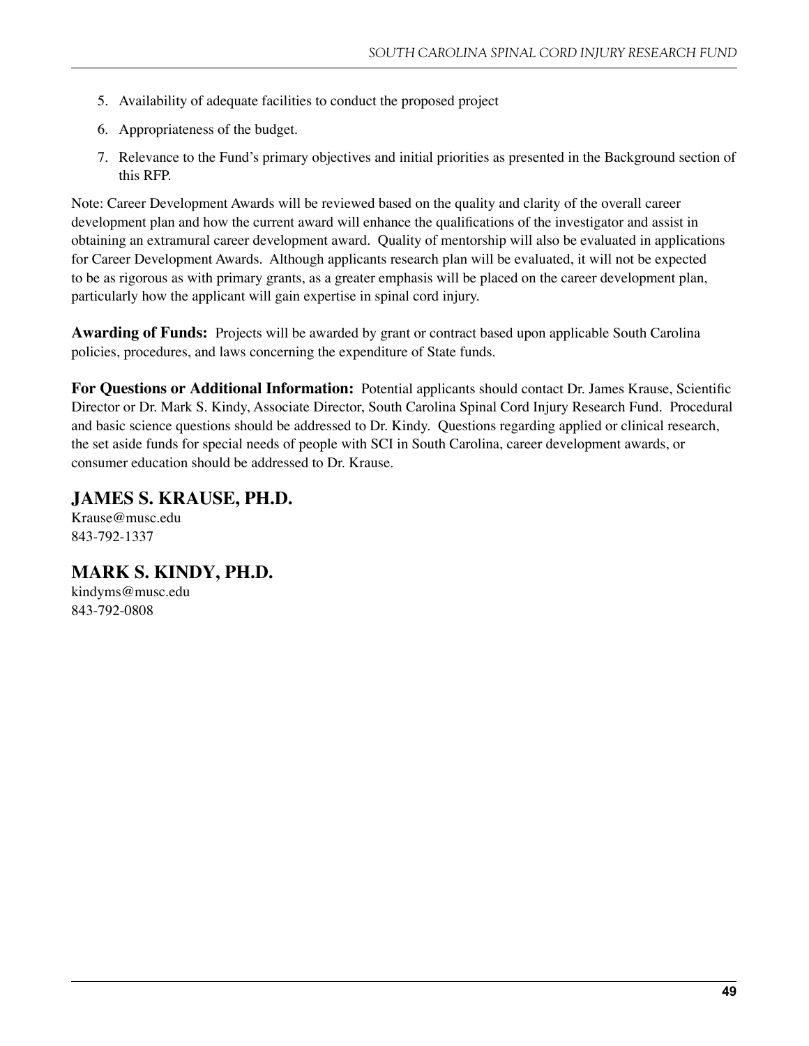5. Availability of adequate facilities to conduct the proposed project
6. Appropriateness of the budget.
7. Relevance to the Fund's primary objectives and initial priorities as presented in the Background section of this RFP.

Note: Career Development Awards will be reviewed based on the quality and clarity of the overall career development plan and how the current award will enhance the qualifications of the investigator and assist in obtaining an extramural career development award. Quality of mentorship will also be evaluated in applications for Career Development Awards. Although applicants research plan will be evaluated, it will not be expected to be as rigorous as with primary grants, as a greater emphasis will be placed on the career development plan, particularly how the applicant will gain expertise in spinal cord injury.

**Awarding of Funds:** Projects will be awarded by grant or contract based upon applicable South Carolina policies, procedures, and laws concerning the expenditure of State funds.

**For Questions or Additional Information:** Potential applicants should contact Dr. James Krause, Scientific Director or Dr. Mark S. Kindy, Associate Director, South Carolina Spinal Cord Injury Research Fund. Procedural and basic science questions should be addressed to Dr. Kindy. Questions regarding applied or clinical research, the set aside funds for special needs of people with SCI in South Carolina, career development awards, or consumer education should be addressed to Dr. Krause.

## JAMES S. KRAUSE, PH.D.

Krause@musc.edu
843-792-1337

## MARK S. KINDY, PH.D.

kindyms@musc.edu
843-792-0808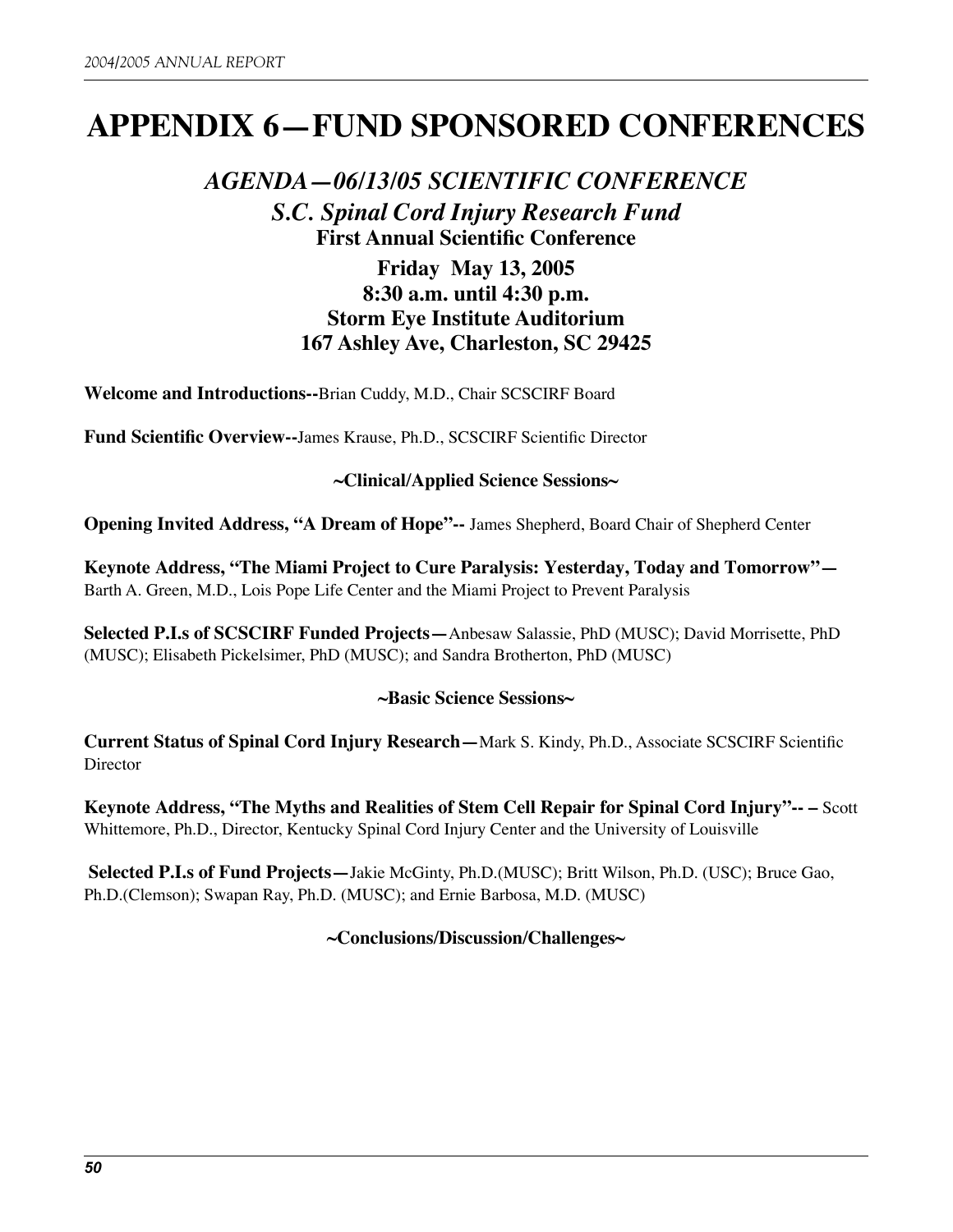# APPENDIX 6—FUND SPONSORED CONFERENCES

## *AGENDA—06/13/05 SCIENTIFIC CONFERENCE*

### *S.C. Spinal Cord Injury Research Fund*

**First Annual Scientific Conference**

**Friday May 13, 2005**
**8:30 a.m. until 4:30 p.m.**
**Storm Eye Institute Auditorium**
**167 Ashley Ave, Charleston, SC 29425**

**Welcome and Introductions--**Brian Cuddy, M.D., Chair SCSCIRF Board

**Fund Scientific Overview--**James Krause, Ph.D., SCSCIRF Scientific Director

**~Clinical/Applied Science Sessions~**

**Opening Invited Address, "A Dream of Hope"--** James Shepherd, Board Chair of Shepherd Center

**Keynote Address, "The Miami Project to Cure Paralysis: Yesterday, Today and Tomorrow"—** Barth A. Green, M.D., Lois Pope Life Center and the Miami Project to Prevent Paralysis

**Selected P.I.s of SCSCIRF Funded Projects—**Anbesaw Salassie, PhD (MUSC); David Morrisette, PhD (MUSC); Elisabeth Pickelsimer, PhD (MUSC); and Sandra Brotherton, PhD (MUSC)

**~Basic Science Sessions~**

**Current Status of Spinal Cord Injury Research—**Mark S. Kindy, Ph.D., Associate SCSCIRF Scientific Director

**Keynote Address, "The Myths and Realities of Stem Cell Repair for Spinal Cord Injury"-- –** Scott Whittemore, Ph.D., Director, Kentucky Spinal Cord Injury Center and the University of Louisville

**Selected P.I.s of Fund Projects—**Jakie McGinty, Ph.D.(MUSC); Britt Wilson, Ph.D. (USC); Bruce Gao, Ph.D.(Clemson); Swapan Ray, Ph.D. (MUSC); and Ernie Barbosa, M.D. (MUSC)

**~Conclusions/Discussion/Challenges~**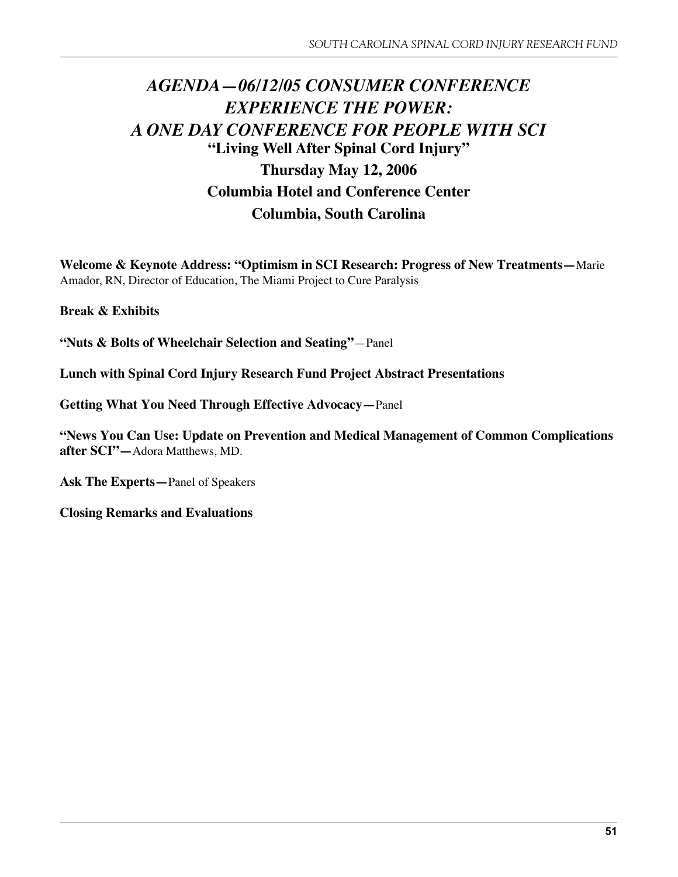# *AGENDA—06/12/05 CONSUMER CONFERENCE*
# *EXPERIENCE THE POWER:*
# *A ONE DAY CONFERENCE FOR PEOPLE WITH SCI*

**"Living Well After Spinal Cord Injury"**

**Thursday May 12, 2006**

**Columbia Hotel and Conference Center**

**Columbia, South Carolina**

**Welcome & Keynote Address: "Optimism in SCI Research: Progress of New Treatments—**Marie Amador, RN, Director of Education, The Miami Project to Cure Paralysis

**Break & Exhibits**

**"Nuts & Bolts of Wheelchair Selection and Seating"**—Panel

**Lunch with Spinal Cord Injury Research Fund Project Abstract Presentations**

**Getting What You Need Through Effective Advocacy—**Panel

**"News You Can Use: Update on Prevention and Medical Management of Common Complications after SCI"—**Adora Matthews, MD.

**Ask The Experts—**Panel of Speakers

**Closing Remarks and Evaluations**